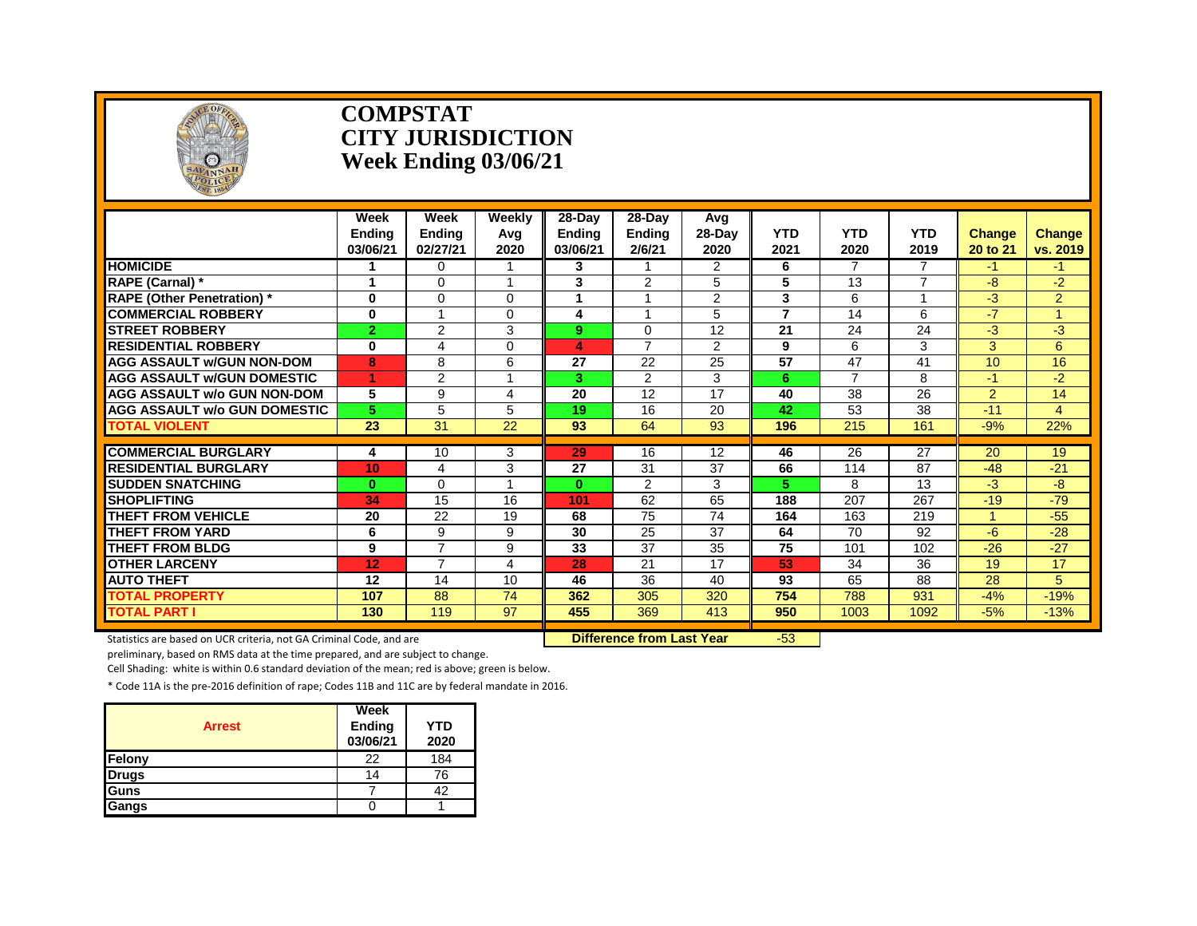# COMPSTAT
# CITY JURISDICTION
# Week Ending 03/06/21

| | Week Ending 03/06/21 | Week Ending 02/27/21 | Weekly Avg 2020 | 28-Day Ending 03/06/21 | 28-Day Ending 2/6/21 | Avg 28-Day 2020 | YTD 2021 | YTD 2020 | YTD 2019 | Change 20 to 21 | Change vs. 2019 |
|---|---|---|---|---|---|---|---|---|---|---|---|
| **HOMICIDE** | 1 | 0 | 1 | 3 | 1 | 2 | 6 | 7 | 7 | -1 | -1 |
| **RAPE (Carnal) *** | 1 | 0 | 1 | 3 | 2 | 5 | 5 | 13 | 7 | -8 | -2 |
| **RAPE (Other Penetration) *** | 0 | 0 | 0 | 1 | 1 | 2 | 3 | 6 | 1 | -3 | 2 |
| **COMMERCIAL ROBBERY** | 0 | 1 | 0 | 4 | 1 | 5 | 7 | 14 | 6 | -7 | 1 |
| **STREET ROBBERY** | 2 | 2 | 3 | 9 | 0 | 12 | 21 | 24 | 24 | -3 | -3 |
| **RESIDENTIAL ROBBERY** | 0 | 4 | 0 | 4 | 7 | 2 | 9 | 6 | 3 | 3 | 6 |
| **AGG ASSAULT w/GUN NON-DOM** | 8 | 8 | 6 | 27 | 22 | 25 | 57 | 47 | 41 | 10 | 16 |
| **AGG ASSAULT w/GUN DOMESTIC** | 1 | 2 | 1 | 3 | 2 | 3 | 6 | 7 | 8 | -1 | -2 |
| **AGG ASSAULT w/o GUN NON-DOM** | 5 | 9 | 4 | 20 | 12 | 17 | 40 | 38 | 26 | 2 | 14 |
| **AGG ASSAULT w/o GUN DOMESTIC** | 5 | 5 | 5 | 19 | 16 | 20 | 42 | 53 | 38 | -11 | 4 |
| **TOTAL VIOLENT** | 23 | 31 | 22 | 93 | 64 | 93 | 196 | 215 | 161 | -9% | 22% |
| **COMMERCIAL BURGLARY** | 4 | 10 | 3 | 29 | 16 | 12 | 46 | 26 | 27 | 20 | 19 |
| **RESIDENTIAL BURGLARY** | 10 | 4 | 3 | 27 | 31 | 37 | 66 | 114 | 87 | -48 | -21 |
| **SUDDEN SNATCHING** | 0 | 0 | 1 | 0 | 2 | 3 | 5 | 8 | 13 | -3 | -8 |
| **SHOPLIFTING** | 34 | 15 | 16 | 101 | 62 | 65 | 188 | 207 | 267 | -19 | -79 |
| **THEFT FROM VEHICLE** | 20 | 22 | 19 | 68 | 75 | 74 | 164 | 163 | 219 | 1 | -55 |
| **THEFT FROM YARD** | 6 | 9 | 9 | 30 | 25 | 37 | 64 | 70 | 92 | -6 | -28 |
| **THEFT FROM BLDG** | 9 | 7 | 9 | 33 | 37 | 35 | 75 | 101 | 102 | -26 | -27 |
| **OTHER LARCENY** | 12 | 7 | 4 | 28 | 21 | 17 | 53 | 34 | 36 | 19 | 17 |
| **AUTO THEFT** | 12 | 14 | 10 | 46 | 36 | 40 | 93 | 65 | 88 | 28 | 5 |
| **TOTAL PROPERTY** | 107 | 88 | 74 | 362 | 305 | 320 | 754 | 788 | 931 | -4% | -19% |
| **TOTAL PART I** | 130 | 119 | 97 | 455 | 369 | 413 | 950 | 1003 | 1092 | -5% | -13% |

**Difference from Last Year** -53

Statistics are based on UCR criteria, not GA Criminal Code, and are preliminary, based on RMS data at the time prepared, and are subject to change.

Cell Shading: white is within 0.6 standard deviation of the mean; red is above; green is below.

* Code 11A is the pre-2016 definition of rape; Codes 11B and 11C are by federal mandate in 2016.

| Arrest | Week Ending 03/06/21 | YTD 2020 |
|---|---|---|
| Felony | 22 | 184 |
| Drugs | 14 | 76 |
| Guns | 7 | 42 |
| Gangs | 0 | 1 |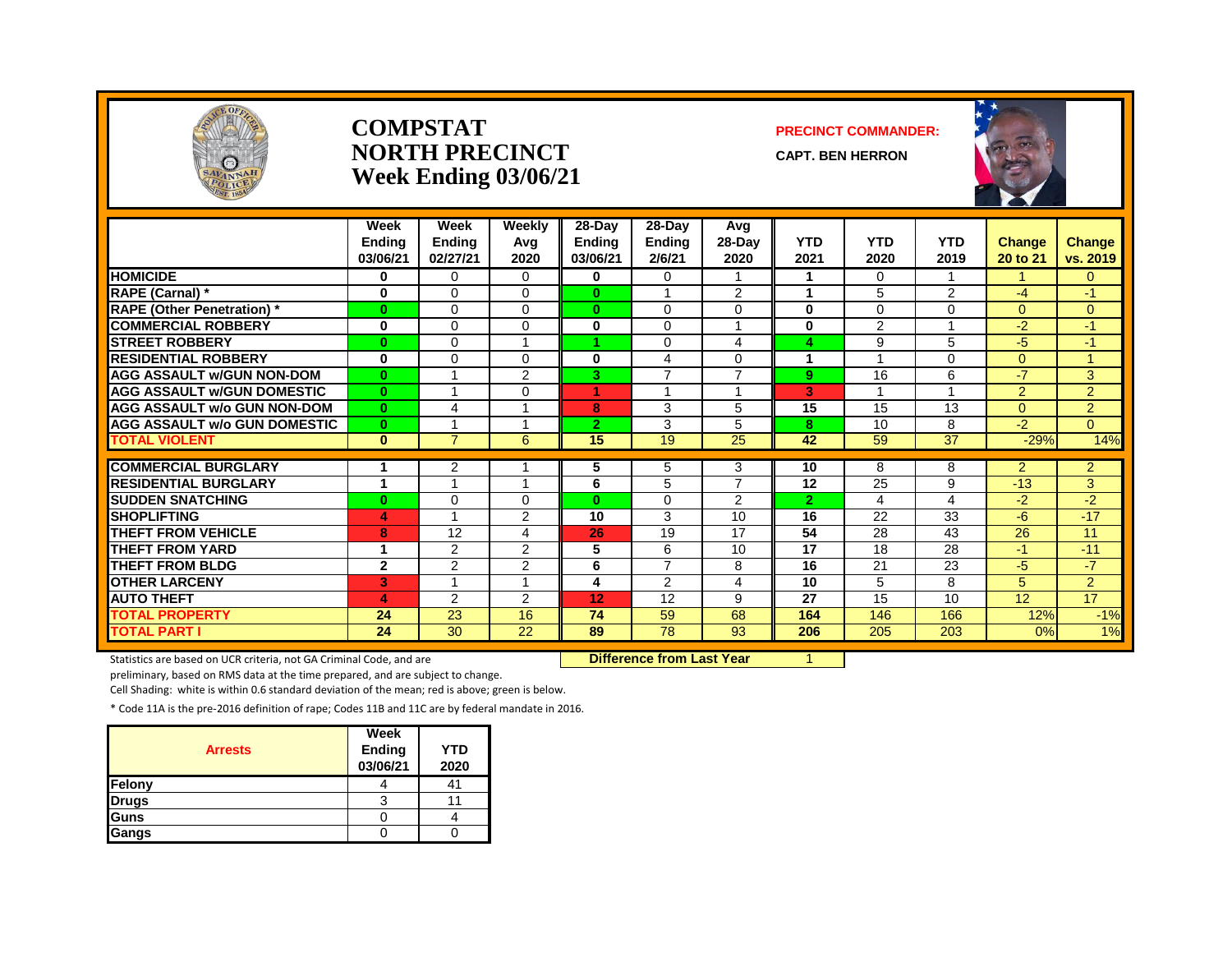# COMPSTAT NORTH PRECINCT Week Ending 03/06/21

**PRECINCT COMMANDER:**

**CAPT. BEN HERRON**

| | Week Ending 03/06/21 | Week Ending 02/27/21 | Weekly Avg 2020 | 28-Day Ending 03/06/21 | 28-Day Ending 2/6/21 | Avg 28-Day 2020 | YTD 2021 | YTD 2020 | YTD 2019 | Change 20 to 21 | Change vs. 2019 |
|---|---|---|---|---|---|---|---|---|---|---|---|
| **HOMICIDE** | 0 | 0 | 0 | 0 | 0 | 1 | 1 | 0 | 1 | 1 | 0 |
| **RAPE (Carnal) *** | 0 | 0 | 0 | 0 | 1 | 2 | 1 | 5 | 2 | -4 | -1 |
| **RAPE (Other Penetration) *** | 0 | 0 | 0 | 0 | 0 | 0 | 0 | 0 | 0 | 0 | 0 |
| **COMMERCIAL ROBBERY** | 0 | 0 | 0 | 0 | 0 | 1 | 0 | 2 | 1 | -2 | -1 |
| **STREET ROBBERY** | 0 | 0 | 1 | 1 | 0 | 4 | 4 | 9 | 5 | -5 | -1 |
| **RESIDENTIAL ROBBERY** | 0 | 0 | 0 | 0 | 4 | 0 | 1 | 1 | 0 | 0 | 1 |
| **AGG ASSAULT w/GUN NON-DOM** | 0 | 1 | 2 | 3 | 7 | 7 | 9 | 16 | 6 | -7 | 3 |
| **AGG ASSAULT w/GUN DOMESTIC** | 0 | 1 | 0 | 1 | 1 | 1 | 3 | 1 | 1 | 2 | 2 |
| **AGG ASSAULT w/o GUN NON-DOM** | 0 | 4 | 1 | 8 | 3 | 5 | 15 | 15 | 13 | 0 | 2 |
| **AGG ASSAULT w/o GUN DOMESTIC** | 0 | 1 | 1 | 2 | 3 | 5 | 8 | 10 | 8 | -2 | 0 |
| **TOTAL VIOLENT** | 0 | 7 | 6 | 15 | 19 | 25 | 42 | 59 | 37 | -29% | 14% |
| **COMMERCIAL BURGLARY** | 1 | 2 | 1 | 5 | 5 | 3 | 10 | 8 | 8 | 2 | 2 |
| **RESIDENTIAL BURGLARY** | 1 | 1 | 1 | 6 | 5 | 7 | 12 | 25 | 9 | -13 | 3 |
| **SUDDEN SNATCHING** | 0 | 0 | 0 | 0 | 0 | 2 | 2 | 4 | 4 | -2 | -2 |
| **SHOPLIFTING** | 4 | 1 | 2 | 10 | 3 | 10 | 16 | 22 | 33 | -6 | -17 |
| **THEFT FROM VEHICLE** | 8 | 12 | 4 | 26 | 19 | 17 | 54 | 28 | 43 | 26 | 11 |
| **THEFT FROM YARD** | 1 | 2 | 2 | 5 | 6 | 10 | 17 | 18 | 28 | -1 | -11 |
| **THEFT FROM BLDG** | 2 | 2 | 2 | 6 | 7 | 8 | 16 | 21 | 23 | -5 | -7 |
| **OTHER LARCENY** | 3 | 1 | 1 | 4 | 2 | 4 | 10 | 5 | 8 | 5 | 2 |
| **AUTO THEFT** | 4 | 2 | 2 | 12 | 12 | 9 | 27 | 15 | 10 | 12 | 17 |
| **TOTAL PROPERTY** | 24 | 23 | 16 | 74 | 59 | 68 | 164 | 146 | 166 | 12% | -1% |
| **TOTAL PART I** | 24 | 30 | 22 | 89 | 78 | 93 | 206 | 205 | 203 | 0% | 1% |

**Difference from Last Year** 1

Statistics are based on UCR criteria, not GA Criminal Code, and are preliminary, based on RMS data at the time prepared, and are subject to change.

Cell Shading: white is within 0.6 standard deviation of the mean; red is above; green is below.

* Code 11A is the pre-2016 definition of rape; Codes 11B and 11C are by federal mandate in 2016.

| Arrests | Week Ending 03/06/21 | YTD 2020 |
|---|---|---|
| Felony | 4 | 41 |
| Drugs | 3 | 11 |
| Guns | 0 | 4 |
| Gangs | 0 | 0 |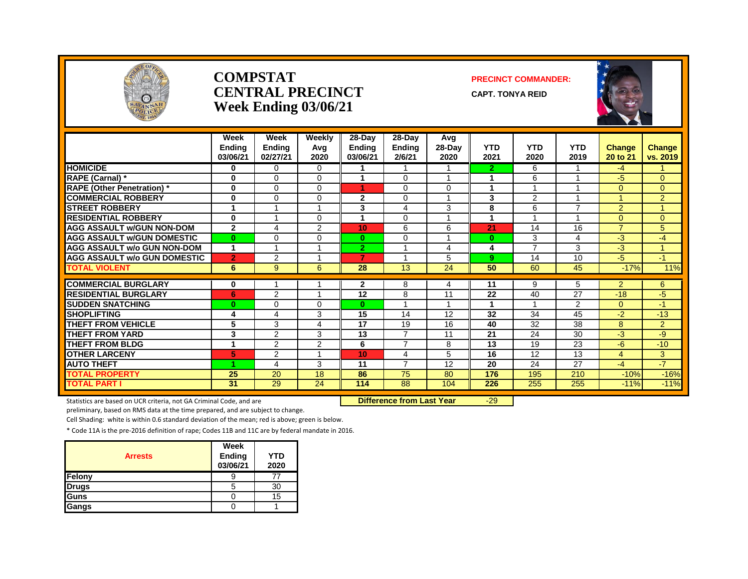# COMPSTAT CENTRAL PRECINCT Week Ending 03/06/21

**PRECINCT COMMANDER:**

**CAPT. TONYA REID**

| | Week Ending 03/06/21 | Week Ending 02/27/21 | Weekly Avg 2020 | 28-Day Ending 03/06/21 | 28-Day Ending 2/6/21 | Avg 28-Day 2020 | YTD 2021 | YTD 2020 | YTD 2019 | Change 20 to 21 | Change vs. 2019 |
|---|---|---|---|---|---|---|---|---|---|---|---|
| HOMICIDE | 0 | 0 | 0 | 1 | 1 | 1 | 2 | 6 | 1 | -4 | 1 |
| RAPE (Carnal) * | 0 | 0 | 0 | 1 | 0 | 1 | 1 | 6 | 1 | -5 | 0 |
| RAPE (Other Penetration) * | 0 | 0 | 0 | 1 | 0 | 0 | 1 | 1 | 1 | 0 | 0 |
| COMMERCIAL ROBBERY | 0 | 0 | 0 | 2 | 0 | 1 | 3 | 2 | 1 | 1 | 2 |
| STREET ROBBERY | 1 | 1 | 1 | 3 | 4 | 3 | 8 | 6 | 7 | 2 | 1 |
| RESIDENTIAL ROBBERY | 0 | 1 | 0 | 1 | 0 | 1 | 1 | 1 | 1 | 0 | 0 |
| AGG ASSAULT w/GUN NON-DOM | 2 | 4 | 2 | 10 | 6 | 6 | 21 | 14 | 16 | 7 | 5 |
| AGG ASSAULT w/GUN DOMESTIC | 0 | 0 | 0 | 0 | 0 | 1 | 0 | 3 | 4 | -3 | -4 |
| AGG ASSAULT w/o GUN NON-DOM | 1 | 1 | 1 | 2 | 1 | 4 | 4 | 7 | 3 | -3 | 1 |
| AGG ASSAULT w/o GUN DOMESTIC | 2 | 2 | 1 | 7 | 1 | 5 | 9 | 14 | 10 | -5 | -1 |
| TOTAL VIOLENT | 6 | 9 | 6 | 28 | 13 | 24 | 50 | 60 | 45 | -17% | 11% |
| COMMERCIAL BURGLARY | 0 | 1 | 1 | 2 | 8 | 4 | 11 | 9 | 5 | 2 | 6 |
| RESIDENTIAL BURGLARY | 6 | 2 | 1 | 12 | 8 | 11 | 22 | 40 | 27 | -18 | -5 |
| SUDDEN SNATCHING | 0 | 0 | 0 | 0 | 1 | 1 | 1 | 1 | 2 | 0 | -1 |
| SHOPLIFTING | 4 | 4 | 3 | 15 | 14 | 12 | 32 | 34 | 45 | -2 | -13 |
| THEFT FROM VEHICLE | 5 | 3 | 4 | 17 | 19 | 16 | 40 | 32 | 38 | 8 | 2 |
| THEFT FROM YARD | 3 | 2 | 3 | 13 | 7 | 11 | 21 | 24 | 30 | -3 | -9 |
| THEFT FROM BLDG | 1 | 2 | 2 | 6 | 7 | 8 | 13 | 19 | 23 | -6 | -10 |
| OTHER LARCENY | 5 | 2 | 1 | 10 | 4 | 5 | 16 | 12 | 13 | 4 | 3 |
| AUTO THEFT | 1 | 4 | 3 | 11 | 7 | 12 | 20 | 24 | 27 | -4 | -7 |
| TOTAL PROPERTY | 25 | 20 | 18 | 86 | 75 | 80 | 176 | 195 | 210 | -10% | -16% |
| TOTAL PART I | 31 | 29 | 24 | 114 | 88 | 104 | 226 | 255 | 255 | -11% | -11% |

**Difference from Last Year** -29

Statistics are based on UCR criteria, not GA Criminal Code, and are preliminary, based on RMS data at the time prepared, and are subject to change.

Cell Shading: white is within 0.6 standard deviation of the mean; red is above; green is below.

* Code 11A is the pre-2016 definition of rape; Codes 11B and 11C are by federal mandate in 2016.

| Arrests | Week Ending 03/06/21 | YTD 2020 |
|---|---|---|
| Felony | 9 | 77 |
| Drugs | 5 | 30 |
| Guns | 0 | 15 |
| Gangs | 0 | 1 |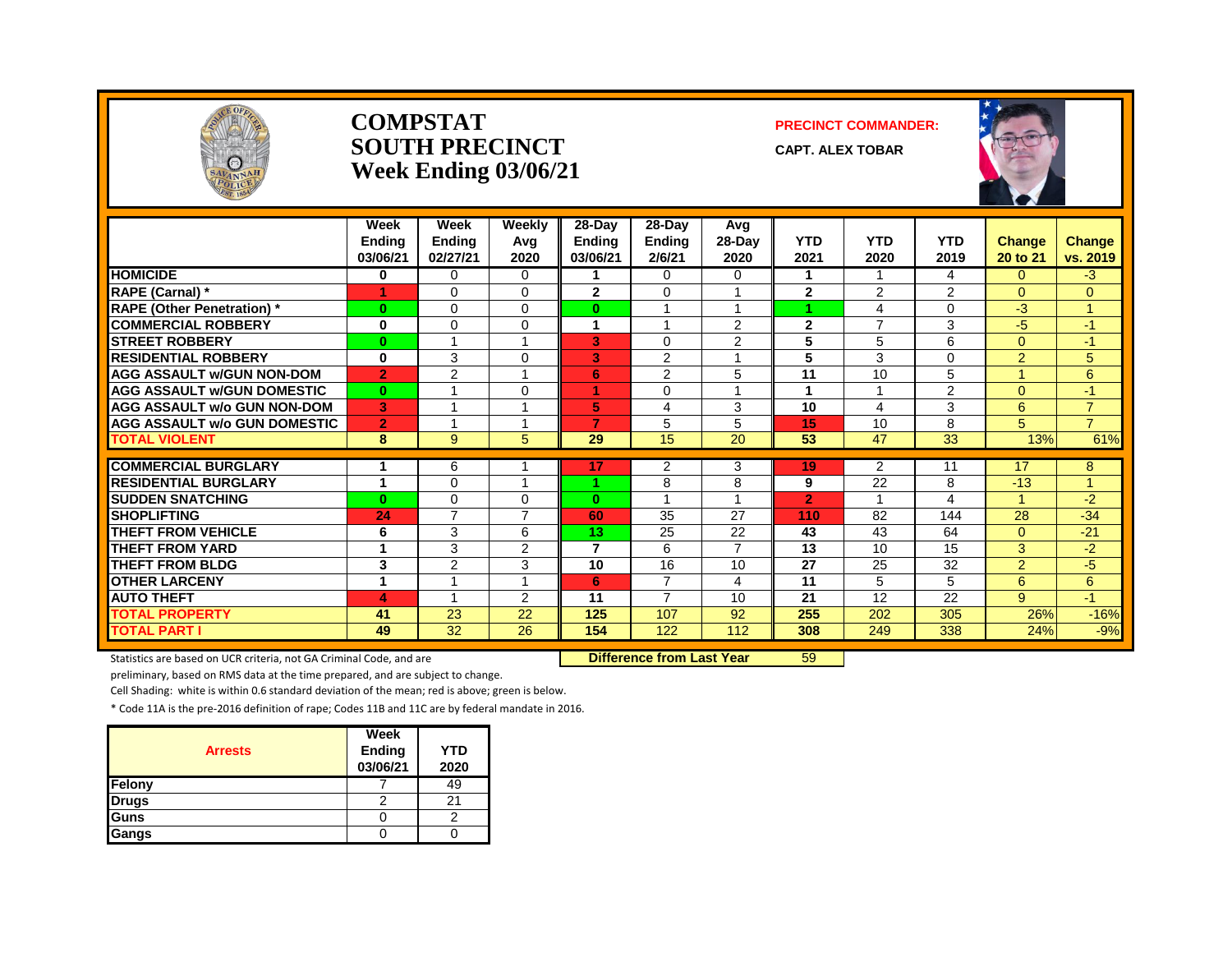# COMPSTAT SOUTH PRECINCT Week Ending 03/06/21

**PRECINCT COMMANDER:**

CAPT. ALEX TOBAR

| | Week Ending 03/06/21 | Week Ending 02/27/21 | Weekly Avg 2020 | 28-Day Ending 03/06/21 | 28-Day Ending 2/6/21 | Avg 28-Day 2020 | YTD 2021 | YTD 2020 | YTD 2019 | Change 20 to 21 | Change vs. 2019 |
|---|---|---|---|---|---|---|---|---|---|---|---|
| HOMICIDE | 0 | 0 | 0 | 1 | 0 | 0 | 1 | 1 | 4 | 0 | -3 |
| RAPE (Carnal) * | 1 | 0 | 0 | 2 | 0 | 1 | 2 | 2 | 2 | 0 | 0 |
| RAPE (Other Penetration) * | 0 | 0 | 0 | 0 | 1 | 1 | 1 | 4 | 0 | -3 | 1 |
| COMMERCIAL ROBBERY | 0 | 0 | 0 | 1 | 1 | 2 | 2 | 7 | 3 | -5 | -1 |
| STREET ROBBERY | 0 | 1 | 1 | 3 | 0 | 2 | 5 | 5 | 6 | 0 | -1 |
| RESIDENTIAL ROBBERY | 0 | 3 | 0 | 3 | 2 | 1 | 5 | 3 | 0 | 2 | 5 |
| AGG ASSAULT w/GUN NON-DOM | 2 | 2 | 1 | 6 | 2 | 5 | 11 | 10 | 5 | 1 | 6 |
| AGG ASSAULT w/GUN DOMESTIC | 0 | 1 | 0 | 1 | 0 | 1 | 1 | 1 | 2 | 0 | -1 |
| AGG ASSAULT w/o GUN NON-DOM | 3 | 1 | 1 | 5 | 4 | 3 | 10 | 4 | 3 | 6 | 7 |
| AGG ASSAULT w/o GUN DOMESTIC | 2 | 1 | 1 | 7 | 5 | 5 | 15 | 10 | 8 | 5 | 7 |
| TOTAL VIOLENT | 8 | 9 | 5 | 29 | 15 | 20 | 53 | 47 | 33 | 13% | 61% |
| COMMERCIAL BURGLARY | 1 | 6 | 1 | 17 | 2 | 3 | 19 | 2 | 11 | 17 | 8 |
| RESIDENTIAL BURGLARY | 1 | 0 | 1 | 1 | 8 | 8 | 9 | 22 | 8 | -13 | 1 |
| SUDDEN SNATCHING | 0 | 0 | 0 | 0 | 1 | 1 | 2 | 1 | 4 | 1 | -2 |
| SHOPLIFTING | 24 | 7 | 7 | 60 | 35 | 27 | 110 | 82 | 144 | 28 | -34 |
| THEFT FROM VEHICLE | 6 | 3 | 6 | 13 | 25 | 22 | 43 | 43 | 64 | 0 | -21 |
| THEFT FROM YARD | 1 | 3 | 2 | 7 | 6 | 7 | 13 | 10 | 15 | 3 | -2 |
| THEFT FROM BLDG | 3 | 2 | 3 | 10 | 16 | 10 | 27 | 25 | 32 | 2 | -5 |
| OTHER LARCENY | 1 | 1 | 1 | 6 | 7 | 4 | 11 | 5 | 5 | 6 | 6 |
| AUTO THEFT | 4 | 1 | 2 | 11 | 7 | 10 | 21 | 12 | 22 | 9 | -1 |
| TOTAL PROPERTY | 41 | 23 | 22 | 125 | 107 | 92 | 255 | 202 | 305 | 26% | -16% |
| TOTAL PART I | 49 | 32 | 26 | 154 | 122 | 112 | 308 | 249 | 338 | 24% | -9% |

**Difference from Last Year** 59

Statistics are based on UCR criteria, not GA Criminal Code, and are preliminary, based on RMS data at the time prepared, and are subject to change.

Cell Shading: white is within 0.6 standard deviation of the mean; red is above; green is below.

* Code 11A is the pre-2016 definition of rape; Codes 11B and 11C are by federal mandate in 2016.

| Arrests | Week Ending 03/06/21 | YTD 2020 |
|---|---|---|
| Felony | 7 | 49 |
| Drugs | 2 | 21 |
| Guns | 0 | 2 |
| Gangs | 0 | 0 |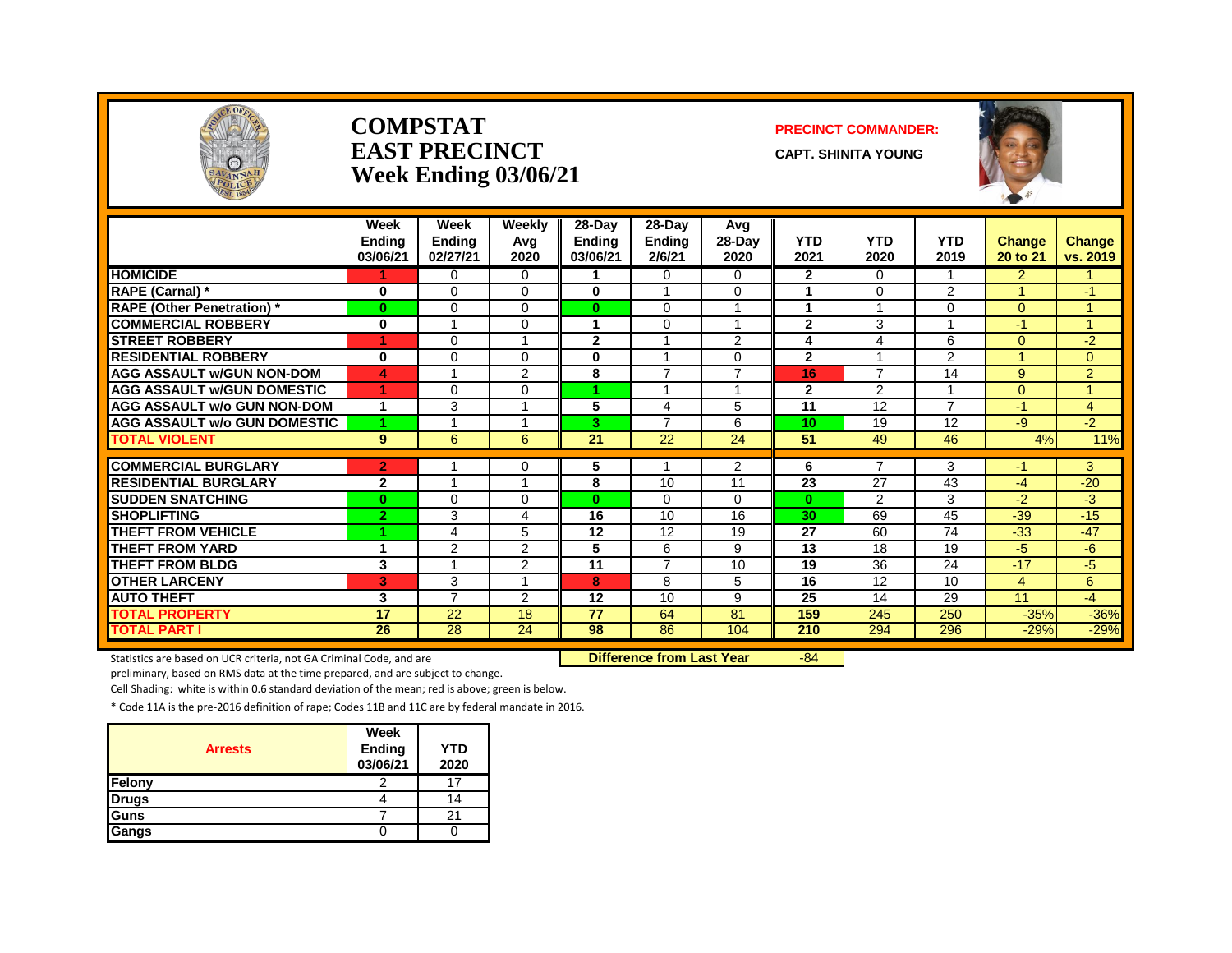# COMPSTAT
# EAST PRECINCT
## Week Ending 03/06/21

**PRECINCT COMMANDER:**

**CAPT. SHINITA YOUNG**

| | Week Ending 03/06/21 | Week Ending 02/27/21 | Weekly Avg 2020 | 28-Day Ending 03/06/21 | 28-Day Ending 2/6/21 | Avg 28-Day 2020 | YTD 2021 | YTD 2020 | YTD 2019 | Change 20 to 21 | Change vs. 2019 |
|---|---|---|---|---|---|---|---|---|---|---|---|
| HOMICIDE | 1 | 0 | 0 | 1 | 0 | 0 | 2 | 0 | 1 | 2 | 1 |
| RAPE (Carnal) * | 0 | 0 | 0 | 0 | 1 | 0 | 1 | 0 | 2 | 1 | -1 |
| RAPE (Other Penetration) * | 0 | 0 | 0 | 0 | 0 | 1 | 1 | 1 | 0 | 0 | 1 |
| COMMERCIAL ROBBERY | 0 | 1 | 0 | 1 | 0 | 1 | 2 | 3 | 1 | -1 | 1 |
| STREET ROBBERY | 1 | 0 | 1 | 2 | 1 | 2 | 4 | 4 | 6 | 0 | -2 |
| RESIDENTIAL ROBBERY | 0 | 0 | 0 | 0 | 1 | 0 | 2 | 1 | 2 | 1 | 0 |
| AGG ASSAULT w/GUN NON-DOM | 4 | 1 | 2 | 8 | 7 | 7 | 16 | 7 | 14 | 9 | 2 |
| AGG ASSAULT w/GUN DOMESTIC | 1 | 0 | 0 | 1 | 1 | 1 | 2 | 2 | 1 | 0 | 1 |
| AGG ASSAULT w/o GUN NON-DOM | 1 | 3 | 1 | 5 | 4 | 5 | 11 | 12 | 7 | -1 | 4 |
| AGG ASSAULT w/o GUN DOMESTIC | 1 | 1 | 1 | 3 | 7 | 6 | 10 | 19 | 12 | -9 | -2 |
| TOTAL VIOLENT | 9 | 6 | 6 | 21 | 22 | 24 | 51 | 49 | 46 | 4% | 11% |
| COMMERCIAL BURGLARY | 2 | 1 | 0 | 5 | 1 | 2 | 6 | 7 | 3 | -1 | 3 |
| RESIDENTIAL BURGLARY | 2 | 1 | 1 | 8 | 10 | 11 | 23 | 27 | 43 | -4 | -20 |
| SUDDEN SNATCHING | 0 | 0 | 0 | 0 | 0 | 0 | 0 | 2 | 3 | -2 | -3 |
| SHOPLIFTING | 2 | 3 | 4 | 16 | 10 | 16 | 30 | 69 | 45 | -39 | -15 |
| THEFT FROM VEHICLE | 1 | 4 | 5 | 12 | 12 | 19 | 27 | 60 | 74 | -33 | -47 |
| THEFT FROM YARD | 1 | 2 | 2 | 5 | 6 | 9 | 13 | 18 | 19 | -5 | -6 |
| THEFT FROM BLDG | 3 | 1 | 2 | 11 | 7 | 10 | 19 | 36 | 24 | -17 | -5 |
| OTHER LARCENY | 3 | 3 | 1 | 8 | 8 | 5 | 16 | 12 | 10 | 4 | 6 |
| AUTO THEFT | 3 | 7 | 2 | 12 | 10 | 9 | 25 | 14 | 29 | 11 | -4 |
| TOTAL PROPERTY | 17 | 22 | 18 | 77 | 64 | 81 | 159 | 245 | 250 | -35% | -36% |
| TOTAL PART I | 26 | 28 | 24 | 98 | 86 | 104 | 210 | 294 | 296 | -29% | -29% |

**Difference from Last Year** -84

Statistics are based on UCR criteria, not GA Criminal Code, and are preliminary, based on RMS data at the time prepared, and are subject to change.

Cell Shading: white is within 0.6 standard deviation of the mean; red is above; green is below.

* Code 11A is the pre-2016 definition of rape; Codes 11B and 11C are by federal mandate in 2016.

| Arrests | Week Ending 03/06/21 | YTD 2020 |
|---|---|---|
| Felony | 2 | 17 |
| Drugs | 4 | 14 |
| Guns | 7 | 21 |
| Gangs | 0 | 0 |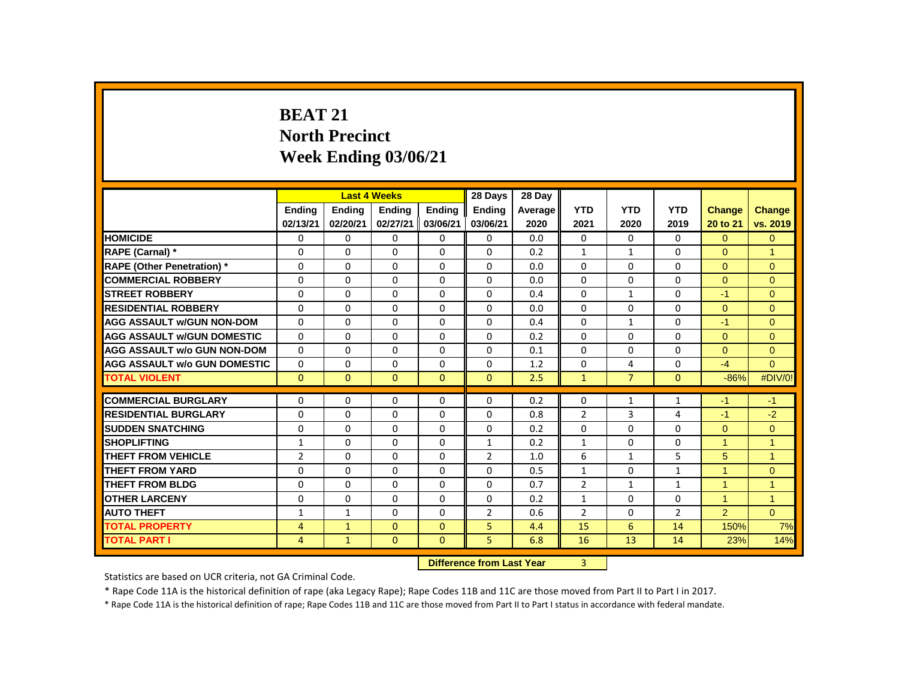# BEAT 21
## North Precinct
## Week Ending 03/06/21

| | Last 4 Weeks | | | | 28 Days | 28 Day | | | | | |
|---|---|---|---|---|---|---|---|---|---|---|---|
| | Ending 02/13/21 | Ending 02/20/21 | Ending 02/27/21 | Ending 03/06/21 | Ending 03/06/21 | Average 2020 | YTD 2021 | YTD 2020 | YTD 2019 | Change 20 to 21 | Change vs. 2019 |
| HOMICIDE | 0 | 0 | 0 | 0 | 0 | 0.0 | 0 | 0 | 0 | 0 | 0 |
| RAPE (Carnal) * | 0 | 0 | 0 | 0 | 0 | 0.2 | 1 | 1 | 0 | 0 | 1 |
| RAPE (Other Penetration) * | 0 | 0 | 0 | 0 | 0 | 0.0 | 0 | 0 | 0 | 0 | 0 |
| COMMERCIAL ROBBERY | 0 | 0 | 0 | 0 | 0 | 0.0 | 0 | 0 | 0 | 0 | 0 |
| STREET ROBBERY | 0 | 0 | 0 | 0 | 0 | 0.4 | 0 | 1 | 0 | -1 | 0 |
| RESIDENTIAL ROBBERY | 0 | 0 | 0 | 0 | 0 | 0.0 | 0 | 0 | 0 | 0 | 0 |
| AGG ASSAULT w/GUN NON-DOM | 0 | 0 | 0 | 0 | 0 | 0.4 | 0 | 1 | 0 | -1 | 0 |
| AGG ASSAULT w/GUN DOMESTIC | 0 | 0 | 0 | 0 | 0 | 0.2 | 0 | 0 | 0 | 0 | 0 |
| AGG ASSAULT w/o GUN NON-DOM | 0 | 0 | 0 | 0 | 0 | 0.1 | 0 | 0 | 0 | 0 | 0 |
| AGG ASSAULT w/o GUN DOMESTIC | 0 | 0 | 0 | 0 | 0 | 1.2 | 0 | 4 | 0 | -4 | 0 |
| TOTAL VIOLENT | 0 | 0 | 0 | 0 | 0 | 2.5 | 1 | 7 | 0 | -86% | #DIV/0! |
| COMMERCIAL BURGLARY | 0 | 0 | 0 | 0 | 0 | 0.2 | 0 | 1 | 1 | -1 | -1 |
| RESIDENTIAL BURGLARY | 0 | 0 | 0 | 0 | 0 | 0.8 | 2 | 3 | 4 | -1 | -2 |
| SUDDEN SNATCHING | 0 | 0 | 0 | 0 | 0 | 0.2 | 0 | 0 | 0 | 0 | 0 |
| SHOPLIFTING | 1 | 0 | 0 | 0 | 1 | 0.2 | 1 | 0 | 0 | 1 | 1 |
| THEFT FROM VEHICLE | 2 | 0 | 0 | 0 | 2 | 1.0 | 6 | 1 | 5 | 5 | 1 |
| THEFT FROM YARD | 0 | 0 | 0 | 0 | 0 | 0.5 | 1 | 0 | 1 | 1 | 0 |
| THEFT FROM BLDG | 0 | 0 | 0 | 0 | 0 | 0.7 | 2 | 1 | 1 | 1 | 1 |
| OTHER LARCENY | 0 | 0 | 0 | 0 | 0 | 0.2 | 1 | 0 | 0 | 1 | 1 |
| AUTO THEFT | 1 | 1 | 0 | 0 | 2 | 0.6 | 2 | 0 | 2 | 2 | 0 |
| TOTAL PROPERTY | 4 | 1 | 0 | 0 | 5 | 4.4 | 15 | 6 | 14 | 150% | 7% |
| TOTAL PART I | 4 | 1 | 0 | 0 | 5 | 6.8 | 16 | 13 | 14 | 23% | 14% |

**Difference from Last Year** 3

Statistics are based on UCR criteria, not GA Criminal Code.

* Rape Code 11A is the historical definition of rape (aka Legacy Rape); Rape Codes 11B and 11C are those moved from Part II to Part I in 2017.

* Rape Code 11A is the historical definition of rape; Rape Codes 11B and 11C are those moved from Part II to Part I status in accordance with federal mandate.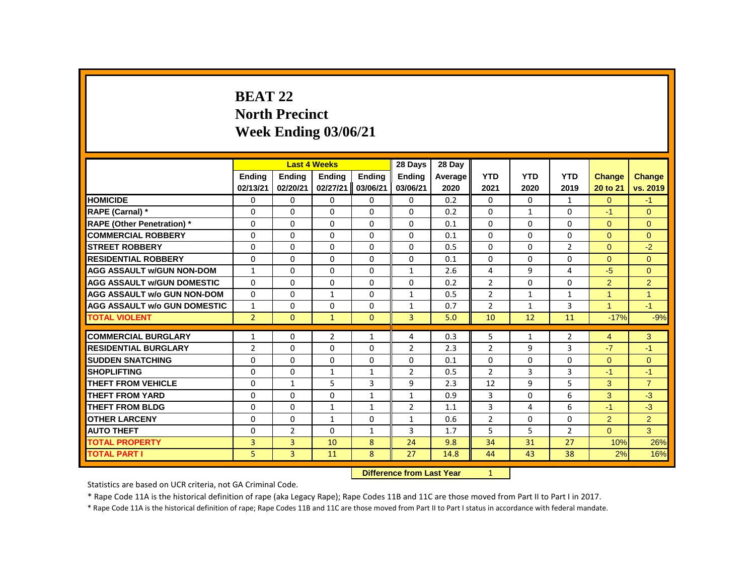# BEAT 22
## North Precinct
## Week Ending 03/06/21

| | Last 4 Weeks | | | | 28 Days | 28 Day | | | | | |
|---|---|---|---|---|---|---|---|---|---|---|---|
| | Ending 02/13/21 | Ending 02/20/21 | Ending 02/27/21 | Ending 03/06/21 | Ending 03/06/21 | Average 2020 | YTD 2021 | YTD 2020 | YTD 2019 | Change 20 to 21 | Change vs. 2019 |
| HOMICIDE | 0 | 0 | 0 | 0 | 0 | 0.2 | 0 | 0 | 1 | 0 | -1 |
| RAPE (Carnal) * | 0 | 0 | 0 | 0 | 0 | 0.2 | 0 | 1 | 0 | -1 | 0 |
| RAPE (Other Penetration) * | 0 | 0 | 0 | 0 | 0 | 0.1 | 0 | 0 | 0 | 0 | 0 |
| COMMERCIAL ROBBERY | 0 | 0 | 0 | 0 | 0 | 0.1 | 0 | 0 | 0 | 0 | 0 |
| STREET ROBBERY | 0 | 0 | 0 | 0 | 0 | 0.5 | 0 | 0 | 2 | 0 | -2 |
| RESIDENTIAL ROBBERY | 0 | 0 | 0 | 0 | 0 | 0.1 | 0 | 0 | 0 | 0 | 0 |
| AGG ASSAULT w/GUN NON-DOM | 1 | 0 | 0 | 0 | 1 | 2.6 | 4 | 9 | 4 | -5 | 0 |
| AGG ASSAULT w/GUN DOMESTIC | 0 | 0 | 0 | 0 | 0 | 0.2 | 2 | 0 | 0 | 2 | 2 |
| AGG ASSAULT w/o GUN NON-DOM | 0 | 0 | 1 | 0 | 1 | 0.5 | 2 | 1 | 1 | 1 | 1 |
| AGG ASSAULT w/o GUN DOMESTIC | 1 | 0 | 0 | 0 | 1 | 0.7 | 2 | 1 | 3 | 1 | -1 |
| TOTAL VIOLENT | 2 | 0 | 1 | 0 | 3 | 5.0 | 10 | 12 | 11 | -17% | -9% |
| COMMERCIAL BURGLARY | 1 | 0 | 2 | 1 | 4 | 0.3 | 5 | 1 | 2 | 4 | 3 |
| RESIDENTIAL BURGLARY | 2 | 0 | 0 | 0 | 2 | 2.3 | 2 | 9 | 3 | -7 | -1 |
| SUDDEN SNATCHING | 0 | 0 | 0 | 0 | 0 | 0.1 | 0 | 0 | 0 | 0 | 0 |
| SHOPLIFTING | 0 | 0 | 1 | 1 | 2 | 0.5 | 2 | 3 | 3 | -1 | -1 |
| THEFT FROM VEHICLE | 0 | 1 | 5 | 3 | 9 | 2.3 | 12 | 9 | 5 | 3 | 7 |
| THEFT FROM YARD | 0 | 0 | 0 | 1 | 1 | 0.9 | 3 | 0 | 6 | 3 | -3 |
| THEFT FROM BLDG | 0 | 0 | 1 | 1 | 2 | 1.1 | 3 | 4 | 6 | -1 | -3 |
| OTHER LARCENY | 0 | 0 | 1 | 0 | 1 | 0.6 | 2 | 0 | 0 | 2 | 2 |
| AUTO THEFT | 0 | 2 | 0 | 1 | 3 | 1.7 | 5 | 5 | 2 | 0 | 3 |
| TOTAL PROPERTY | 3 | 3 | 10 | 8 | 24 | 9.8 | 34 | 31 | 27 | 10% | 26% |
| TOTAL PART I | 5 | 3 | 11 | 8 | 27 | 14.8 | 44 | 43 | 38 | 2% | 16% |

**Difference from Last Year** 1

Statistics are based on UCR criteria, not GA Criminal Code.

* Rape Code 11A is the historical definition of rape (aka Legacy Rape); Rape Codes 11B and 11C are those moved from Part II to Part I in 2017.

* Rape Code 11A is the historical definition of rape; Rape Codes 11B and 11C are those moved from Part II to Part I status in accordance with federal mandate.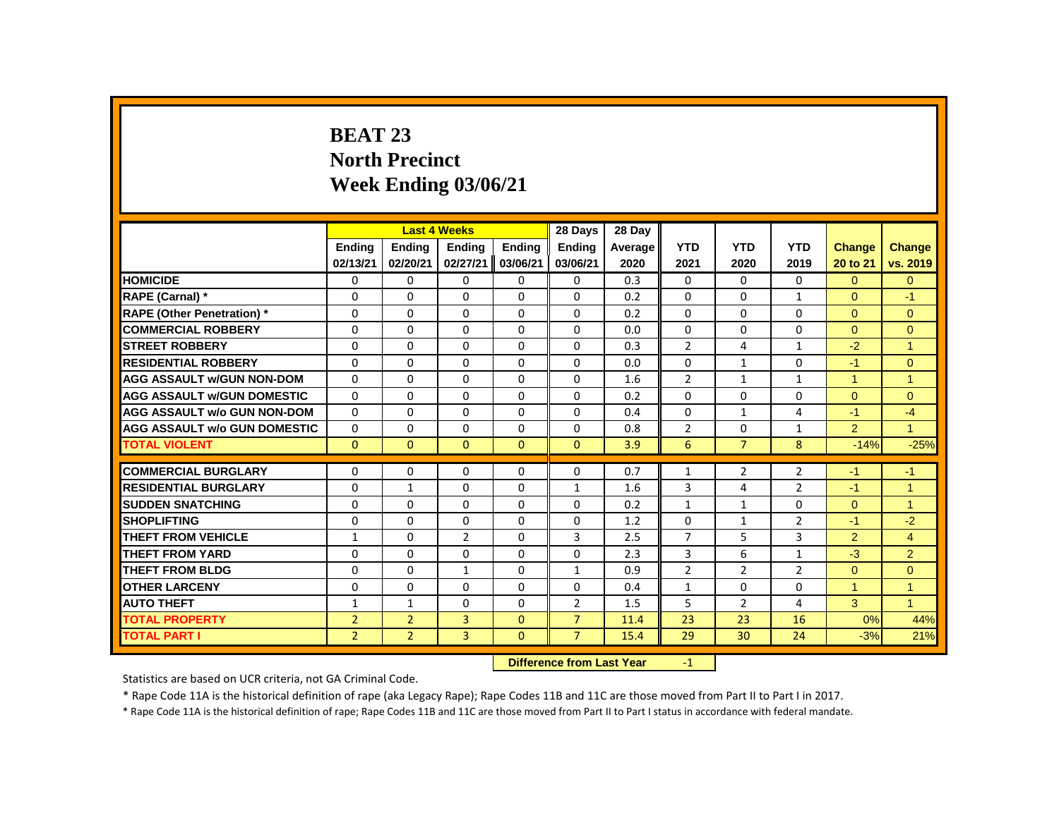# BEAT 23
# North Precinct
# Week Ending 03/06/21

| | Last 4 Weeks | | | | 28 Days | 28 Day | | | | | |
|---|---|---|---|---|---|---|---|---|---|---|---|
| | Ending 02/13/21 | Ending 02/20/21 | Ending 02/27/21 | Ending 03/06/21 | Ending 03/06/21 | Average 2020 | YTD 2021 | YTD 2020 | YTD 2019 | Change 20 to 21 | Change vs. 2019 |
| HOMICIDE | 0 | 0 | 0 | 0 | 0 | 0.3 | 0 | 0 | 0 | 0 | 0 |
| RAPE (Carnal) * | 0 | 0 | 0 | 0 | 0 | 0.2 | 0 | 0 | 1 | 0 | -1 |
| RAPE (Other Penetration) * | 0 | 0 | 0 | 0 | 0 | 0.2 | 0 | 0 | 0 | 0 | 0 |
| COMMERCIAL ROBBERY | 0 | 0 | 0 | 0 | 0 | 0.0 | 0 | 0 | 0 | 0 | 0 |
| STREET ROBBERY | 0 | 0 | 0 | 0 | 0 | 0.3 | 2 | 4 | 1 | -2 | 1 |
| RESIDENTIAL ROBBERY | 0 | 0 | 0 | 0 | 0 | 0.0 | 0 | 1 | 0 | -1 | 0 |
| AGG ASSAULT w/GUN NON-DOM | 0 | 0 | 0 | 0 | 0 | 1.6 | 2 | 1 | 1 | 1 | 1 |
| AGG ASSAULT w/GUN DOMESTIC | 0 | 0 | 0 | 0 | 0 | 0.2 | 0 | 0 | 0 | 0 | 0 |
| AGG ASSAULT w/o GUN NON-DOM | 0 | 0 | 0 | 0 | 0 | 0.4 | 0 | 1 | 4 | -1 | -4 |
| AGG ASSAULT w/o GUN DOMESTIC | 0 | 0 | 0 | 0 | 0 | 0.8 | 2 | 0 | 1 | 2 | 1 |
| TOTAL VIOLENT | 0 | 0 | 0 | 0 | 0 | 3.9 | 6 | 7 | 8 | -14% | -25% |
| COMMERCIAL BURGLARY | 0 | 0 | 0 | 0 | 0 | 0.7 | 1 | 2 | 2 | -1 | -1 |
| RESIDENTIAL BURGLARY | 0 | 1 | 0 | 0 | 1 | 1.6 | 3 | 4 | 2 | -1 | 1 |
| SUDDEN SNATCHING | 0 | 0 | 0 | 0 | 0 | 0.2 | 1 | 1 | 0 | 0 | 1 |
| SHOPLIFTING | 0 | 0 | 0 | 0 | 0 | 1.2 | 0 | 1 | 2 | -1 | -2 |
| THEFT FROM VEHICLE | 1 | 0 | 2 | 0 | 3 | 2.5 | 7 | 5 | 3 | 2 | 4 |
| THEFT FROM YARD | 0 | 0 | 0 | 0 | 0 | 2.3 | 3 | 6 | 1 | -3 | 2 |
| THEFT FROM BLDG | 0 | 0 | 1 | 0 | 1 | 0.9 | 2 | 2 | 2 | 0 | 0 |
| OTHER LARCENY | 0 | 0 | 0 | 0 | 0 | 0.4 | 1 | 0 | 0 | 1 | 1 |
| AUTO THEFT | 1 | 1 | 0 | 0 | 2 | 1.5 | 5 | 2 | 4 | 3 | 1 |
| TOTAL PROPERTY | 2 | 2 | 3 | 0 | 7 | 11.4 | 23 | 23 | 16 | 0% | 44% |
| TOTAL PART I | 2 | 2 | 3 | 0 | 7 | 15.4 | 29 | 30 | 24 | -3% | 21% |

**Difference from Last Year** -1

Statistics are based on UCR criteria, not GA Criminal Code.

* Rape Code 11A is the historical definition of rape (aka Legacy Rape); Rape Codes 11B and 11C are those moved from Part II to Part I in 2017.

* Rape Code 11A is the historical definition of rape; Rape Codes 11B and 11C are those moved from Part II to Part I status in accordance with federal mandate.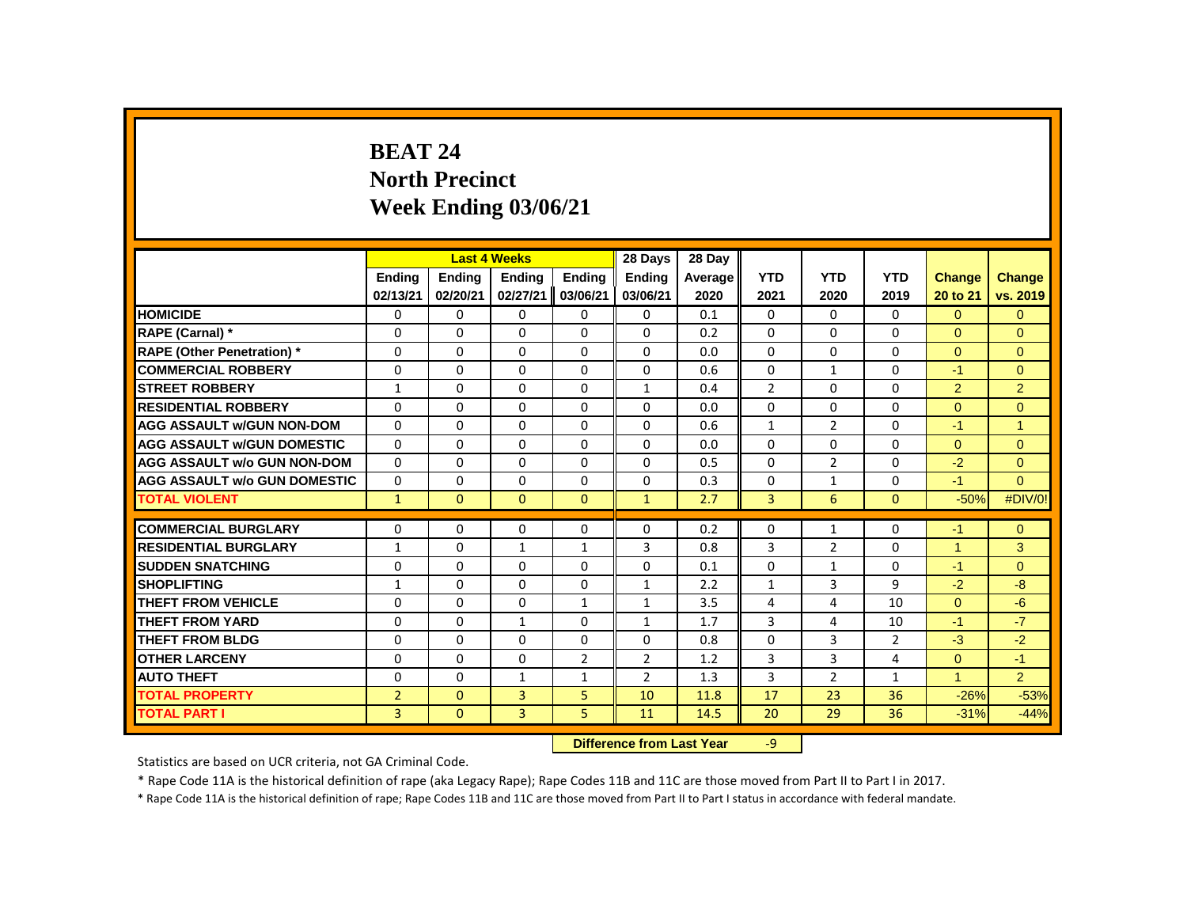# BEAT 24
## North Precinct
## Week Ending 03/06/21

| | Last 4 Weeks | | | | 28 Days | 28 Day | | | | | |
|---|---|---|---|---|---|---|---|---|---|---|---|
| | Ending 02/13/21 | Ending 02/20/21 | Ending 02/27/21 | Ending 03/06/21 | Ending 03/06/21 | Average 2020 | YTD 2021 | YTD 2020 | YTD 2019 | Change 20 to 21 | Change vs. 2019 |
| HOMICIDE | 0 | 0 | 0 | 0 | 0 | 0.1 | 0 | 0 | 0 | 0 | 0 |
| RAPE (Carnal) * | 0 | 0 | 0 | 0 | 0 | 0.2 | 0 | 0 | 0 | 0 | 0 |
| RAPE (Other Penetration) * | 0 | 0 | 0 | 0 | 0 | 0.0 | 0 | 0 | 0 | 0 | 0 |
| COMMERCIAL ROBBERY | 0 | 0 | 0 | 0 | 0 | 0.6 | 0 | 1 | 0 | -1 | 0 |
| STREET ROBBERY | 1 | 0 | 0 | 0 | 1 | 0.4 | 2 | 0 | 0 | 2 | 2 |
| RESIDENTIAL ROBBERY | 0 | 0 | 0 | 0 | 0 | 0.0 | 0 | 0 | 0 | 0 | 0 |
| AGG ASSAULT w/GUN NON-DOM | 0 | 0 | 0 | 0 | 0 | 0.6 | 1 | 2 | 0 | -1 | 1 |
| AGG ASSAULT w/GUN DOMESTIC | 0 | 0 | 0 | 0 | 0 | 0.0 | 0 | 0 | 0 | 0 | 0 |
| AGG ASSAULT w/o GUN NON-DOM | 0 | 0 | 0 | 0 | 0 | 0.5 | 0 | 2 | 0 | -2 | 0 |
| AGG ASSAULT w/o GUN DOMESTIC | 0 | 0 | 0 | 0 | 0 | 0.3 | 0 | 1 | 0 | -1 | 0 |
| TOTAL VIOLENT | 1 | 0 | 0 | 0 | 1 | 2.7 | 3 | 6 | 0 | -50% | #DIV/0! |
| COMMERCIAL BURGLARY | 0 | 0 | 0 | 0 | 0 | 0.2 | 0 | 1 | 0 | -1 | 0 |
| RESIDENTIAL BURGLARY | 1 | 0 | 1 | 1 | 3 | 0.8 | 3 | 2 | 0 | 1 | 3 |
| SUDDEN SNATCHING | 0 | 0 | 0 | 0 | 0 | 0.1 | 0 | 1 | 0 | -1 | 0 |
| SHOPLIFTING | 1 | 0 | 0 | 0 | 1 | 2.2 | 1 | 3 | 9 | -2 | -8 |
| THEFT FROM VEHICLE | 0 | 0 | 0 | 1 | 1 | 3.5 | 4 | 4 | 10 | 0 | -6 |
| THEFT FROM YARD | 0 | 0 | 1 | 0 | 1 | 1.7 | 3 | 4 | 10 | -1 | -7 |
| THEFT FROM BLDG | 0 | 0 | 0 | 0 | 0 | 0.8 | 0 | 3 | 2 | -3 | -2 |
| OTHER LARCENY | 0 | 0 | 0 | 2 | 2 | 1.2 | 3 | 3 | 4 | 0 | -1 |
| AUTO THEFT | 0 | 0 | 1 | 1 | 2 | 1.3 | 3 | 2 | 1 | 1 | 2 |
| TOTAL PROPERTY | 2 | 0 | 3 | 5 | 10 | 11.8 | 17 | 23 | 36 | -26% | -53% |
| TOTAL PART I | 3 | 0 | 3 | 5 | 11 | 14.5 | 20 | 29 | 36 | -31% | -44% |

**Difference from Last Year** -9

Statistics are based on UCR criteria, not GA Criminal Code.

* Rape Code 11A is the historical definition of rape (aka Legacy Rape); Rape Codes 11B and 11C are those moved from Part II to Part I in 2017.

* Rape Code 11A is the historical definition of rape; Rape Codes 11B and 11C are those moved from Part II to Part I status in accordance with federal mandate.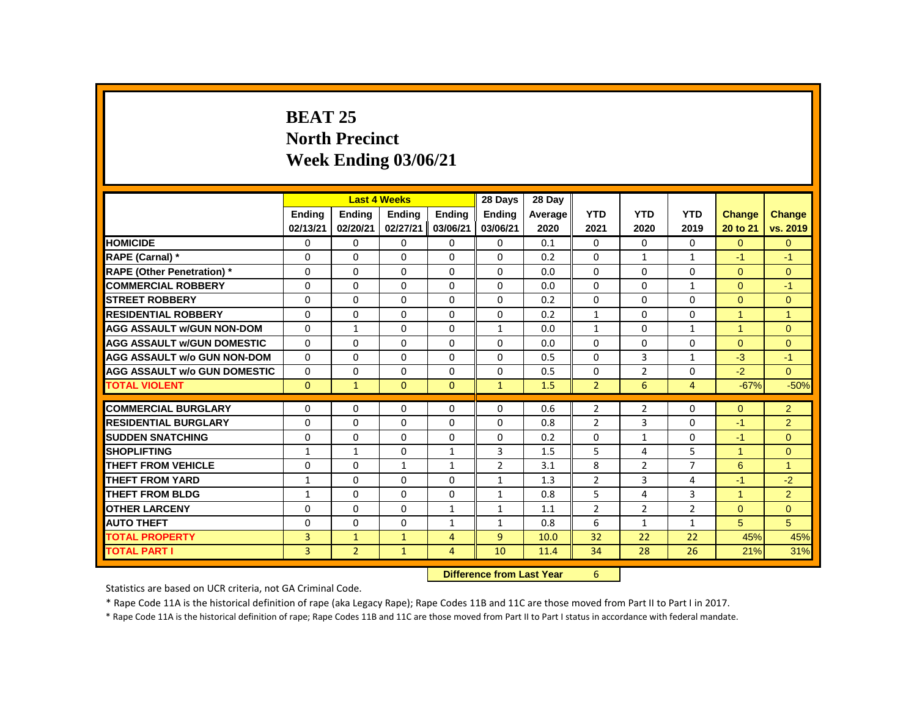# BEAT 25
# North Precinct
# Week Ending 03/06/21

| | Last 4 Weeks | | | | 28 Days | 28 Day | | | | | |
|---|---|---|---|---|---|---|---|---|---|---|---|
| | Ending 02/13/21 | Ending 02/20/21 | Ending 02/27/21 | Ending 03/06/21 | Ending 03/06/21 | Average 2020 | YTD 2021 | YTD 2020 | YTD 2019 | Change 20 to 21 | Change vs. 2019 |
| HOMICIDE | 0 | 0 | 0 | 0 | 0 | 0.1 | 0 | 0 | 0 | 0 | 0 |
| RAPE (Carnal) * | 0 | 0 | 0 | 0 | 0 | 0.2 | 0 | 1 | 1 | -1 | -1 |
| RAPE (Other Penetration) * | 0 | 0 | 0 | 0 | 0 | 0.0 | 0 | 0 | 0 | 0 | 0 |
| COMMERCIAL ROBBERY | 0 | 0 | 0 | 0 | 0 | 0.0 | 0 | 0 | 1 | 0 | -1 |
| STREET ROBBERY | 0 | 0 | 0 | 0 | 0 | 0.2 | 0 | 0 | 0 | 0 | 0 |
| RESIDENTIAL ROBBERY | 0 | 0 | 0 | 0 | 0 | 0.2 | 1 | 0 | 0 | 1 | 1 |
| AGG ASSAULT w/GUN NON-DOM | 0 | 1 | 0 | 0 | 1 | 0.0 | 1 | 0 | 1 | 1 | 0 |
| AGG ASSAULT w/GUN DOMESTIC | 0 | 0 | 0 | 0 | 0 | 0.0 | 0 | 0 | 0 | 0 | 0 |
| AGG ASSAULT w/o GUN NON-DOM | 0 | 0 | 0 | 0 | 0 | 0.5 | 0 | 3 | 1 | -3 | -1 |
| AGG ASSAULT w/o GUN DOMESTIC | 0 | 0 | 0 | 0 | 0 | 0.5 | 0 | 2 | 0 | -2 | 0 |
| TOTAL VIOLENT | 0 | 1 | 0 | 0 | 1 | 1.5 | 2 | 6 | 4 | -67% | -50% |
| COMMERCIAL BURGLARY | 0 | 0 | 0 | 0 | 0 | 0.6 | 2 | 2 | 0 | 0 | 2 |
| RESIDENTIAL BURGLARY | 0 | 0 | 0 | 0 | 0 | 0.8 | 2 | 3 | 0 | -1 | 2 |
| SUDDEN SNATCHING | 0 | 0 | 0 | 0 | 0 | 0.2 | 0 | 1 | 0 | -1 | 0 |
| SHOPLIFTING | 1 | 1 | 0 | 1 | 3 | 1.5 | 5 | 4 | 5 | 1 | 0 |
| THEFT FROM VEHICLE | 0 | 0 | 1 | 1 | 2 | 3.1 | 8 | 2 | 7 | 6 | 1 |
| THEFT FROM YARD | 1 | 0 | 0 | 0 | 1 | 1.3 | 2 | 3 | 4 | -1 | -2 |
| THEFT FROM BLDG | 1 | 0 | 0 | 0 | 1 | 0.8 | 5 | 4 | 3 | 1 | 2 |
| OTHER LARCENY | 0 | 0 | 0 | 1 | 1 | 1.1 | 2 | 2 | 2 | 0 | 0 |
| AUTO THEFT | 0 | 0 | 0 | 1 | 1 | 0.8 | 6 | 1 | 1 | 5 | 5 |
| TOTAL PROPERTY | 3 | 1 | 1 | 4 | 9 | 10.0 | 32 | 22 | 22 | 45% | 45% |
| TOTAL PART I | 3 | 2 | 1 | 4 | 10 | 11.4 | 34 | 28 | 26 | 21% | 31% |

**Difference from Last Year** 6

Statistics are based on UCR criteria, not GA Criminal Code.

* Rape Code 11A is the historical definition of rape (aka Legacy Rape); Rape Codes 11B and 11C are those moved from Part II to Part I in 2017.

* Rape Code 11A is the historical definition of rape; Rape Codes 11B and 11C are those moved from Part II to Part I status in accordance with federal mandate.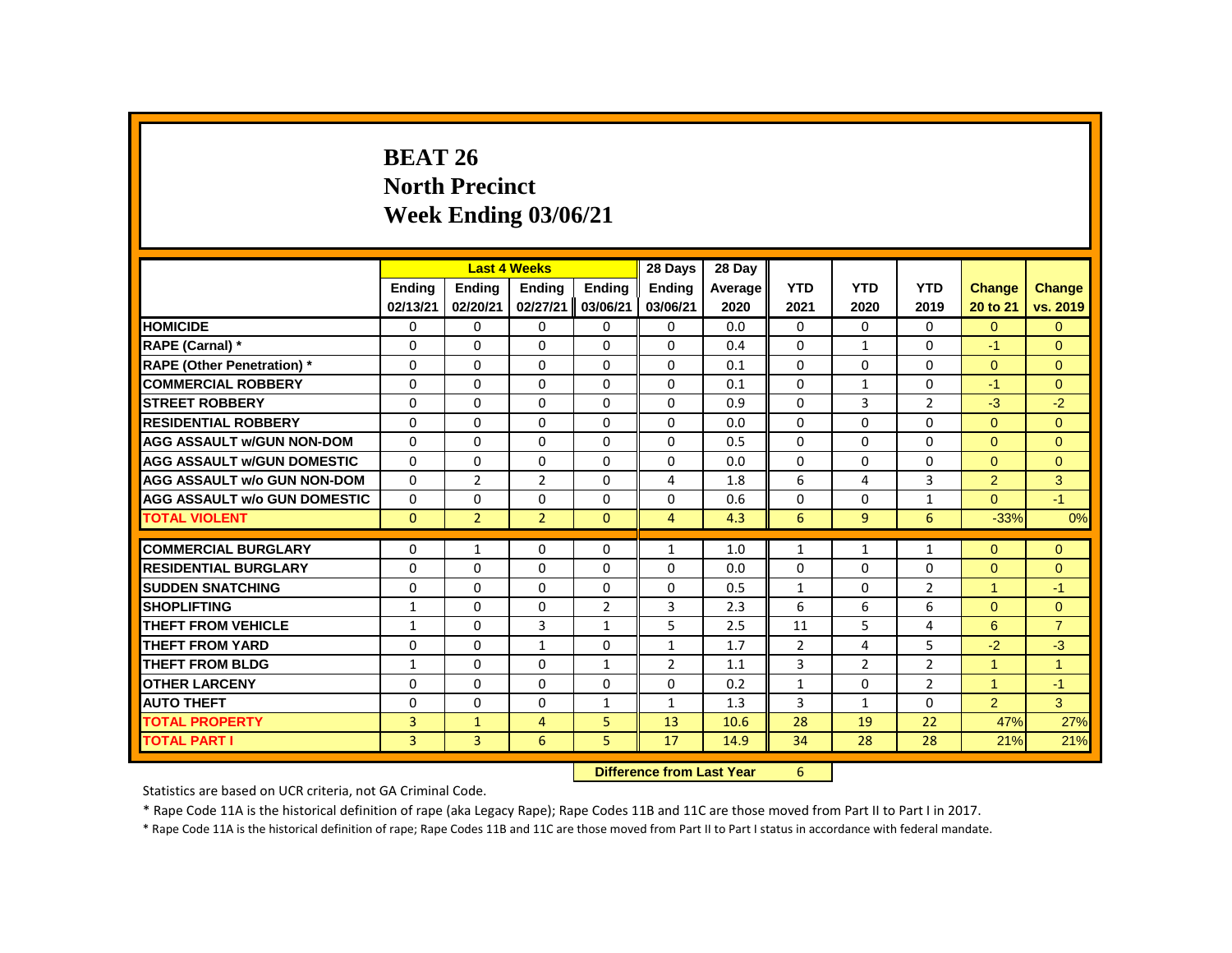# BEAT 26
## North Precinct
## Week Ending 03/06/21

| | Last 4 Weeks | | | | 28 Days | 28 Day | | | | | |
|---|---|---|---|---|---|---|---|---|---|---|---|
| | Ending 02/13/21 | Ending 02/20/21 | Ending 02/27/21 | Ending 03/06/21 | Ending 03/06/21 | Average 2020 | YTD 2021 | YTD 2020 | YTD 2019 | Change 20 to 21 | Change vs. 2019 |
| **HOMICIDE** | 0 | 0 | 0 | 0 | 0 | 0.0 | 0 | 0 | 0 | 0 | 0 |
| **RAPE (Carnal) *** | 0 | 0 | 0 | 0 | 0 | 0.4 | 0 | 1 | 0 | -1 | 0 |
| **RAPE (Other Penetration) *** | 0 | 0 | 0 | 0 | 0 | 0.1 | 0 | 0 | 0 | 0 | 0 |
| **COMMERCIAL ROBBERY** | 0 | 0 | 0 | 0 | 0 | 0.1 | 0 | 1 | 0 | -1 | 0 |
| **STREET ROBBERY** | 0 | 0 | 0 | 0 | 0 | 0.9 | 0 | 3 | 2 | -3 | -2 |
| **RESIDENTIAL ROBBERY** | 0 | 0 | 0 | 0 | 0 | 0.0 | 0 | 0 | 0 | 0 | 0 |
| **AGG ASSAULT w/GUN NON-DOM** | 0 | 0 | 0 | 0 | 0 | 0.5 | 0 | 0 | 0 | 0 | 0 |
| **AGG ASSAULT w/GUN DOMESTIC** | 0 | 0 | 0 | 0 | 0 | 0.0 | 0 | 0 | 0 | 0 | 0 |
| **AGG ASSAULT w/o GUN NON-DOM** | 0 | 2 | 2 | 0 | 4 | 1.8 | 6 | 4 | 3 | 2 | 3 |
| **AGG ASSAULT w/o GUN DOMESTIC** | 0 | 0 | 0 | 0 | 0 | 0.6 | 0 | 0 | 1 | 0 | -1 |
| **TOTAL VIOLENT** | 0 | 2 | 2 | 0 | 4 | 4.3 | 6 | 9 | 6 | -33% | 0% |
| **COMMERCIAL BURGLARY** | 0 | 1 | 0 | 0 | 1 | 1.0 | 1 | 1 | 1 | 0 | 0 |
| **RESIDENTIAL BURGLARY** | 0 | 0 | 0 | 0 | 0 | 0.0 | 0 | 0 | 0 | 0 | 0 |
| **SUDDEN SNATCHING** | 0 | 0 | 0 | 0 | 0 | 0.5 | 1 | 0 | 2 | 1 | -1 |
| **SHOPLIFTING** | 1 | 0 | 0 | 2 | 3 | 2.3 | 6 | 6 | 6 | 0 | 0 |
| **THEFT FROM VEHICLE** | 1 | 0 | 3 | 1 | 5 | 2.5 | 11 | 5 | 4 | 6 | 7 |
| **THEFT FROM YARD** | 0 | 0 | 1 | 0 | 1 | 1.7 | 2 | 4 | 5 | -2 | -3 |
| **THEFT FROM BLDG** | 1 | 0 | 0 | 1 | 2 | 1.1 | 3 | 2 | 2 | 1 | 1 |
| **OTHER LARCENY** | 0 | 0 | 0 | 0 | 0 | 0.2 | 1 | 0 | 2 | 1 | -1 |
| **AUTO THEFT** | 0 | 0 | 0 | 1 | 1 | 1.3 | 3 | 1 | 0 | 2 | 3 |
| **TOTAL PROPERTY** | 3 | 1 | 4 | 5 | 13 | 10.6 | 28 | 19 | 22 | 47% | 27% |
| **TOTAL PART I** | 3 | 3 | 6 | 5 | 17 | 14.9 | 34 | 28 | 28 | 21% | 21% |

**Difference from Last Year** 6

Statistics are based on UCR criteria, not GA Criminal Code.

* Rape Code 11A is the historical definition of rape (aka Legacy Rape); Rape Codes 11B and 11C are those moved from Part II to Part I in 2017.

* Rape Code 11A is the historical definition of rape; Rape Codes 11B and 11C are those moved from Part II to Part I status in accordance with federal mandate.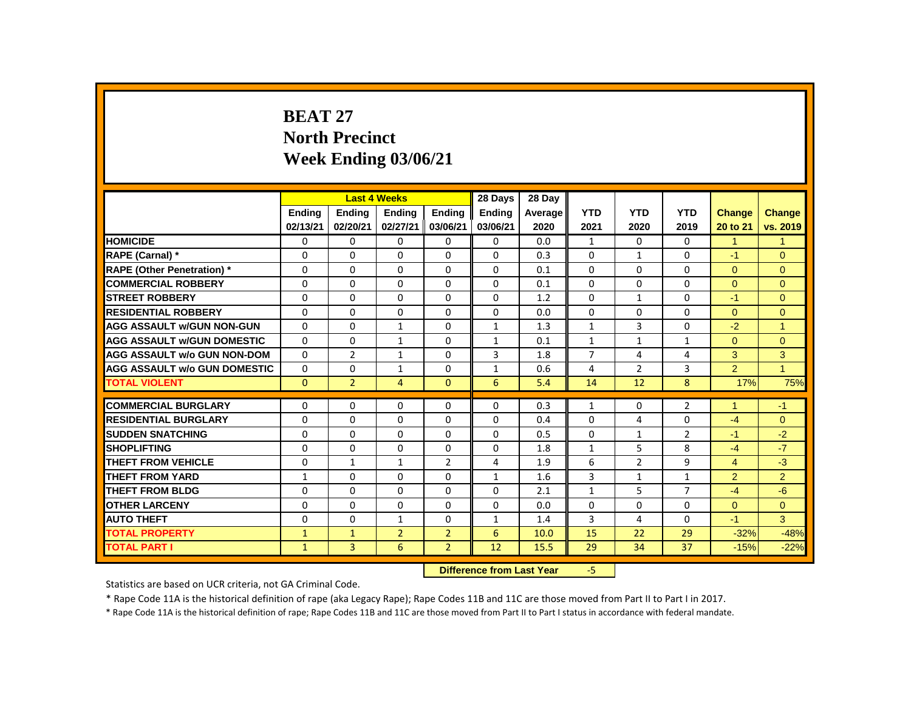# BEAT 27
# North Precinct
# Week Ending 03/06/21

| | Last 4 Weeks | | | | 28 Days | 28 Day | | | | | |
|---|---|---|---|---|---|---|---|---|---|---|---|
| | Ending 02/13/21 | Ending 02/20/21 | Ending 02/27/21 | Ending 03/06/21 | Ending 03/06/21 | Average 2020 | YTD 2021 | YTD 2020 | YTD 2019 | Change 20 to 21 | Change vs. 2019 |
| **HOMICIDE** | 0 | 0 | 0 | 0 | 0 | 0.0 | 1 | 0 | 0 | 1 | 1 |
| **RAPE (Carnal) *** | 0 | 0 | 0 | 0 | 0 | 0.3 | 0 | 1 | 0 | -1 | 0 |
| **RAPE (Other Penetration) *** | 0 | 0 | 0 | 0 | 0 | 0.1 | 0 | 0 | 0 | 0 | 0 |
| **COMMERCIAL ROBBERY** | 0 | 0 | 0 | 0 | 0 | 0.1 | 0 | 0 | 0 | 0 | 0 |
| **STREET ROBBERY** | 0 | 0 | 0 | 0 | 0 | 1.2 | 0 | 1 | 0 | -1 | 0 |
| **RESIDENTIAL ROBBERY** | 0 | 0 | 0 | 0 | 0 | 0.0 | 0 | 0 | 0 | 0 | 0 |
| **AGG ASSAULT w/GUN NON-GUN** | 0 | 0 | 1 | 0 | 1 | 1.3 | 1 | 3 | 0 | -2 | 1 |
| **AGG ASSAULT w/GUN DOMESTIC** | 0 | 0 | 1 | 0 | 1 | 0.1 | 1 | 1 | 1 | 0 | 0 |
| **AGG ASSAULT w/o GUN NON-DOM** | 0 | 2 | 1 | 0 | 3 | 1.8 | 7 | 4 | 4 | 3 | 3 |
| **AGG ASSAULT w/o GUN DOMESTIC** | 0 | 0 | 1 | 0 | 1 | 0.6 | 4 | 2 | 3 | 2 | 1 |
| **TOTAL VIOLENT** | 0 | 2 | 4 | 0 | 6 | 5.4 | 14 | 12 | 8 | 17% | 75% |
| **COMMERCIAL BURGLARY** | 0 | 0 | 0 | 0 | 0 | 0.3 | 1 | 0 | 2 | 1 | -1 |
| **RESIDENTIAL BURGLARY** | 0 | 0 | 0 | 0 | 0 | 0.4 | 0 | 4 | 0 | -4 | 0 |
| **SUDDEN SNATCHING** | 0 | 0 | 0 | 0 | 0 | 0.5 | 0 | 1 | 2 | -1 | -2 |
| **SHOPLIFTING** | 0 | 0 | 0 | 0 | 0 | 1.8 | 1 | 5 | 8 | -4 | -7 |
| **THEFT FROM VEHICLE** | 0 | 1 | 1 | 2 | 4 | 1.9 | 6 | 2 | 9 | 4 | -3 |
| **THEFT FROM YARD** | 1 | 0 | 0 | 0 | 1 | 1.6 | 3 | 1 | 1 | 2 | 2 |
| **THEFT FROM BLDG** | 0 | 0 | 0 | 0 | 0 | 2.1 | 1 | 5 | 7 | -4 | -6 |
| **OTHER LARCENY** | 0 | 0 | 0 | 0 | 0 | 0.0 | 0 | 0 | 0 | 0 | 0 |
| **AUTO THEFT** | 0 | 0 | 1 | 0 | 1 | 1.4 | 3 | 4 | 0 | -1 | 3 |
| **TOTAL PROPERTY** | 1 | 1 | 2 | 2 | 6 | 10.0 | 15 | 22 | 29 | -32% | -48% |
| **TOTAL PART I** | 1 | 3 | 6 | 2 | 12 | 15.5 | 29 | 34 | 37 | -15% | -22% |

**Difference from Last Year** -5

Statistics are based on UCR criteria, not GA Criminal Code.

* Rape Code 11A is the historical definition of rape (aka Legacy Rape); Rape Codes 11B and 11C are those moved from Part II to Part I in 2017.

* Rape Code 11A is the historical definition of rape; Rape Codes 11B and 11C are those moved from Part II to Part I status in accordance with federal mandate.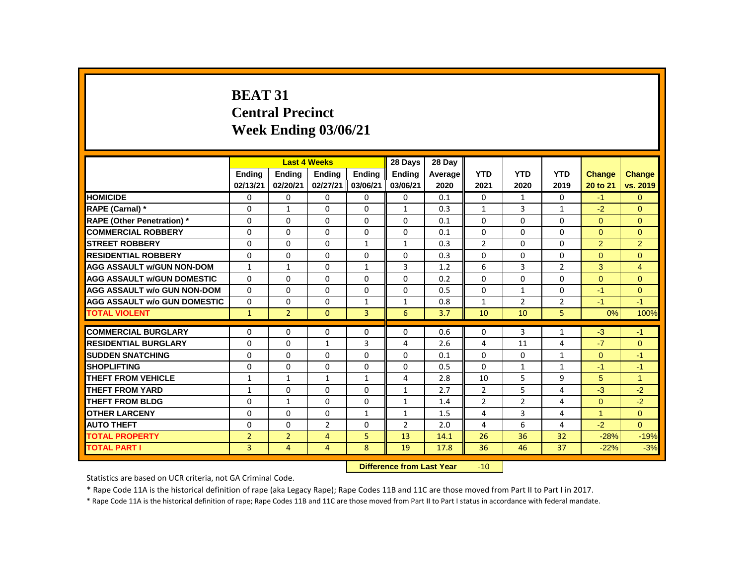# BEAT 31
# Central Precinct
# Week Ending 03/06/21

| | Last 4 Weeks | | | | 28 Days | 28 Day | | | | | |
|---|---|---|---|---|---|---|---|---|---|---|---|
| | Ending 02/13/21 | Ending 02/20/21 | Ending 02/27/21 | Ending 03/06/21 | Ending 03/06/21 | Average 2020 | YTD 2021 | YTD 2020 | YTD 2019 | Change 20 to 21 | Change vs. 2019 |
| HOMICIDE | 0 | 0 | 0 | 0 | 0 | 0.1 | 0 | 1 | 0 | -1 | 0 |
| RAPE (Carnal) * | 0 | 1 | 0 | 0 | 1 | 0.3 | 1 | 3 | 1 | -2 | 0 |
| RAPE (Other Penetration) * | 0 | 0 | 0 | 0 | 0 | 0.1 | 0 | 0 | 0 | 0 | 0 |
| COMMERCIAL ROBBERY | 0 | 0 | 0 | 0 | 0 | 0.1 | 0 | 0 | 0 | 0 | 0 |
| STREET ROBBERY | 0 | 0 | 0 | 1 | 1 | 0.3 | 2 | 0 | 0 | 2 | 2 |
| RESIDENTIAL ROBBERY | 0 | 0 | 0 | 0 | 0 | 0.3 | 0 | 0 | 0 | 0 | 0 |
| AGG ASSAULT w/GUN NON-DOM | 1 | 1 | 0 | 1 | 3 | 1.2 | 6 | 3 | 2 | 3 | 4 |
| AGG ASSAULT w/GUN DOMESTIC | 0 | 0 | 0 | 0 | 0 | 0.2 | 0 | 0 | 0 | 0 | 0 |
| AGG ASSAULT w/o GUN NON-DOM | 0 | 0 | 0 | 0 | 0 | 0.5 | 0 | 1 | 0 | -1 | 0 |
| AGG ASSAULT w/o GUN DOMESTIC | 0 | 0 | 0 | 1 | 1 | 0.8 | 1 | 2 | 2 | -1 | -1 |
| TOTAL VIOLENT | 1 | 2 | 0 | 3 | 6 | 3.7 | 10 | 10 | 5 | 0% | 100% |
| COMMERCIAL BURGLARY | 0 | 0 | 0 | 0 | 0 | 0.6 | 0 | 3 | 1 | -3 | -1 |
| RESIDENTIAL BURGLARY | 0 | 0 | 1 | 3 | 4 | 2.6 | 4 | 11 | 4 | -7 | 0 |
| SUDDEN SNATCHING | 0 | 0 | 0 | 0 | 0 | 0.1 | 0 | 0 | 1 | 0 | -1 |
| SHOPLIFTING | 0 | 0 | 0 | 0 | 0 | 0.5 | 0 | 1 | 1 | -1 | -1 |
| THEFT FROM VEHICLE | 1 | 1 | 1 | 1 | 4 | 2.8 | 10 | 5 | 9 | 5 | 1 |
| THEFT FROM YARD | 1 | 0 | 0 | 0 | 1 | 2.7 | 2 | 5 | 4 | -3 | -2 |
| THEFT FROM BLDG | 0 | 1 | 0 | 0 | 1 | 1.4 | 2 | 2 | 4 | 0 | -2 |
| OTHER LARCENY | 0 | 0 | 0 | 1 | 1 | 1.5 | 4 | 3 | 4 | 1 | 0 |
| AUTO THEFT | 0 | 0 | 2 | 0 | 2 | 2.0 | 4 | 6 | 4 | -2 | 0 |
| TOTAL PROPERTY | 2 | 2 | 4 | 5 | 13 | 14.1 | 26 | 36 | 32 | -28% | -19% |
| TOTAL PART I | 3 | 4 | 4 | 8 | 19 | 17.8 | 36 | 46 | 37 | -22% | -3% |

**Difference from Last Year** -10

Statistics are based on UCR criteria, not GA Criminal Code.

* Rape Code 11A is the historical definition of rape (aka Legacy Rape); Rape Codes 11B and 11C are those moved from Part II to Part I in 2017.

* Rape Code 11A is the historical definition of rape; Rape Codes 11B and 11C are those moved from Part II to Part I status in accordance with federal mandate.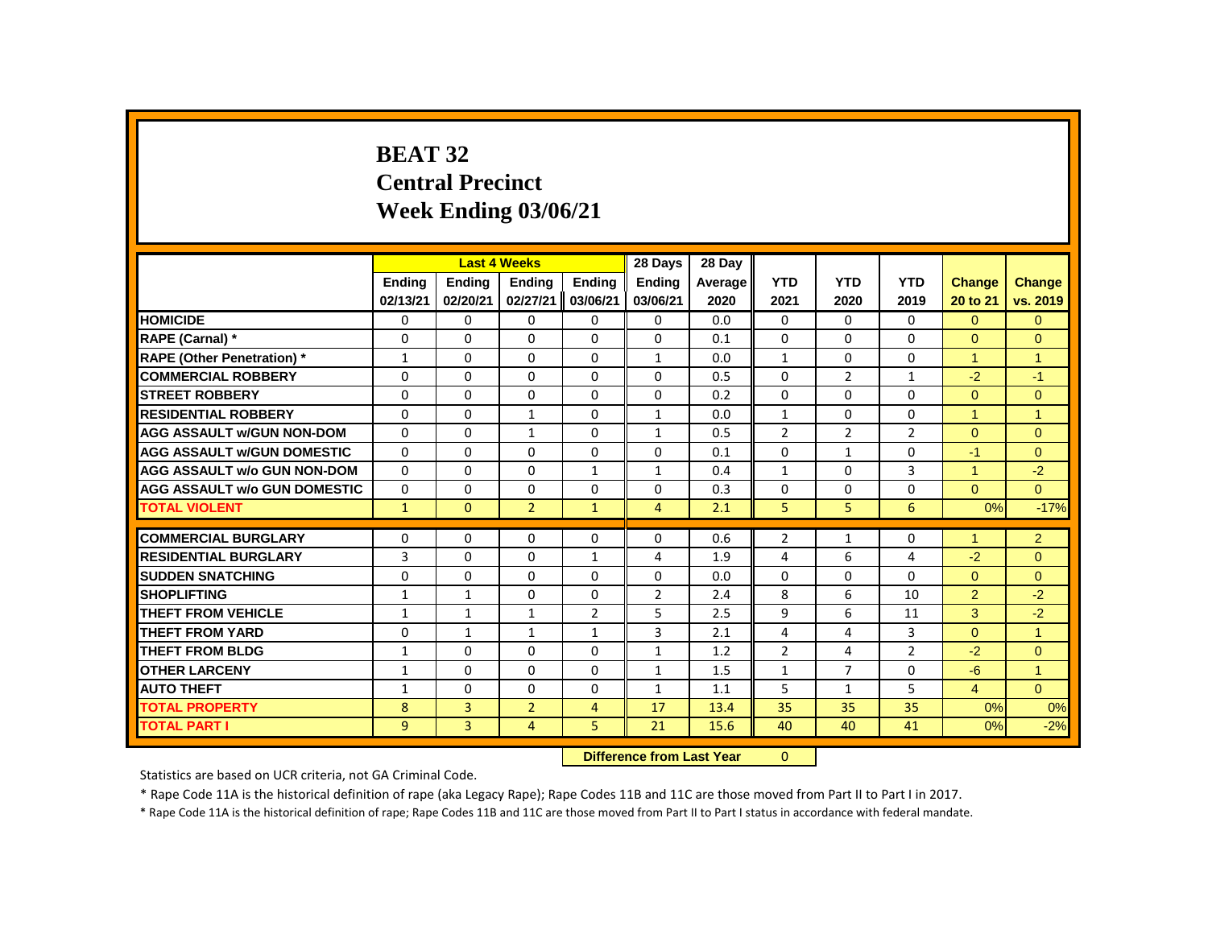# BEAT 32
## Central Precinct
## Week Ending 03/06/21

| | Last 4 Weeks | | | | 28 Days | 28 Day | | | | | |
|---|---|---|---|---|---|---|---|---|---|---|---|
| | Ending 02/13/21 | Ending 02/20/21 | Ending 02/27/21 | Ending 03/06/21 | Ending 03/06/21 | Average 2020 | YTD 2021 | YTD 2020 | YTD 2019 | Change 20 to 21 | Change vs. 2019 |
| HOMICIDE | 0 | 0 | 0 | 0 | 0 | 0.0 | 0 | 0 | 0 | 0 | 0 |
| RAPE (Carnal) * | 0 | 0 | 0 | 0 | 0 | 0.1 | 0 | 0 | 0 | 0 | 0 |
| RAPE (Other Penetration) * | 1 | 0 | 0 | 0 | 1 | 0.0 | 1 | 0 | 0 | 1 | 1 |
| COMMERCIAL ROBBERY | 0 | 0 | 0 | 0 | 0 | 0.5 | 0 | 2 | 1 | -2 | -1 |
| STREET ROBBERY | 0 | 0 | 0 | 0 | 0 | 0.2 | 0 | 0 | 0 | 0 | 0 |
| RESIDENTIAL ROBBERY | 0 | 0 | 1 | 0 | 1 | 0.0 | 1 | 0 | 0 | 1 | 1 |
| AGG ASSAULT w/GUN NON-DOM | 0 | 0 | 1 | 0 | 1 | 0.5 | 2 | 2 | 2 | 0 | 0 |
| AGG ASSAULT w/GUN DOMESTIC | 0 | 0 | 0 | 0 | 0 | 0.1 | 0 | 1 | 0 | -1 | 0 |
| AGG ASSAULT w/o GUN NON-DOM | 0 | 0 | 0 | 1 | 1 | 0.4 | 1 | 0 | 3 | 1 | -2 |
| AGG ASSAULT w/o GUN DOMESTIC | 0 | 0 | 0 | 0 | 0 | 0.3 | 0 | 0 | 0 | 0 | 0 |
| TOTAL VIOLENT | 1 | 0 | 2 | 1 | 4 | 2.1 | 5 | 5 | 6 | 0% | -17% |
| COMMERCIAL BURGLARY | 0 | 0 | 0 | 0 | 0 | 0.6 | 2 | 1 | 0 | 1 | 2 |
| RESIDENTIAL BURGLARY | 3 | 0 | 0 | 1 | 4 | 1.9 | 4 | 6 | 4 | -2 | 0 |
| SUDDEN SNATCHING | 0 | 0 | 0 | 0 | 0 | 0.0 | 0 | 0 | 0 | 0 | 0 |
| SHOPLIFTING | 1 | 1 | 0 | 0 | 2 | 2.4 | 8 | 6 | 10 | 2 | -2 |
| THEFT FROM VEHICLE | 1 | 1 | 1 | 2 | 5 | 2.5 | 9 | 6 | 11 | 3 | -2 |
| THEFT FROM YARD | 0 | 1 | 1 | 1 | 3 | 2.1 | 4 | 4 | 3 | 0 | 1 |
| THEFT FROM BLDG | 1 | 0 | 0 | 0 | 1 | 1.2 | 2 | 4 | 2 | -2 | 0 |
| OTHER LARCENY | 1 | 0 | 0 | 0 | 1 | 1.5 | 1 | 7 | 0 | -6 | 1 |
| AUTO THEFT | 1 | 0 | 0 | 0 | 1 | 1.1 | 5 | 1 | 5 | 4 | 0 |
| TOTAL PROPERTY | 8 | 3 | 2 | 4 | 17 | 13.4 | 35 | 35 | 35 | 0% | 0% |
| TOTAL PART I | 9 | 3 | 4 | 5 | 21 | 15.6 | 40 | 40 | 41 | 0% | -2% |

**Difference from Last Year** 0

Statistics are based on UCR criteria, not GA Criminal Code.

* Rape Code 11A is the historical definition of rape (aka Legacy Rape); Rape Codes 11B and 11C are those moved from Part II to Part I in 2017.

* Rape Code 11A is the historical definition of rape; Rape Codes 11B and 11C are those moved from Part II to Part I status in accordance with federal mandate.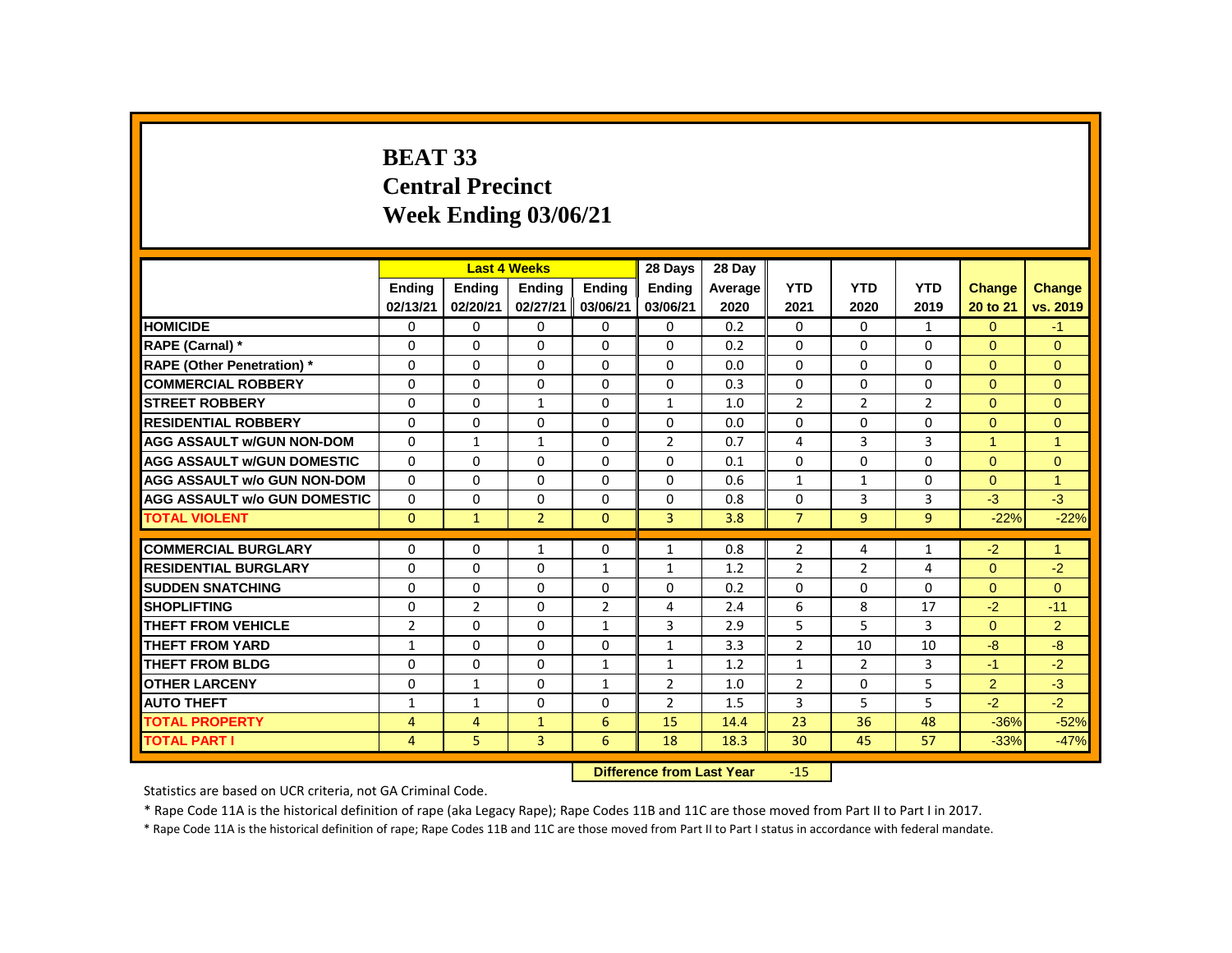# BEAT 33
# Central Precinct
# Week Ending 03/06/21

| | Last 4 Weeks | | | | 28 Days | 28 Day | | | | | |
|---|---|---|---|---|---|---|---|---|---|---|---|
| | Ending 02/13/21 | Ending 02/20/21 | Ending 02/27/21 | Ending 03/06/21 | Ending 03/06/21 | Average 2020 | YTD 2021 | YTD 2020 | YTD 2019 | Change 20 to 21 | Change vs. 2019 |
| HOMICIDE | 0 | 0 | 0 | 0 | 0 | 0.2 | 0 | 0 | 1 | 0 | -1 |
| RAPE (Carnal) * | 0 | 0 | 0 | 0 | 0 | 0.2 | 0 | 0 | 0 | 0 | 0 |
| RAPE (Other Penetration) * | 0 | 0 | 0 | 0 | 0 | 0.0 | 0 | 0 | 0 | 0 | 0 |
| COMMERCIAL ROBBERY | 0 | 0 | 0 | 0 | 0 | 0.3 | 0 | 0 | 0 | 0 | 0 |
| STREET ROBBERY | 0 | 0 | 1 | 0 | 1 | 1.0 | 2 | 2 | 2 | 0 | 0 |
| RESIDENTIAL ROBBERY | 0 | 0 | 0 | 0 | 0 | 0.0 | 0 | 0 | 0 | 0 | 0 |
| AGG ASSAULT w/GUN NON-DOM | 0 | 1 | 1 | 0 | 2 | 0.7 | 4 | 3 | 3 | 1 | 1 |
| AGG ASSAULT w/GUN DOMESTIC | 0 | 0 | 0 | 0 | 0 | 0.1 | 0 | 0 | 0 | 0 | 0 |
| AGG ASSAULT w/o GUN NON-DOM | 0 | 0 | 0 | 0 | 0 | 0.6 | 1 | 1 | 0 | 0 | 1 |
| AGG ASSAULT w/o GUN DOMESTIC | 0 | 0 | 0 | 0 | 0 | 0.8 | 0 | 3 | 3 | -3 | -3 |
| TOTAL VIOLENT | 0 | 1 | 2 | 0 | 3 | 3.8 | 7 | 9 | 9 | -22% | -22% |
| COMMERCIAL BURGLARY | 0 | 0 | 1 | 0 | 1 | 0.8 | 2 | 4 | 1 | -2 | 1 |
| RESIDENTIAL BURGLARY | 0 | 0 | 0 | 1 | 1 | 1.2 | 2 | 2 | 4 | 0 | -2 |
| SUDDEN SNATCHING | 0 | 0 | 0 | 0 | 0 | 0.2 | 0 | 0 | 0 | 0 | 0 |
| SHOPLIFTING | 0 | 2 | 0 | 2 | 4 | 2.4 | 6 | 8 | 17 | -2 | -11 |
| THEFT FROM VEHICLE | 2 | 0 | 0 | 1 | 3 | 2.9 | 5 | 5 | 3 | 0 | 2 |
| THEFT FROM YARD | 1 | 0 | 0 | 0 | 1 | 3.3 | 2 | 10 | 10 | -8 | -8 |
| THEFT FROM BLDG | 0 | 0 | 0 | 1 | 1 | 1.2 | 1 | 2 | 3 | -1 | -2 |
| OTHER LARCENY | 0 | 1 | 0 | 1 | 2 | 1.0 | 2 | 0 | 5 | 2 | -3 |
| AUTO THEFT | 1 | 1 | 0 | 0 | 2 | 1.5 | 3 | 5 | 5 | -2 | -2 |
| TOTAL PROPERTY | 4 | 4 | 1 | 6 | 15 | 14.4 | 23 | 36 | 48 | -36% | -52% |
| TOTAL PART I | 4 | 5 | 3 | 6 | 18 | 18.3 | 30 | 45 | 57 | -33% | -47% |

**Difference from Last Year** -15

Statistics are based on UCR criteria, not GA Criminal Code.

* Rape Code 11A is the historical definition of rape (aka Legacy Rape); Rape Codes 11B and 11C are those moved from Part II to Part I in 2017.

* Rape Code 11A is the historical definition of rape; Rape Codes 11B and 11C are those moved from Part II to Part I status in accordance with federal mandate.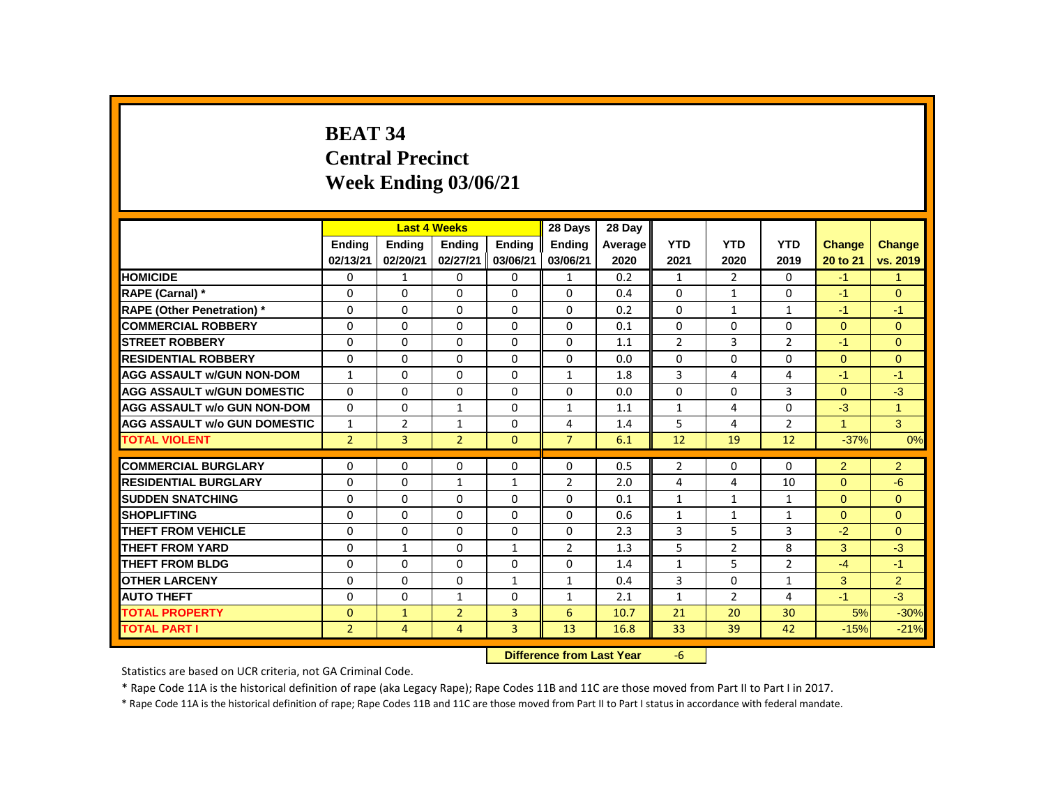# BEAT 34
# Central Precinct
# Week Ending 03/06/21

| | Last 4 Weeks | | | | 28 Days | 28 Day | | | | | |
|---|---|---|---|---|---|---|---|---|---|---|---|
| | Ending 02/13/21 | Ending 02/20/21 | Ending 02/27/21 | Ending 03/06/21 | Ending 03/06/21 | Average 2020 | YTD 2021 | YTD 2020 | YTD 2019 | Change 20 to 21 | Change vs. 2019 |
| HOMICIDE | 0 | 1 | 0 | 0 | 1 | 0.2 | 1 | 2 | 0 | -1 | 1 |
| RAPE (Carnal) * | 0 | 0 | 0 | 0 | 0 | 0.4 | 0 | 1 | 0 | -1 | 0 |
| RAPE (Other Penetration) * | 0 | 0 | 0 | 0 | 0 | 0.2 | 0 | 1 | 1 | -1 | -1 |
| COMMERCIAL ROBBERY | 0 | 0 | 0 | 0 | 0 | 0.1 | 0 | 0 | 0 | 0 | 0 |
| STREET ROBBERY | 0 | 0 | 0 | 0 | 0 | 1.1 | 2 | 3 | 2 | -1 | 0 |
| RESIDENTIAL ROBBERY | 0 | 0 | 0 | 0 | 0 | 0.0 | 0 | 0 | 0 | 0 | 0 |
| AGG ASSAULT w/GUN NON-DOM | 1 | 0 | 0 | 0 | 1 | 1.8 | 3 | 4 | 4 | -1 | -1 |
| AGG ASSAULT w/GUN DOMESTIC | 0 | 0 | 0 | 0 | 0 | 0.0 | 0 | 0 | 3 | 0 | -3 |
| AGG ASSAULT w/o GUN NON-DOM | 0 | 0 | 1 | 0 | 1 | 1.1 | 1 | 4 | 0 | -3 | 1 |
| AGG ASSAULT w/o GUN DOMESTIC | 1 | 2 | 1 | 0 | 4 | 1.4 | 5 | 4 | 2 | 1 | 3 |
| TOTAL VIOLENT | 2 | 3 | 2 | 0 | 7 | 6.1 | 12 | 19 | 12 | -37% | 0% |
| COMMERCIAL BURGLARY | 0 | 0 | 0 | 0 | 0 | 0.5 | 2 | 0 | 0 | 2 | 2 |
| RESIDENTIAL BURGLARY | 0 | 0 | 1 | 1 | 2 | 2.0 | 4 | 4 | 10 | 0 | -6 |
| SUDDEN SNATCHING | 0 | 0 | 0 | 0 | 0 | 0.1 | 1 | 1 | 1 | 0 | 0 |
| SHOPLIFTING | 0 | 0 | 0 | 0 | 0 | 0.6 | 1 | 1 | 1 | 0 | 0 |
| THEFT FROM VEHICLE | 0 | 0 | 0 | 0 | 0 | 2.3 | 3 | 5 | 3 | -2 | 0 |
| THEFT FROM YARD | 0 | 1 | 0 | 1 | 2 | 1.3 | 5 | 2 | 8 | 3 | -3 |
| THEFT FROM BLDG | 0 | 0 | 0 | 0 | 0 | 1.4 | 1 | 5 | 2 | -4 | -1 |
| OTHER LARCENY | 0 | 0 | 0 | 1 | 1 | 0.4 | 3 | 0 | 1 | 3 | 2 |
| AUTO THEFT | 0 | 0 | 1 | 0 | 1 | 2.1 | 1 | 2 | 4 | -1 | -3 |
| TOTAL PROPERTY | 0 | 1 | 2 | 3 | 6 | 10.7 | 21 | 20 | 30 | 5% | -30% |
| TOTAL PART I | 2 | 4 | 4 | 3 | 13 | 16.8 | 33 | 39 | 42 | -15% | -21% |

**Difference from Last Year** -6

Statistics are based on UCR criteria, not GA Criminal Code.

* Rape Code 11A is the historical definition of rape (aka Legacy Rape); Rape Codes 11B and 11C are those moved from Part II to Part I in 2017.

* Rape Code 11A is the historical definition of rape; Rape Codes 11B and 11C are those moved from Part II to Part I status in accordance with federal mandate.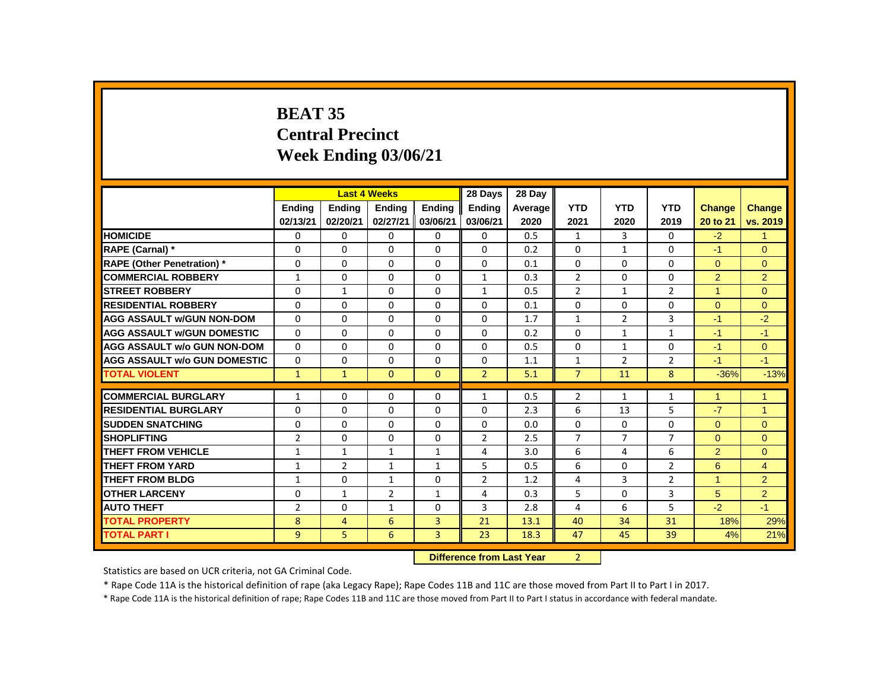# BEAT 35
## Central Precinct
## Week Ending 03/06/21

| | Last 4 Weeks | | | | 28 Days | 28 Day | | | | | |
|---|---|---|---|---|---|---|---|---|---|---|---|
| | Ending 02/13/21 | Ending 02/20/21 | Ending 02/27/21 | Ending 03/06/21 | Ending 03/06/21 | Average 2020 | YTD 2021 | YTD 2020 | YTD 2019 | Change 20 to 21 | Change vs. 2019 |
| **HOMICIDE** | 0 | 0 | 0 | 0 | 0 | 0.5 | 1 | 3 | 0 | -2 | 1 |
| **RAPE (Carnal) *** | 0 | 0 | 0 | 0 | 0 | 0.2 | 0 | 1 | 0 | -1 | 0 |
| **RAPE (Other Penetration) *** | 0 | 0 | 0 | 0 | 0 | 0.1 | 0 | 0 | 0 | 0 | 0 |
| **COMMERCIAL ROBBERY** | 1 | 0 | 0 | 0 | 1 | 0.3 | 2 | 0 | 0 | 2 | 2 |
| **STREET ROBBERY** | 0 | 1 | 0 | 0 | 1 | 0.5 | 2 | 1 | 2 | 1 | 0 |
| **RESIDENTIAL ROBBERY** | 0 | 0 | 0 | 0 | 0 | 0.1 | 0 | 0 | 0 | 0 | 0 |
| **AGG ASSAULT w/GUN NON-DOM** | 0 | 0 | 0 | 0 | 0 | 1.7 | 1 | 2 | 3 | -1 | -2 |
| **AGG ASSAULT w/GUN DOMESTIC** | 0 | 0 | 0 | 0 | 0 | 0.2 | 0 | 1 | 1 | -1 | -1 |
| **AGG ASSAULT w/o GUN NON-DOM** | 0 | 0 | 0 | 0 | 0 | 0.5 | 0 | 1 | 0 | -1 | 0 |
| **AGG ASSAULT w/o GUN DOMESTIC** | 0 | 0 | 0 | 0 | 0 | 1.1 | 1 | 2 | 2 | -1 | -1 |
| **TOTAL VIOLENT** | 1 | 1 | 0 | 0 | 2 | 5.1 | 7 | 11 | 8 | -36% | -13% |
| **COMMERCIAL BURGLARY** | 1 | 0 | 0 | 0 | 1 | 0.5 | 2 | 1 | 1 | 1 | 1 |
| **RESIDENTIAL BURGLARY** | 0 | 0 | 0 | 0 | 0 | 2.3 | 6 | 13 | 5 | -7 | 1 |
| **SUDDEN SNATCHING** | 0 | 0 | 0 | 0 | 0 | 0.0 | 0 | 0 | 0 | 0 | 0 |
| **SHOPLIFTING** | 2 | 0 | 0 | 0 | 2 | 2.5 | 7 | 7 | 7 | 0 | 0 |
| **THEFT FROM VEHICLE** | 1 | 1 | 1 | 1 | 4 | 3.0 | 6 | 4 | 6 | 2 | 0 |
| **THEFT FROM YARD** | 1 | 2 | 1 | 1 | 5 | 0.5 | 6 | 0 | 2 | 6 | 4 |
| **THEFT FROM BLDG** | 1 | 0 | 1 | 0 | 2 | 1.2 | 4 | 3 | 2 | 1 | 2 |
| **OTHER LARCENY** | 0 | 1 | 2 | 1 | 4 | 0.3 | 5 | 0 | 3 | 5 | 2 |
| **AUTO THEFT** | 2 | 0 | 1 | 0 | 3 | 2.8 | 4 | 6 | 5 | -2 | -1 |
| **TOTAL PROPERTY** | 8 | 4 | 6 | 3 | 21 | 13.1 | 40 | 34 | 31 | 18% | 29% |
| **TOTAL PART I** | 9 | 5 | 6 | 3 | 23 | 18.3 | 47 | 45 | 39 | 4% | 21% |

**Difference from Last Year** 2

Statistics are based on UCR criteria, not GA Criminal Code.

* Rape Code 11A is the historical definition of rape (aka Legacy Rape); Rape Codes 11B and 11C are those moved from Part II to Part I in 2017.

* Rape Code 11A is the historical definition of rape; Rape Codes 11B and 11C are those moved from Part II to Part I status in accordance with federal mandate.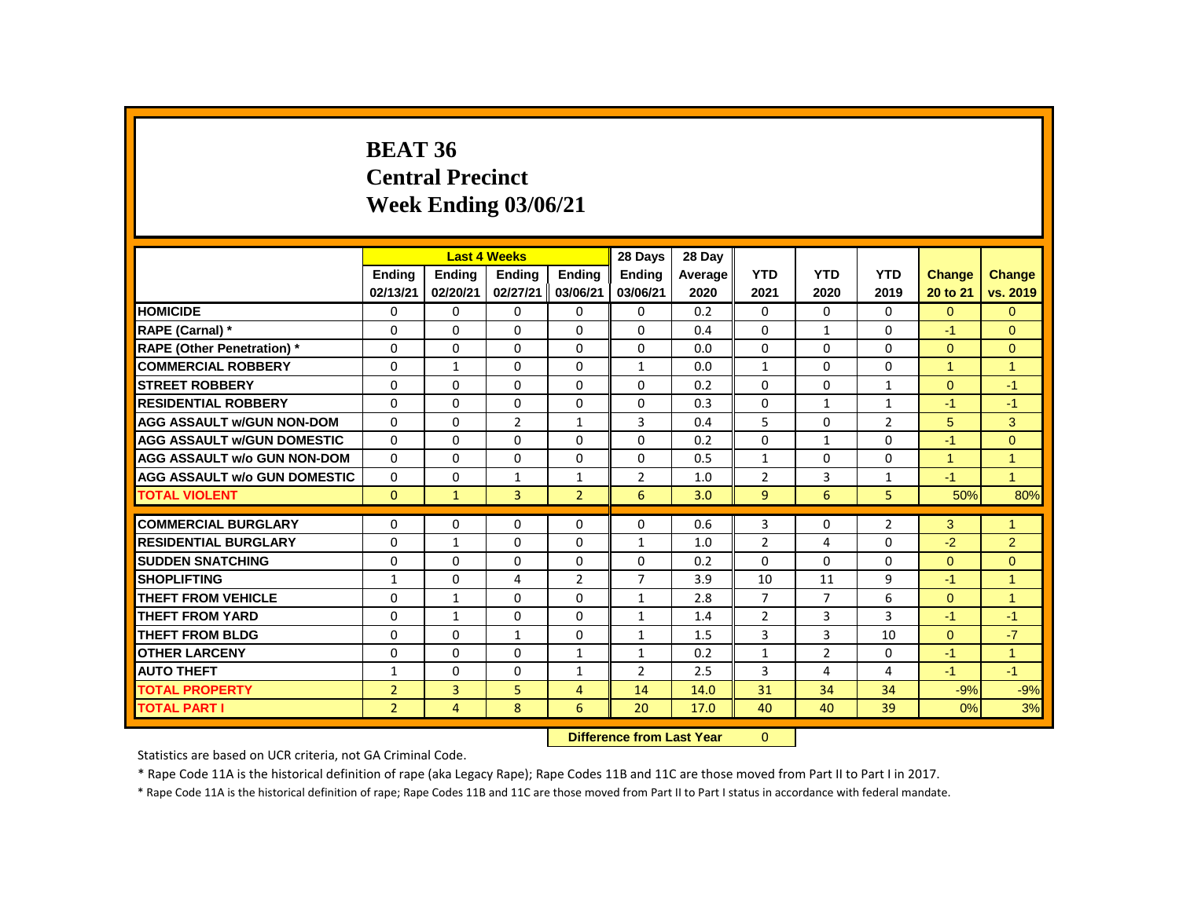# BEAT 36
## Central Precinct
## Week Ending 03/06/21

| | Last 4 Weeks | | | | 28 Days | 28 Day | | | | | |
|---|---|---|---|---|---|---|---|---|---|---|---|
| | Ending 02/13/21 | Ending 02/20/21 | Ending 02/27/21 | Ending 03/06/21 | Ending 03/06/21 | Average 2020 | YTD 2021 | YTD 2020 | YTD 2019 | Change 20 to 21 | Change vs. 2019 |
| HOMICIDE | 0 | 0 | 0 | 0 | 0 | 0.2 | 0 | 0 | 0 | 0 | 0 |
| RAPE (Carnal) * | 0 | 0 | 0 | 0 | 0 | 0.4 | 0 | 1 | 0 | -1 | 0 |
| RAPE (Other Penetration) * | 0 | 0 | 0 | 0 | 0 | 0.0 | 0 | 0 | 0 | 0 | 0 |
| COMMERCIAL ROBBERY | 0 | 1 | 0 | 0 | 1 | 0.0 | 1 | 0 | 0 | 1 | 1 |
| STREET ROBBERY | 0 | 0 | 0 | 0 | 0 | 0.2 | 0 | 0 | 1 | 0 | -1 |
| RESIDENTIAL ROBBERY | 0 | 0 | 0 | 0 | 0 | 0.3 | 0 | 1 | 1 | -1 | -1 |
| AGG ASSAULT w/GUN NON-DOM | 0 | 0 | 2 | 1 | 3 | 0.4 | 5 | 0 | 2 | 5 | 3 |
| AGG ASSAULT w/GUN DOMESTIC | 0 | 0 | 0 | 0 | 0 | 0.2 | 0 | 1 | 0 | -1 | 0 |
| AGG ASSAULT w/o GUN NON-DOM | 0 | 0 | 0 | 0 | 0 | 0.5 | 1 | 0 | 0 | 1 | 1 |
| AGG ASSAULT w/o GUN DOMESTIC | 0 | 0 | 1 | 1 | 2 | 1.0 | 2 | 3 | 1 | -1 | 1 |
| TOTAL VIOLENT | 0 | 1 | 3 | 2 | 6 | 3.0 | 9 | 6 | 5 | 50% | 80% |
| COMMERCIAL BURGLARY | 0 | 0 | 0 | 0 | 0 | 0.6 | 3 | 0 | 2 | 3 | 1 |
| RESIDENTIAL BURGLARY | 0 | 1 | 0 | 0 | 1 | 1.0 | 2 | 4 | 0 | -2 | 2 |
| SUDDEN SNATCHING | 0 | 0 | 0 | 0 | 0 | 0.2 | 0 | 0 | 0 | 0 | 0 |
| SHOPLIFTING | 1 | 0 | 4 | 2 | 7 | 3.9 | 10 | 11 | 9 | -1 | 1 |
| THEFT FROM VEHICLE | 0 | 1 | 0 | 0 | 1 | 2.8 | 7 | 7 | 6 | 0 | 1 |
| THEFT FROM YARD | 0 | 1 | 0 | 0 | 1 | 1.4 | 2 | 3 | 3 | -1 | -1 |
| THEFT FROM BLDG | 0 | 0 | 1 | 0 | 1 | 1.5 | 3 | 3 | 10 | 0 | -7 |
| OTHER LARCENY | 0 | 0 | 0 | 1 | 1 | 0.2 | 1 | 2 | 0 | -1 | 1 |
| AUTO THEFT | 1 | 0 | 0 | 1 | 2 | 2.5 | 3 | 4 | 4 | -1 | -1 |
| TOTAL PROPERTY | 2 | 3 | 5 | 4 | 14 | 14.0 | 31 | 34 | 34 | -9% | -9% |
| TOTAL PART I | 2 | 4 | 8 | 6 | 20 | 17.0 | 40 | 40 | 39 | 0% | 3% |

**Difference from Last Year** 0

Statistics are based on UCR criteria, not GA Criminal Code.

* Rape Code 11A is the historical definition of rape (aka Legacy Rape); Rape Codes 11B and 11C are those moved from Part II to Part I in 2017.

* Rape Code 11A is the historical definition of rape; Rape Codes 11B and 11C are those moved from Part II to Part I status in accordance with federal mandate.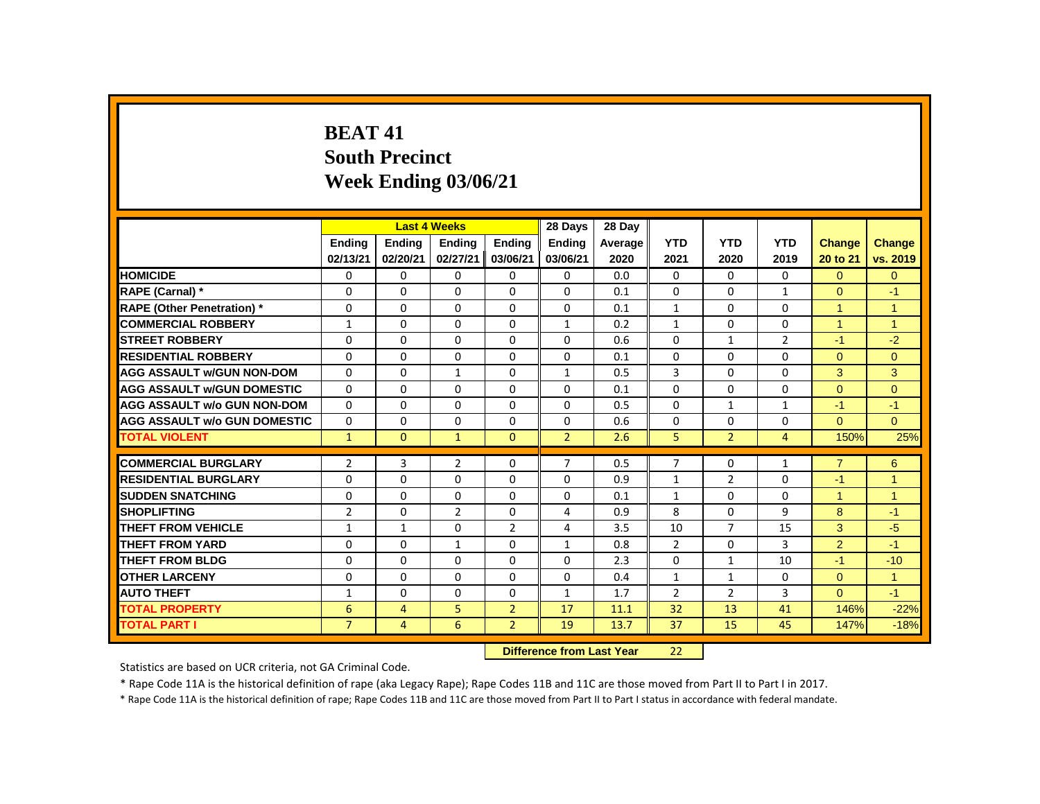# BEAT 41
## South Precinct
## Week Ending 03/06/21

| | Last 4 Weeks | | | | 28 Days | 28 Day | | | | | |
|---|---|---|---|---|---|---|---|---|---|---|---|
| | Ending 02/13/21 | Ending 02/20/21 | Ending 02/27/21 | Ending 03/06/21 | Ending 03/06/21 | Average 2020 | YTD 2021 | YTD 2020 | YTD 2019 | Change 20 to 21 | Change vs. 2019 |
| HOMICIDE | 0 | 0 | 0 | 0 | 0 | 0.0 | 0 | 0 | 0 | 0 | 0 |
| RAPE (Carnal) * | 0 | 0 | 0 | 0 | 0 | 0.1 | 0 | 0 | 1 | 0 | -1 |
| RAPE (Other Penetration) * | 0 | 0 | 0 | 0 | 0 | 0.1 | 1 | 0 | 0 | 1 | 1 |
| COMMERCIAL ROBBERY | 1 | 0 | 0 | 0 | 1 | 0.2 | 1 | 0 | 0 | 1 | 1 |
| STREET ROBBERY | 0 | 0 | 0 | 0 | 0 | 0.6 | 0 | 1 | 2 | -1 | -2 |
| RESIDENTIAL ROBBERY | 0 | 0 | 0 | 0 | 0 | 0.1 | 0 | 0 | 0 | 0 | 0 |
| AGG ASSAULT w/GUN NON-DOM | 0 | 0 | 1 | 0 | 1 | 0.5 | 3 | 0 | 0 | 3 | 3 |
| AGG ASSAULT w/GUN DOMESTIC | 0 | 0 | 0 | 0 | 0 | 0.1 | 0 | 0 | 0 | 0 | 0 |
| AGG ASSAULT w/o GUN NON-DOM | 0 | 0 | 0 | 0 | 0 | 0.5 | 0 | 1 | 1 | -1 | -1 |
| AGG ASSAULT w/o GUN DOMESTIC | 0 | 0 | 0 | 0 | 0 | 0.6 | 0 | 0 | 0 | 0 | 0 |
| TOTAL VIOLENT | 1 | 0 | 1 | 0 | 2 | 2.6 | 5 | 2 | 4 | 150% | 25% |
| COMMERCIAL BURGLARY | 2 | 3 | 2 | 0 | 7 | 0.5 | 7 | 0 | 1 | 7 | 6 |
| RESIDENTIAL BURGLARY | 0 | 0 | 0 | 0 | 0 | 0.9 | 1 | 2 | 0 | -1 | 1 |
| SUDDEN SNATCHING | 0 | 0 | 0 | 0 | 0 | 0.1 | 1 | 0 | 0 | 1 | 1 |
| SHOPLIFTING | 2 | 0 | 2 | 0 | 4 | 0.9 | 8 | 0 | 9 | 8 | -1 |
| THEFT FROM VEHICLE | 1 | 1 | 0 | 2 | 4 | 3.5 | 10 | 7 | 15 | 3 | -5 |
| THEFT FROM YARD | 0 | 0 | 1 | 0 | 1 | 0.8 | 2 | 0 | 3 | 2 | -1 |
| THEFT FROM BLDG | 0 | 0 | 0 | 0 | 0 | 2.3 | 0 | 1 | 10 | -1 | -10 |
| OTHER LARCENY | 0 | 0 | 0 | 0 | 0 | 0.4 | 1 | 1 | 0 | 0 | 1 |
| AUTO THEFT | 1 | 0 | 0 | 0 | 1 | 1.7 | 2 | 2 | 3 | 0 | -1 |
| TOTAL PROPERTY | 6 | 4 | 5 | 2 | 17 | 11.1 | 32 | 13 | 41 | 146% | -22% |
| TOTAL PART I | 7 | 4 | 6 | 2 | 19 | 13.7 | 37 | 15 | 45 | 147% | -18% |

**Difference from Last Year** 22

Statistics are based on UCR criteria, not GA Criminal Code.

* Rape Code 11A is the historical definition of rape (aka Legacy Rape); Rape Codes 11B and 11C are those moved from Part II to Part I in 2017.

* Rape Code 11A is the historical definition of rape; Rape Codes 11B and 11C are those moved from Part II to Part I status in accordance with federal mandate.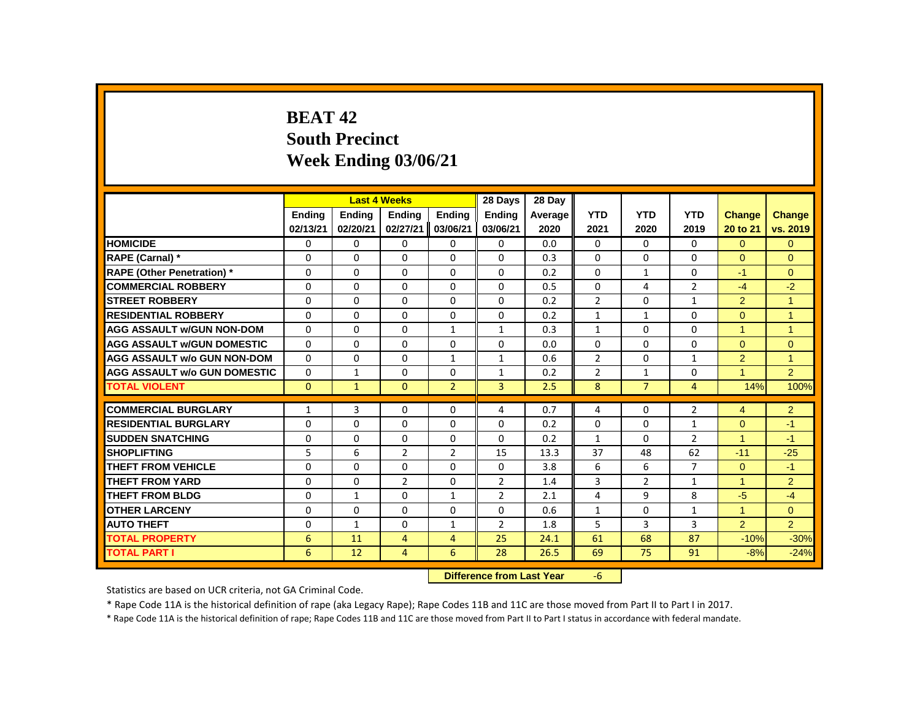# BEAT 42
# South Precinct
# Week Ending 03/06/21

| | Last 4 Weeks | | | | 28 Days | 28 Day | | | | | |
|---|---|---|---|---|---|---|---|---|---|---|---|
| | Ending 02/13/21 | Ending 02/20/21 | Ending 02/27/21 | Ending 03/06/21 | Ending 03/06/21 | Average 2020 | YTD 2021 | YTD 2020 | YTD 2019 | Change 20 to 21 | Change vs. 2019 |
| **HOMICIDE** | 0 | 0 | 0 | 0 | 0 | 0.0 | 0 | 0 | 0 | 0 | 0 |
| **RAPE (Carnal) *** | 0 | 0 | 0 | 0 | 0 | 0.3 | 0 | 0 | 0 | 0 | 0 |
| **RAPE (Other Penetration) *** | 0 | 0 | 0 | 0 | 0 | 0.2 | 0 | 1 | 0 | -1 | 0 |
| **COMMERCIAL ROBBERY** | 0 | 0 | 0 | 0 | 0 | 0.5 | 0 | 4 | 2 | -4 | -2 |
| **STREET ROBBERY** | 0 | 0 | 0 | 0 | 0 | 0.2 | 2 | 0 | 1 | 2 | 1 |
| **RESIDENTIAL ROBBERY** | 0 | 0 | 0 | 0 | 0 | 0.2 | 1 | 1 | 0 | 0 | 1 |
| **AGG ASSAULT w/GUN NON-DOM** | 0 | 0 | 0 | 1 | 1 | 0.3 | 1 | 0 | 0 | 1 | 1 |
| **AGG ASSAULT w/GUN DOMESTIC** | 0 | 0 | 0 | 0 | 0 | 0.0 | 0 | 0 | 0 | 0 | 0 |
| **AGG ASSAULT w/o GUN NON-DOM** | 0 | 0 | 0 | 1 | 1 | 0.6 | 2 | 0 | 1 | 2 | 1 |
| **AGG ASSAULT w/o GUN DOMESTIC** | 0 | 1 | 0 | 0 | 1 | 0.2 | 2 | 1 | 0 | 1 | 2 |
| **TOTAL VIOLENT** | 0 | 1 | 0 | 2 | 3 | 2.5 | 8 | 7 | 4 | 14% | 100% |
| **COMMERCIAL BURGLARY** | 1 | 3 | 0 | 0 | 4 | 0.7 | 4 | 0 | 2 | 4 | 2 |
| **RESIDENTIAL BURGLARY** | 0 | 0 | 0 | 0 | 0 | 0.2 | 0 | 0 | 1 | 0 | -1 |
| **SUDDEN SNATCHING** | 0 | 0 | 0 | 0 | 0 | 0.2 | 1 | 0 | 2 | 1 | -1 |
| **SHOPLIFTING** | 5 | 6 | 2 | 2 | 15 | 13.3 | 37 | 48 | 62 | -11 | -25 |
| **THEFT FROM VEHICLE** | 0 | 0 | 0 | 0 | 0 | 3.8 | 6 | 6 | 7 | 0 | -1 |
| **THEFT FROM YARD** | 0 | 0 | 2 | 0 | 2 | 1.4 | 3 | 2 | 1 | 1 | 2 |
| **THEFT FROM BLDG** | 0 | 1 | 0 | 1 | 2 | 2.1 | 4 | 9 | 8 | -5 | -4 |
| **OTHER LARCENY** | 0 | 0 | 0 | 0 | 0 | 0.6 | 1 | 0 | 1 | 1 | 0 |
| **AUTO THEFT** | 0 | 1 | 0 | 1 | 2 | 1.8 | 5 | 3 | 3 | 2 | 2 |
| **TOTAL PROPERTY** | 6 | 11 | 4 | 4 | 25 | 24.1 | 61 | 68 | 87 | -10% | -30% |
| **TOTAL PART I** | 6 | 12 | 4 | 6 | 28 | 26.5 | 69 | 75 | 91 | -8% | -24% |

**Difference from Last Year** -6

Statistics are based on UCR criteria, not GA Criminal Code.

* Rape Code 11A is the historical definition of rape (aka Legacy Rape); Rape Codes 11B and 11C are those moved from Part II to Part I in 2017.

* Rape Code 11A is the historical definition of rape; Rape Codes 11B and 11C are those moved from Part II to Part I status in accordance with federal mandate.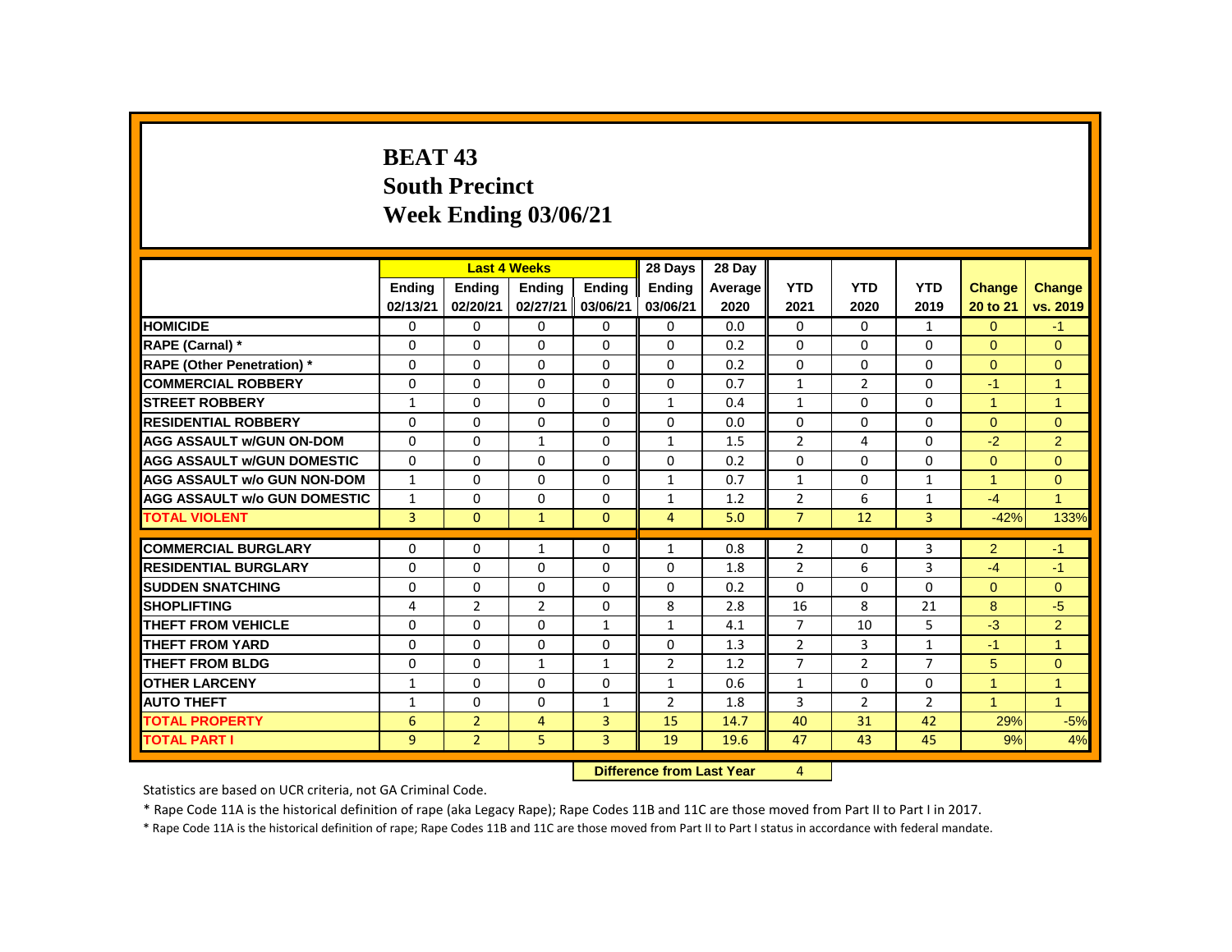# BEAT 43
## South Precinct
## Week Ending 03/06/21

| | Last 4 Weeks | | | | 28 Days | 28 Day | | | | | |
|---|---|---|---|---|---|---|---|---|---|---|---|
| | Ending 02/13/21 | Ending 02/20/21 | Ending 02/27/21 | Ending 03/06/21 | Ending 03/06/21 | Average 2020 | YTD 2021 | YTD 2020 | YTD 2019 | Change 20 to 21 | Change vs. 2019 |
| HOMICIDE | 0 | 0 | 0 | 0 | 0 | 0.0 | 0 | 0 | 1 | 0 | -1 |
| RAPE (Carnal) * | 0 | 0 | 0 | 0 | 0 | 0.2 | 0 | 0 | 0 | 0 | 0 |
| RAPE (Other Penetration) * | 0 | 0 | 0 | 0 | 0 | 0.2 | 0 | 0 | 0 | 0 | 0 |
| COMMERCIAL ROBBERY | 0 | 0 | 0 | 0 | 0 | 0.7 | 1 | 2 | 0 | -1 | 1 |
| STREET ROBBERY | 1 | 0 | 0 | 0 | 1 | 0.4 | 1 | 0 | 0 | 1 | 1 |
| RESIDENTIAL ROBBERY | 0 | 0 | 0 | 0 | 0 | 0.0 | 0 | 0 | 0 | 0 | 0 |
| AGG ASSAULT w/GUN ON-DOM | 0 | 0 | 1 | 0 | 1 | 1.5 | 2 | 4 | 0 | -2 | 2 |
| AGG ASSAULT w/GUN DOMESTIC | 0 | 0 | 0 | 0 | 0 | 0.2 | 0 | 0 | 0 | 0 | 0 |
| AGG ASSAULT w/o GUN NON-DOM | 1 | 0 | 0 | 0 | 1 | 0.7 | 1 | 0 | 1 | 1 | 0 |
| AGG ASSAULT w/o GUN DOMESTIC | 1 | 0 | 0 | 0 | 1 | 1.2 | 2 | 6 | 1 | -4 | 1 |
| TOTAL VIOLENT | 3 | 0 | 1 | 0 | 4 | 5.0 | 7 | 12 | 3 | -42% | 133% |
| COMMERCIAL BURGLARY | 0 | 0 | 1 | 0 | 1 | 0.8 | 2 | 0 | 3 | 2 | -1 |
| RESIDENTIAL BURGLARY | 0 | 0 | 0 | 0 | 0 | 1.8 | 2 | 6 | 3 | -4 | -1 |
| SUDDEN SNATCHING | 0 | 0 | 0 | 0 | 0 | 0.2 | 0 | 0 | 0 | 0 | 0 |
| SHOPLIFTING | 4 | 2 | 2 | 0 | 8 | 2.8 | 16 | 8 | 21 | 8 | -5 |
| THEFT FROM VEHICLE | 0 | 0 | 0 | 1 | 1 | 4.1 | 7 | 10 | 5 | -3 | 2 |
| THEFT FROM YARD | 0 | 0 | 0 | 0 | 0 | 1.3 | 2 | 3 | 1 | -1 | 1 |
| THEFT FROM BLDG | 0 | 0 | 1 | 1 | 2 | 1.2 | 7 | 2 | 7 | 5 | 0 |
| OTHER LARCENY | 1 | 0 | 0 | 0 | 1 | 0.6 | 1 | 0 | 0 | 1 | 1 |
| AUTO THEFT | 1 | 0 | 0 | 1 | 2 | 1.8 | 3 | 2 | 2 | 1 | 1 |
| TOTAL PROPERTY | 6 | 2 | 4 | 3 | 15 | 14.7 | 40 | 31 | 42 | 29% | -5% |
| TOTAL PART I | 9 | 2 | 5 | 3 | 19 | 19.6 | 47 | 43 | 45 | 9% | 4% |

**Difference from Last Year** 4

Statistics are based on UCR criteria, not GA Criminal Code.

* Rape Code 11A is the historical definition of rape (aka Legacy Rape); Rape Codes 11B and 11C are those moved from Part II to Part I in 2017.

* Rape Code 11A is the historical definition of rape; Rape Codes 11B and 11C are those moved from Part II to Part I status in accordance with federal mandate.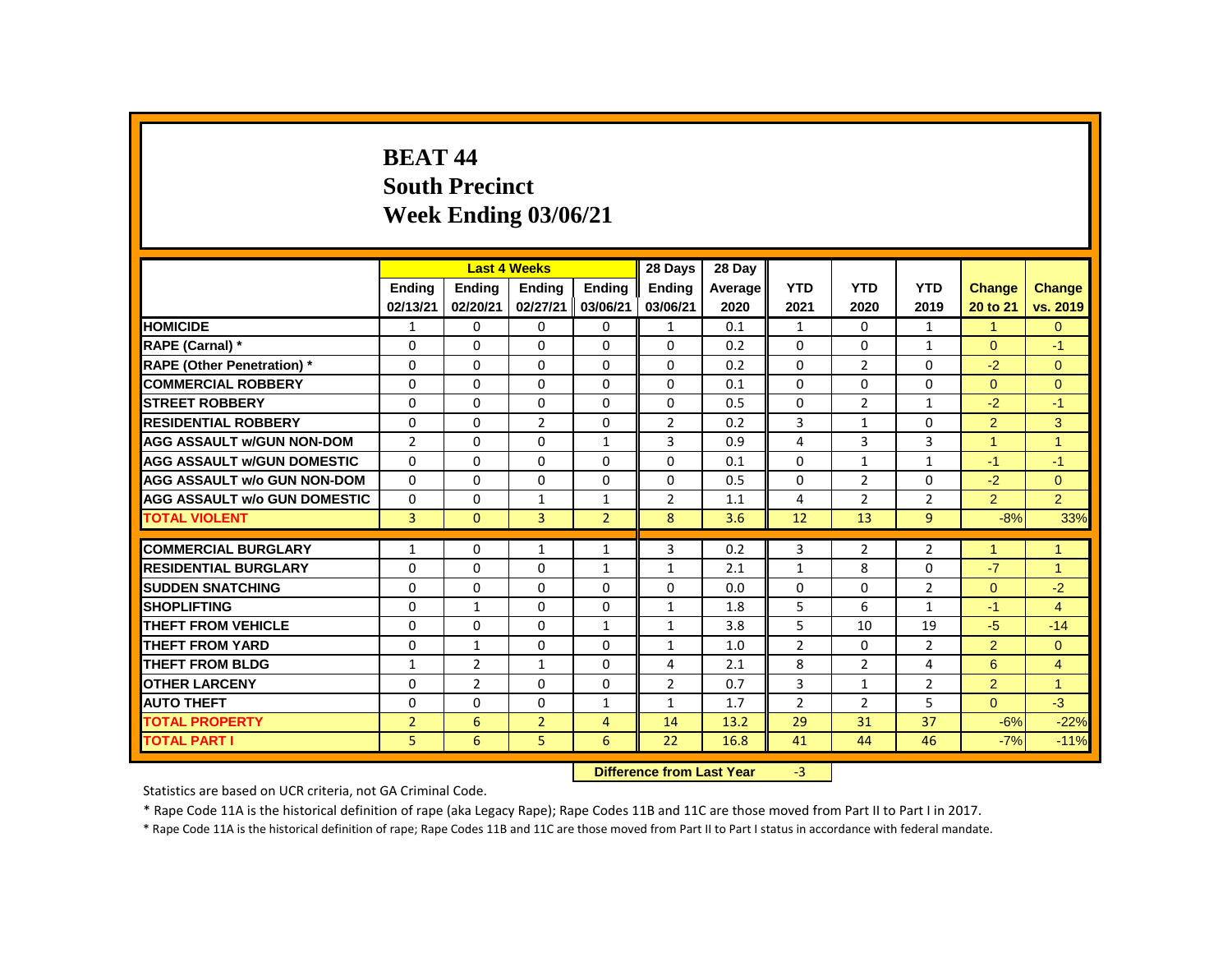# BEAT 44
## South Precinct
## Week Ending 03/06/21

| | Last 4 Weeks | | | | 28 Days | 28 Day | | | | | |
|---|---|---|---|---|---|---|---|---|---|---|---|
| | Ending 02/13/21 | Ending 02/20/21 | Ending 02/27/21 | Ending 03/06/21 | Ending 03/06/21 | Average 2020 | YTD 2021 | YTD 2020 | YTD 2019 | Change 20 to 21 | Change vs. 2019 |
| HOMICIDE | 1 | 0 | 0 | 0 | 1 | 0.1 | 1 | 0 | 1 | 1 | 0 |
| RAPE (Carnal) * | 0 | 0 | 0 | 0 | 0 | 0.2 | 0 | 0 | 1 | 0 | -1 |
| RAPE (Other Penetration) * | 0 | 0 | 0 | 0 | 0 | 0.2 | 0 | 2 | 0 | -2 | 0 |
| COMMERCIAL ROBBERY | 0 | 0 | 0 | 0 | 0 | 0.1 | 0 | 0 | 0 | 0 | 0 |
| STREET ROBBERY | 0 | 0 | 0 | 0 | 0 | 0.5 | 0 | 2 | 1 | -2 | -1 |
| RESIDENTIAL ROBBERY | 0 | 0 | 2 | 0 | 2 | 0.2 | 3 | 1 | 0 | 2 | 3 |
| AGG ASSAULT w/GUN NON-DOM | 2 | 0 | 0 | 1 | 3 | 0.9 | 4 | 3 | 3 | 1 | 1 |
| AGG ASSAULT w/GUN DOMESTIC | 0 | 0 | 0 | 0 | 0 | 0.1 | 0 | 1 | 1 | -1 | -1 |
| AGG ASSAULT w/o GUN NON-DOM | 0 | 0 | 0 | 0 | 0 | 0.5 | 0 | 2 | 0 | -2 | 0 |
| AGG ASSAULT w/o GUN DOMESTIC | 0 | 0 | 1 | 1 | 2 | 1.1 | 4 | 2 | 2 | 2 | 2 |
| TOTAL VIOLENT | 3 | 0 | 3 | 2 | 8 | 3.6 | 12 | 13 | 9 | -8% | 33% |
| COMMERCIAL BURGLARY | 1 | 0 | 1 | 1 | 3 | 0.2 | 3 | 2 | 2 | 1 | 1 |
| RESIDENTIAL BURGLARY | 0 | 0 | 0 | 1 | 1 | 2.1 | 1 | 8 | 0 | -7 | 1 |
| SUDDEN SNATCHING | 0 | 0 | 0 | 0 | 0 | 0.0 | 0 | 0 | 2 | 0 | -2 |
| SHOPLIFTING | 0 | 1 | 0 | 0 | 1 | 1.8 | 5 | 6 | 1 | -1 | 4 |
| THEFT FROM VEHICLE | 0 | 0 | 0 | 1 | 1 | 3.8 | 5 | 10 | 19 | -5 | -14 |
| THEFT FROM YARD | 0 | 1 | 0 | 0 | 1 | 1.0 | 2 | 0 | 2 | 2 | 0 |
| THEFT FROM BLDG | 1 | 2 | 1 | 0 | 4 | 2.1 | 8 | 2 | 4 | 6 | 4 |
| OTHER LARCENY | 0 | 2 | 0 | 0 | 2 | 0.7 | 3 | 1 | 2 | 2 | 1 |
| AUTO THEFT | 0 | 0 | 0 | 1 | 1 | 1.7 | 2 | 2 | 5 | 0 | -3 |
| TOTAL PROPERTY | 2 | 6 | 2 | 4 | 14 | 13.2 | 29 | 31 | 37 | -6% | -22% |
| TOTAL PART I | 5 | 6 | 5 | 6 | 22 | 16.8 | 41 | 44 | 46 | -7% | -11% |

**Difference from Last Year** -3

Statistics are based on UCR criteria, not GA Criminal Code.

* Rape Code 11A is the historical definition of rape (aka Legacy Rape); Rape Codes 11B and 11C are those moved from Part II to Part I in 2017.

* Rape Code 11A is the historical definition of rape; Rape Codes 11B and 11C are those moved from Part II to Part I status in accordance with federal mandate.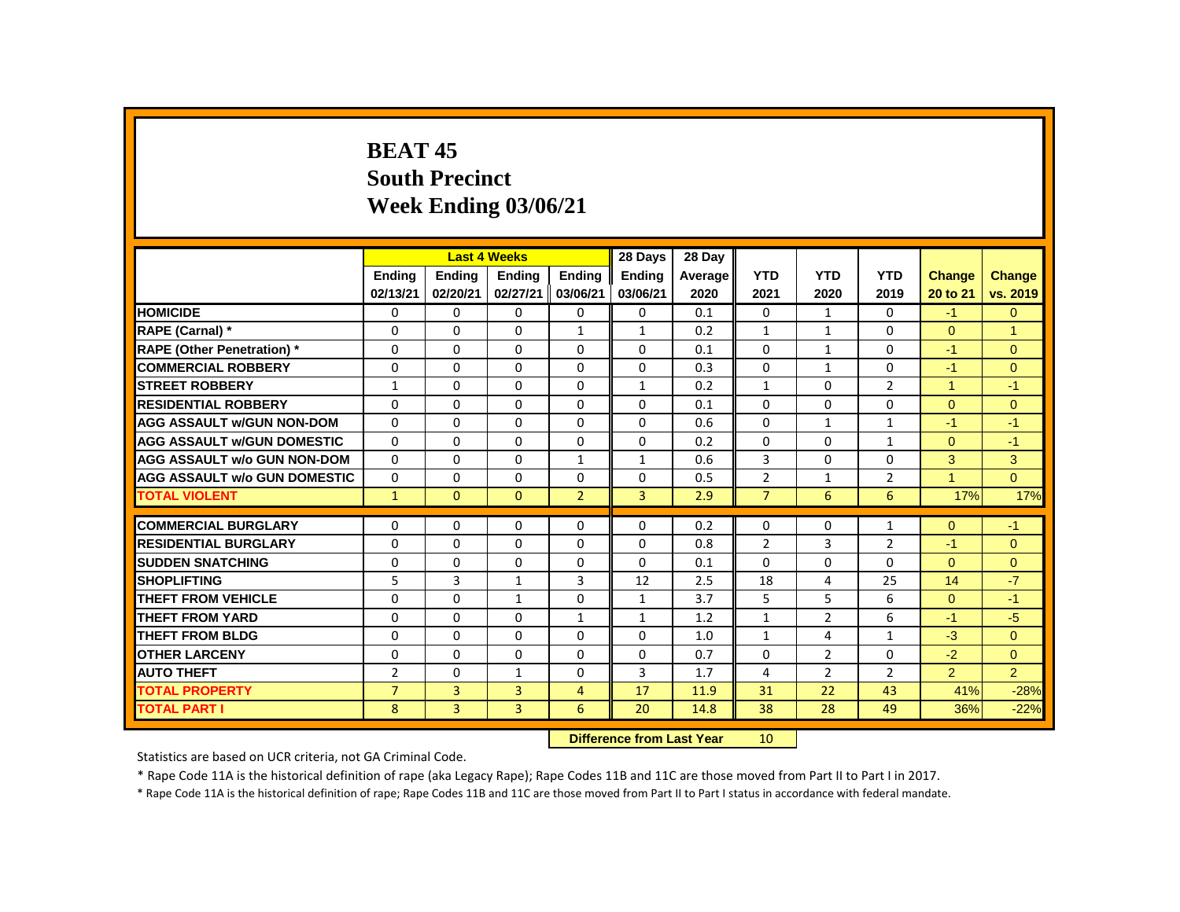# BEAT 45
## South Precinct
## Week Ending 03/06/21

| | Last 4 Weeks | | | | 28 Days | 28 Day | | | | | |
|---|---|---|---|---|---|---|---|---|---|---|---|
| | Ending 02/13/21 | Ending 02/20/21 | Ending 02/27/21 | Ending 03/06/21 | Ending 03/06/21 | Average 2020 | YTD 2021 | YTD 2020 | YTD 2019 | Change 20 to 21 | Change vs. 2019 |
| HOMICIDE | 0 | 0 | 0 | 0 | 0 | 0.1 | 0 | 1 | 0 | -1 | 0 |
| RAPE (Carnal) * | 0 | 0 | 0 | 1 | 1 | 0.2 | 1 | 1 | 0 | 0 | 1 |
| RAPE (Other Penetration) * | 0 | 0 | 0 | 0 | 0 | 0.1 | 0 | 1 | 0 | -1 | 0 |
| COMMERCIAL ROBBERY | 0 | 0 | 0 | 0 | 0 | 0.3 | 0 | 1 | 0 | -1 | 0 |
| STREET ROBBERY | 1 | 0 | 0 | 0 | 1 | 0.2 | 1 | 0 | 2 | 1 | -1 |
| RESIDENTIAL ROBBERY | 0 | 0 | 0 | 0 | 0 | 0.1 | 0 | 0 | 0 | 0 | 0 |
| AGG ASSAULT w/GUN NON-DOM | 0 | 0 | 0 | 0 | 0 | 0.6 | 0 | 1 | 1 | -1 | -1 |
| AGG ASSAULT w/GUN DOMESTIC | 0 | 0 | 0 | 0 | 0 | 0.2 | 0 | 0 | 1 | 0 | -1 |
| AGG ASSAULT w/o GUN NON-DOM | 0 | 0 | 0 | 1 | 1 | 0.6 | 3 | 0 | 0 | 3 | 3 |
| AGG ASSAULT w/o GUN DOMESTIC | 0 | 0 | 0 | 0 | 0 | 0.5 | 2 | 1 | 2 | 1 | 0 |
| TOTAL VIOLENT | 1 | 0 | 0 | 2 | 3 | 2.9 | 7 | 6 | 6 | 17% | 17% |
| COMMERCIAL BURGLARY | 0 | 0 | 0 | 0 | 0 | 0.2 | 0 | 0 | 1 | 0 | -1 |
| RESIDENTIAL BURGLARY | 0 | 0 | 0 | 0 | 0 | 0.8 | 2 | 3 | 2 | -1 | 0 |
| SUDDEN SNATCHING | 0 | 0 | 0 | 0 | 0 | 0.1 | 0 | 0 | 0 | 0 | 0 |
| SHOPLIFTING | 5 | 3 | 1 | 3 | 12 | 2.5 | 18 | 4 | 25 | 14 | -7 |
| THEFT FROM VEHICLE | 0 | 0 | 1 | 0 | 1 | 3.7 | 5 | 5 | 6 | 0 | -1 |
| THEFT FROM YARD | 0 | 0 | 0 | 1 | 1 | 1.2 | 1 | 2 | 6 | -1 | -5 |
| THEFT FROM BLDG | 0 | 0 | 0 | 0 | 0 | 1.0 | 1 | 4 | 1 | -3 | 0 |
| OTHER LARCENY | 0 | 0 | 0 | 0 | 0 | 0.7 | 0 | 2 | 0 | -2 | 0 |
| AUTO THEFT | 2 | 0 | 1 | 0 | 3 | 1.7 | 4 | 2 | 2 | 2 | 2 |
| TOTAL PROPERTY | 7 | 3 | 3 | 4 | 17 | 11.9 | 31 | 22 | 43 | 41% | -28% |
| TOTAL PART I | 8 | 3 | 3 | 6 | 20 | 14.8 | 38 | 28 | 49 | 36% | -22% |

**Difference from Last Year** 10

Statistics are based on UCR criteria, not GA Criminal Code.

* Rape Code 11A is the historical definition of rape (aka Legacy Rape); Rape Codes 11B and 11C are those moved from Part II to Part I in 2017.

* Rape Code 11A is the historical definition of rape; Rape Codes 11B and 11C are those moved from Part II to Part I status in accordance with federal mandate.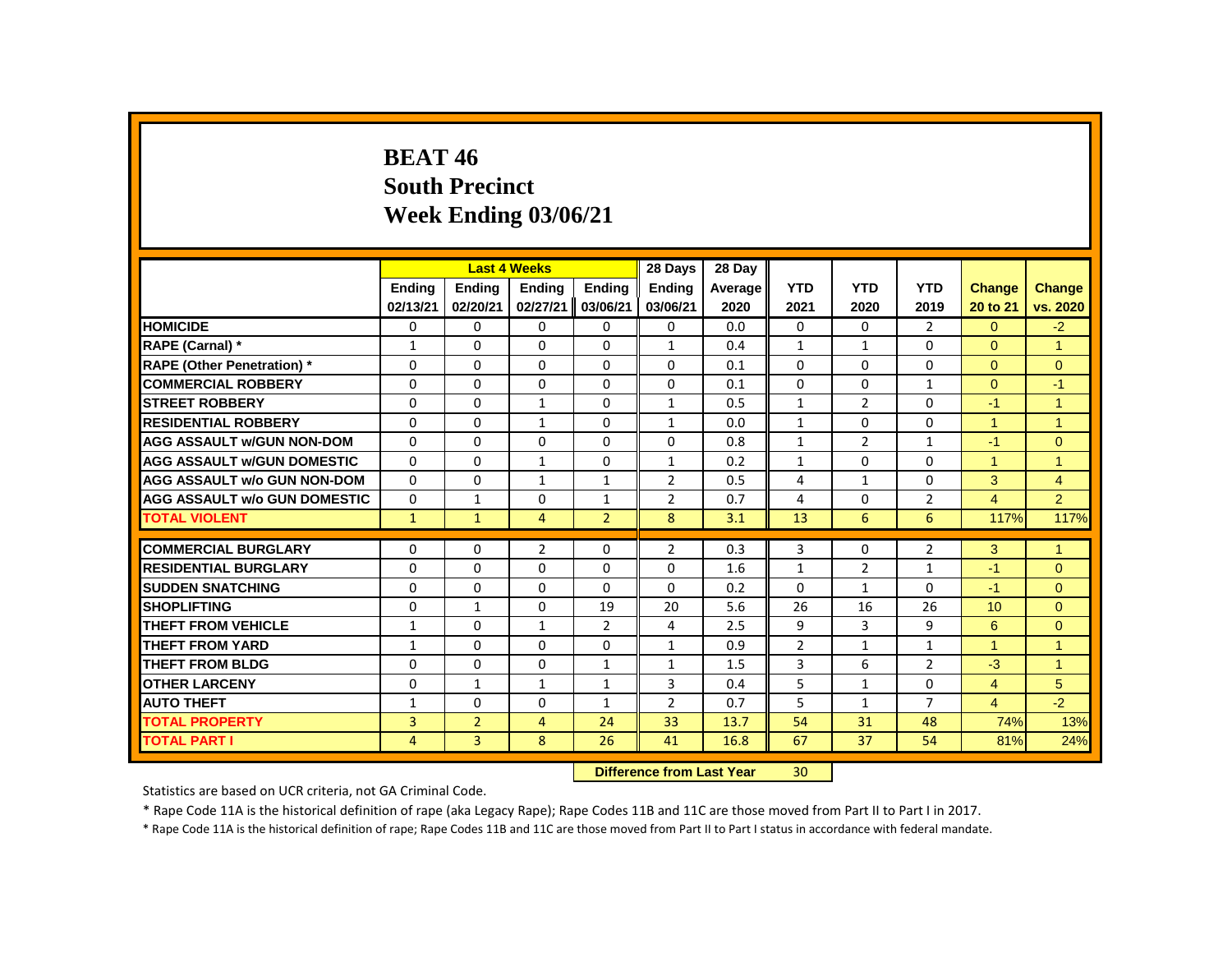# BEAT 46
## South Precinct
## Week Ending 03/06/21

| | Last 4 Weeks | | | | 28 Days | 28 Day | | | | | |
|---|---|---|---|---|---|---|---|---|---|---|---|
| | Ending 02/13/21 | Ending 02/20/21 | Ending 02/27/21 | Ending 03/06/21 | Ending 03/06/21 | Average 2020 | YTD 2021 | YTD 2020 | YTD 2019 | Change 20 to 21 | Change vs. 2020 |
| **HOMICIDE** | 0 | 0 | 0 | 0 | 0 | 0.0 | 0 | 0 | 2 | 0 | -2 |
| **RAPE (Carnal) *** | 1 | 0 | 0 | 0 | 1 | 0.4 | 1 | 1 | 0 | 0 | 1 |
| **RAPE (Other Penetration) *** | 0 | 0 | 0 | 0 | 0 | 0.1 | 0 | 0 | 0 | 0 | 0 |
| **COMMERCIAL ROBBERY** | 0 | 0 | 0 | 0 | 0 | 0.1 | 0 | 0 | 1 | 0 | -1 |
| **STREET ROBBERY** | 0 | 0 | 1 | 0 | 1 | 0.5 | 1 | 2 | 0 | -1 | 1 |
| **RESIDENTIAL ROBBERY** | 0 | 0 | 1 | 0 | 1 | 0.0 | 1 | 0 | 0 | 1 | 1 |
| **AGG ASSAULT w/GUN NON-DOM** | 0 | 0 | 0 | 0 | 0 | 0.8 | 1 | 2 | 1 | -1 | 0 |
| **AGG ASSAULT w/GUN DOMESTIC** | 0 | 0 | 1 | 0 | 1 | 0.2 | 1 | 0 | 0 | 1 | 1 |
| **AGG ASSAULT w/o GUN NON-DOM** | 0 | 0 | 1 | 1 | 2 | 0.5 | 4 | 1 | 0 | 3 | 4 |
| **AGG ASSAULT w/o GUN DOMESTIC** | 0 | 1 | 0 | 1 | 2 | 0.7 | 4 | 0 | 2 | 4 | 2 |
| **TOTAL VIOLENT** | 1 | 1 | 4 | 2 | 8 | 3.1 | 13 | 6 | 6 | 117% | 117% |
| **COMMERCIAL BURGLARY** | 0 | 0 | 2 | 0 | 2 | 0.3 | 3 | 0 | 2 | 3 | 1 |
| **RESIDENTIAL BURGLARY** | 0 | 0 | 0 | 0 | 0 | 1.6 | 1 | 2 | 1 | -1 | 0 |
| **SUDDEN SNATCHING** | 0 | 0 | 0 | 0 | 0 | 0.2 | 0 | 1 | 0 | -1 | 0 |
| **SHOPLIFTING** | 0 | 1 | 0 | 19 | 20 | 5.6 | 26 | 16 | 26 | 10 | 0 |
| **THEFT FROM VEHICLE** | 1 | 0 | 1 | 2 | 4 | 2.5 | 9 | 3 | 9 | 6 | 0 |
| **THEFT FROM YARD** | 1 | 0 | 0 | 0 | 1 | 0.9 | 2 | 1 | 1 | 1 | 1 |
| **THEFT FROM BLDG** | 0 | 0 | 0 | 1 | 1 | 1.5 | 3 | 6 | 2 | -3 | 1 |
| **OTHER LARCENY** | 0 | 1 | 1 | 1 | 3 | 0.4 | 5 | 1 | 0 | 4 | 5 |
| **AUTO THEFT** | 1 | 0 | 0 | 1 | 2 | 0.7 | 5 | 1 | 7 | 4 | -2 |
| **TOTAL PROPERTY** | 3 | 2 | 4 | 24 | 33 | 13.7 | 54 | 31 | 48 | 74% | 13% |
| **TOTAL PART I** | 4 | 3 | 8 | 26 | 41 | 16.8 | 67 | 37 | 54 | 81% | 24% |

**Difference from Last Year** 30

Statistics are based on UCR criteria, not GA Criminal Code.

* Rape Code 11A is the historical definition of rape (aka Legacy Rape); Rape Codes 11B and 11C are those moved from Part II to Part I in 2017.

* Rape Code 11A is the historical definition of rape; Rape Codes 11B and 11C are those moved from Part II to Part I status in accordance with federal mandate.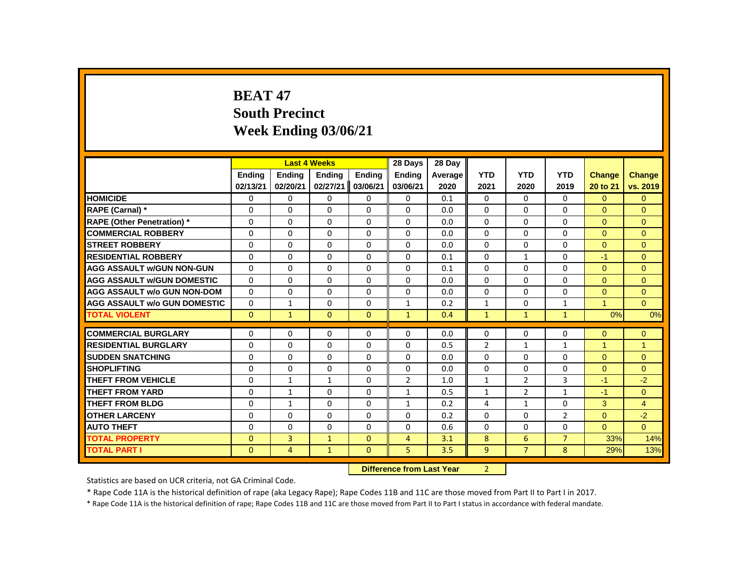# BEAT 47
## South Precinct
## Week Ending 03/06/21

| | Last 4 Weeks | | | | 28 Days | 28 Day | | | | | |
|---|---|---|---|---|---|---|---|---|---|---|---|
| | Ending 02/13/21 | Ending 02/20/21 | Ending 02/27/21 | Ending 03/06/21 | Ending 03/06/21 | Average 2020 | YTD 2021 | YTD 2020 | YTD 2019 | Change 20 to 21 | Change vs. 2019 |
| HOMICIDE | 0 | 0 | 0 | 0 | 0 | 0.1 | 0 | 0 | 0 | 0 | 0 |
| RAPE (Carnal) * | 0 | 0 | 0 | 0 | 0 | 0.0 | 0 | 0 | 0 | 0 | 0 |
| RAPE (Other Penetration) * | 0 | 0 | 0 | 0 | 0 | 0.0 | 0 | 0 | 0 | 0 | 0 |
| COMMERCIAL ROBBERY | 0 | 0 | 0 | 0 | 0 | 0.0 | 0 | 0 | 0 | 0 | 0 |
| STREET ROBBERY | 0 | 0 | 0 | 0 | 0 | 0.0 | 0 | 0 | 0 | 0 | 0 |
| RESIDENTIAL ROBBERY | 0 | 0 | 0 | 0 | 0 | 0.1 | 0 | 1 | 0 | -1 | 0 |
| AGG ASSAULT w/GUN NON-GUN | 0 | 0 | 0 | 0 | 0 | 0.1 | 0 | 0 | 0 | 0 | 0 |
| AGG ASSAULT w/GUN DOMESTIC | 0 | 0 | 0 | 0 | 0 | 0.0 | 0 | 0 | 0 | 0 | 0 |
| AGG ASSAULT w/o GUN NON-DOM | 0 | 0 | 0 | 0 | 0 | 0.0 | 0 | 0 | 0 | 0 | 0 |
| AGG ASSAULT w/o GUN DOMESTIC | 0 | 1 | 0 | 0 | 1 | 0.2 | 1 | 0 | 1 | 1 | 0 |
| TOTAL VIOLENT | 0 | 1 | 0 | 0 | 1 | 0.4 | 1 | 1 | 1 | 0% | 0% |
| COMMERCIAL BURGLARY | 0 | 0 | 0 | 0 | 0 | 0.0 | 0 | 0 | 0 | 0 | 0 |
| RESIDENTIAL BURGLARY | 0 | 0 | 0 | 0 | 0 | 0.5 | 2 | 1 | 1 | 1 | 1 |
| SUDDEN SNATCHING | 0 | 0 | 0 | 0 | 0 | 0.0 | 0 | 0 | 0 | 0 | 0 |
| SHOPLIFTING | 0 | 0 | 0 | 0 | 0 | 0.0 | 0 | 0 | 0 | 0 | 0 |
| THEFT FROM VEHICLE | 0 | 1 | 1 | 0 | 2 | 1.0 | 1 | 2 | 3 | -1 | -2 |
| THEFT FROM YARD | 0 | 1 | 0 | 0 | 1 | 0.5 | 1 | 2 | 1 | -1 | 0 |
| THEFT FROM BLDG | 0 | 1 | 0 | 0 | 1 | 0.2 | 4 | 1 | 0 | 3 | 4 |
| OTHER LARCENY | 0 | 0 | 0 | 0 | 0 | 0.2 | 0 | 0 | 2 | 0 | -2 |
| AUTO THEFT | 0 | 0 | 0 | 0 | 0 | 0.6 | 0 | 0 | 0 | 0 | 0 |
| TOTAL PROPERTY | 0 | 3 | 1 | 0 | 4 | 3.1 | 8 | 6 | 7 | 33% | 14% |
| TOTAL PART I | 0 | 4 | 1 | 0 | 5 | 3.5 | 9 | 7 | 8 | 29% | 13% |

**Difference from Last Year** 2

Statistics are based on UCR criteria, not GA Criminal Code.

* Rape Code 11A is the historical definition of rape (aka Legacy Rape); Rape Codes 11B and 11C are those moved from Part II to Part I in 2017.

* Rape Code 11A is the historical definition of rape; Rape Codes 11B and 11C are those moved from Part II to Part I status in accordance with federal mandate.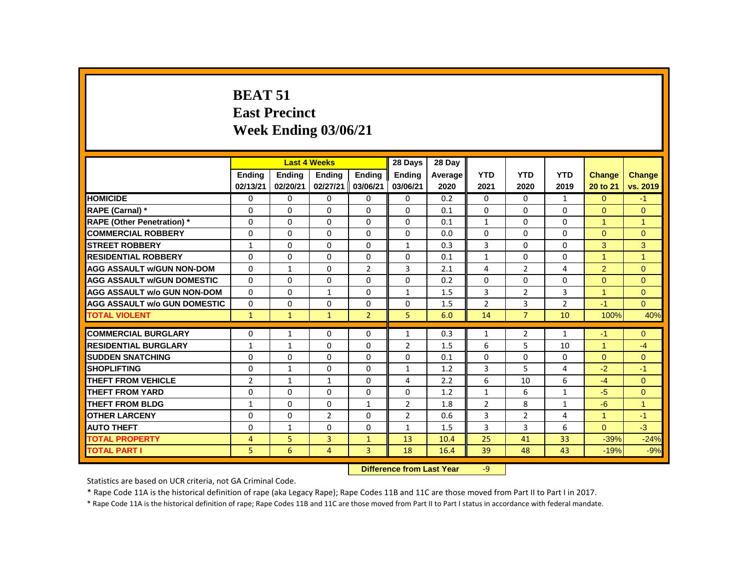# BEAT 51
## East Precinct
## Week Ending 03/06/21

| | Last 4 Weeks | | | | 28 Days | 28 Day | | | | | |
|---|---|---|---|---|---|---|---|---|---|---|---|
| | Ending 02/13/21 | Ending 02/20/21 | Ending 02/27/21 | Ending 03/06/21 | Ending 03/06/21 | Average 2020 | YTD 2021 | YTD 2020 | YTD 2019 | Change 20 to 21 | Change vs. 2019 |
| HOMICIDE | 0 | 0 | 0 | 0 | 0 | 0.2 | 0 | 0 | 1 | 0 | -1 |
| RAPE (Carnal) * | 0 | 0 | 0 | 0 | 0 | 0.1 | 0 | 0 | 0 | 0 | 0 |
| RAPE (Other Penetration) * | 0 | 0 | 0 | 0 | 0 | 0.1 | 1 | 0 | 0 | 1 | 1 |
| COMMERCIAL ROBBERY | 0 | 0 | 0 | 0 | 0 | 0.0 | 0 | 0 | 0 | 0 | 0 |
| STREET ROBBERY | 1 | 0 | 0 | 0 | 1 | 0.3 | 3 | 0 | 0 | 3 | 3 |
| RESIDENTIAL ROBBERY | 0 | 0 | 0 | 0 | 0 | 0.1 | 1 | 0 | 0 | 1 | 1 |
| AGG ASSAULT w/GUN NON-DOM | 0 | 1 | 0 | 2 | 3 | 2.1 | 4 | 2 | 4 | 2 | 0 |
| AGG ASSAULT w/GUN DOMESTIC | 0 | 0 | 0 | 0 | 0 | 0.2 | 0 | 0 | 0 | 0 | 0 |
| AGG ASSAULT w/o GUN NON-DOM | 0 | 0 | 1 | 0 | 1 | 1.5 | 3 | 2 | 3 | 1 | 0 |
| AGG ASSAULT w/o GUN DOMESTIC | 0 | 0 | 0 | 0 | 0 | 1.5 | 2 | 3 | 2 | -1 | 0 |
| TOTAL VIOLENT | 1 | 1 | 1 | 2 | 5 | 6.0 | 14 | 7 | 10 | 100% | 40% |
| COMMERCIAL BURGLARY | 0 | 1 | 0 | 0 | 1 | 0.3 | 1 | 2 | 1 | -1 | 0 |
| RESIDENTIAL BURGLARY | 1 | 1 | 0 | 0 | 2 | 1.5 | 6 | 5 | 10 | 1 | -4 |
| SUDDEN SNATCHING | 0 | 0 | 0 | 0 | 0 | 0.1 | 0 | 0 | 0 | 0 | 0 |
| SHOPLIFTING | 0 | 1 | 0 | 0 | 1 | 1.2 | 3 | 5 | 4 | -2 | -1 |
| THEFT FROM VEHICLE | 2 | 1 | 1 | 0 | 4 | 2.2 | 6 | 10 | 6 | -4 | 0 |
| THEFT FROM YARD | 0 | 0 | 0 | 0 | 0 | 1.2 | 1 | 6 | 1 | -5 | 0 |
| THEFT FROM BLDG | 1 | 0 | 0 | 1 | 2 | 1.8 | 2 | 8 | 1 | -6 | 1 |
| OTHER LARCENY | 0 | 0 | 2 | 0 | 2 | 0.6 | 3 | 2 | 4 | 1 | -1 |
| AUTO THEFT | 0 | 1 | 0 | 0 | 1 | 1.5 | 3 | 3 | 6 | 0 | -3 |
| TOTAL PROPERTY | 4 | 5 | 3 | 1 | 13 | 10.4 | 25 | 41 | 33 | -39% | -24% |
| TOTAL PART I | 5 | 6 | 4 | 3 | 18 | 16.4 | 39 | 48 | 43 | -19% | -9% |

**Difference from Last Year** -9

Statistics are based on UCR criteria, not GA Criminal Code.

* Rape Code 11A is the historical definition of rape (aka Legacy Rape); Rape Codes 11B and 11C are those moved from Part II to Part I in 2017.

* Rape Code 11A is the historical definition of rape; Rape Codes 11B and 11C are those moved from Part II to Part I status in accordance with federal mandate.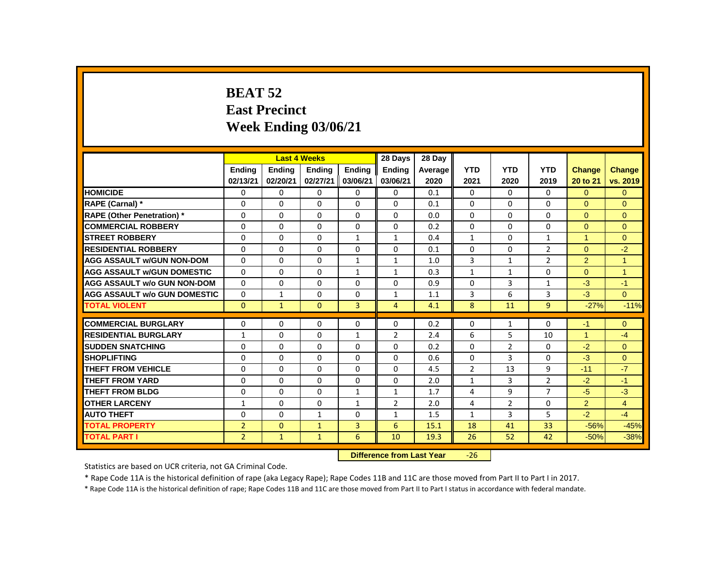# BEAT 52
## East Precinct
## Week Ending 03/06/21

| | Last 4 Weeks | | | | 28 Days | 28 Day | | | | | |
|---|---|---|---|---|---|---|---|---|---|---|---|
| | Ending 02/13/21 | Ending 02/20/21 | Ending 02/27/21 | Ending 03/06/21 | Ending 03/06/21 | Average 2020 | YTD 2021 | YTD 2020 | YTD 2019 | Change 20 to 21 | Change vs. 2019 |
| HOMICIDE | 0 | 0 | 0 | 0 | 0 | 0.1 | 0 | 0 | 0 | 0 | 0 |
| RAPE (Carnal) * | 0 | 0 | 0 | 0 | 0 | 0.1 | 0 | 0 | 0 | 0 | 0 |
| RAPE (Other Penetration) * | 0 | 0 | 0 | 0 | 0 | 0.0 | 0 | 0 | 0 | 0 | 0 |
| COMMERCIAL ROBBERY | 0 | 0 | 0 | 0 | 0 | 0.2 | 0 | 0 | 0 | 0 | 0 |
| STREET ROBBERY | 0 | 0 | 0 | 1 | 1 | 0.4 | 1 | 0 | 1 | 1 | 0 |
| RESIDENTIAL ROBBERY | 0 | 0 | 0 | 0 | 0 | 0.1 | 0 | 0 | 2 | 0 | -2 |
| AGG ASSAULT w/GUN NON-DOM | 0 | 0 | 0 | 1 | 1 | 1.0 | 3 | 1 | 2 | 2 | 1 |
| AGG ASSAULT w/GUN DOMESTIC | 0 | 0 | 0 | 1 | 1 | 0.3 | 1 | 1 | 0 | 0 | 1 |
| AGG ASSAULT w/o GUN NON-DOM | 0 | 0 | 0 | 0 | 0 | 0.9 | 0 | 3 | 1 | -3 | -1 |
| AGG ASSAULT w/o GUN DOMESTIC | 0 | 1 | 0 | 0 | 1 | 1.1 | 3 | 6 | 3 | -3 | 0 |
| TOTAL VIOLENT | 0 | 1 | 0 | 3 | 4 | 4.1 | 8 | 11 | 9 | -27% | -11% |
| COMMERCIAL BURGLARY | 0 | 0 | 0 | 0 | 0 | 0.2 | 0 | 1 | 0 | -1 | 0 |
| RESIDENTIAL BURGLARY | 1 | 0 | 0 | 1 | 2 | 2.4 | 6 | 5 | 10 | 1 | -4 |
| SUDDEN SNATCHING | 0 | 0 | 0 | 0 | 0 | 0.2 | 0 | 2 | 0 | -2 | 0 |
| SHOPLIFTING | 0 | 0 | 0 | 0 | 0 | 0.6 | 0 | 3 | 0 | -3 | 0 |
| THEFT FROM VEHICLE | 0 | 0 | 0 | 0 | 0 | 4.5 | 2 | 13 | 9 | -11 | -7 |
| THEFT FROM YARD | 0 | 0 | 0 | 0 | 0 | 2.0 | 1 | 3 | 2 | -2 | -1 |
| THEFT FROM BLDG | 0 | 0 | 0 | 1 | 1 | 1.7 | 4 | 9 | 7 | -5 | -3 |
| OTHER LARCENY | 1 | 0 | 0 | 1 | 2 | 2.0 | 4 | 2 | 0 | 2 | 4 |
| AUTO THEFT | 0 | 0 | 1 | 0 | 1 | 1.5 | 1 | 3 | 5 | -2 | -4 |
| TOTAL PROPERTY | 2 | 0 | 1 | 3 | 6 | 15.1 | 18 | 41 | 33 | -56% | -45% |
| TOTAL PART I | 2 | 1 | 1 | 6 | 10 | 19.3 | 26 | 52 | 42 | -50% | -38% |

**Difference from Last Year** -26

Statistics are based on UCR criteria, not GA Criminal Code.

* Rape Code 11A is the historical definition of rape (aka Legacy Rape); Rape Codes 11B and 11C are those moved from Part II to Part I in 2017.

* Rape Code 11A is the historical definition of rape; Rape Codes 11B and 11C are those moved from Part II to Part I status in accordance with federal mandate.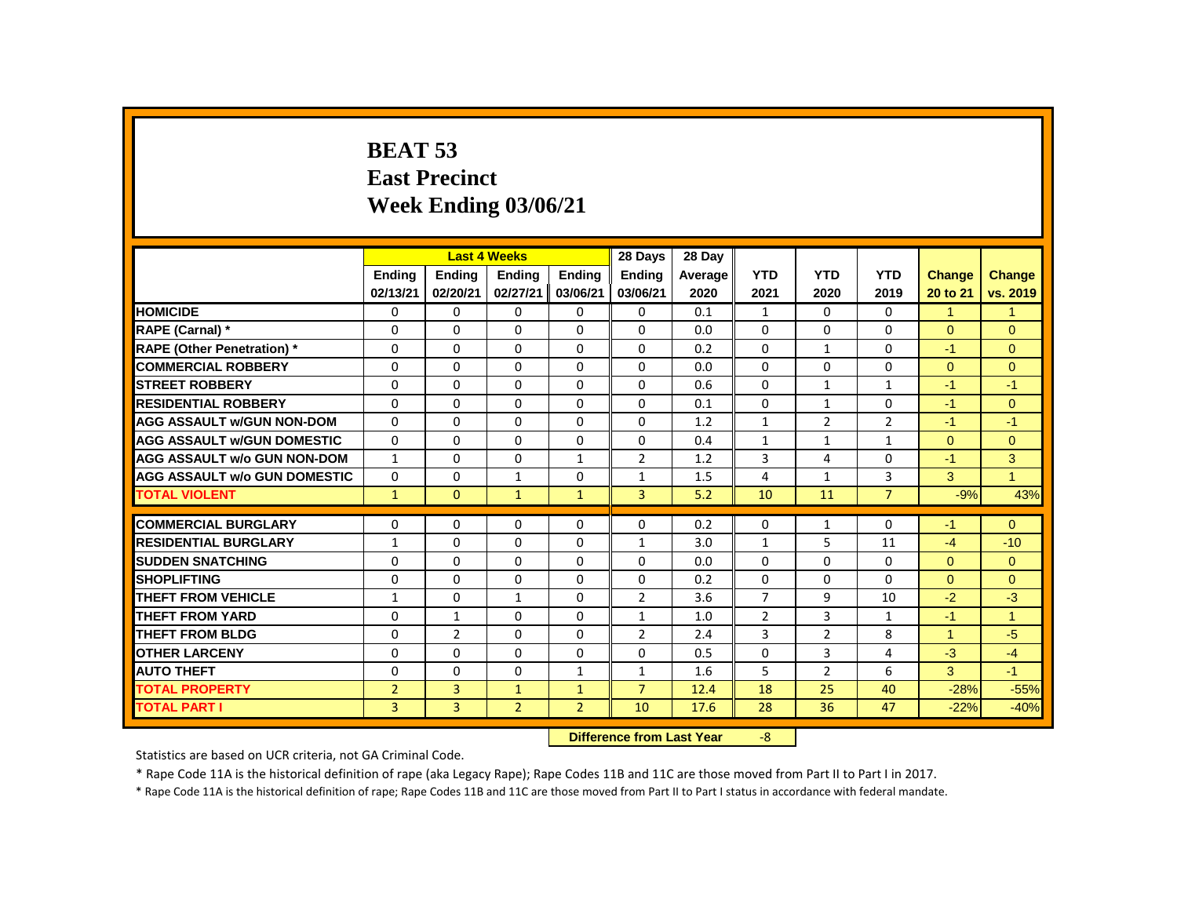# BEAT 53
## East Precinct
## Week Ending 03/06/21

| | Last 4 Weeks | | | | 28 Days | 28 Day | | | | | |
|---|---|---|---|---|---|---|---|---|---|---|---|
| | Ending 02/13/21 | Ending 02/20/21 | Ending 02/27/21 | Ending 03/06/21 | Ending 03/06/21 | Average 2020 | YTD 2021 | YTD 2020 | YTD 2019 | Change 20 to 21 | Change vs. 2019 |
| **HOMICIDE** | 0 | 0 | 0 | 0 | 0 | 0.1 | 1 | 0 | 0 | 1 | 1 |
| **RAPE (Carnal) *** | 0 | 0 | 0 | 0 | 0 | 0.0 | 0 | 0 | 0 | 0 | 0 |
| **RAPE (Other Penetration) *** | 0 | 0 | 0 | 0 | 0 | 0.2 | 0 | 1 | 0 | -1 | 0 |
| **COMMERCIAL ROBBERY** | 0 | 0 | 0 | 0 | 0 | 0.0 | 0 | 0 | 0 | 0 | 0 |
| **STREET ROBBERY** | 0 | 0 | 0 | 0 | 0 | 0.6 | 0 | 1 | 1 | -1 | -1 |
| **RESIDENTIAL ROBBERY** | 0 | 0 | 0 | 0 | 0 | 0.1 | 0 | 1 | 0 | -1 | 0 |
| **AGG ASSAULT w/GUN NON-DOM** | 0 | 0 | 0 | 0 | 0 | 1.2 | 1 | 2 | 2 | -1 | -1 |
| **AGG ASSAULT w/GUN DOMESTIC** | 0 | 0 | 0 | 0 | 0 | 0.4 | 1 | 1 | 1 | 0 | 0 |
| **AGG ASSAULT w/o GUN NON-DOM** | 1 | 0 | 0 | 1 | 2 | 1.2 | 3 | 4 | 0 | -1 | 3 |
| **AGG ASSAULT w/o GUN DOMESTIC** | 0 | 0 | 1 | 0 | 1 | 1.5 | 4 | 1 | 3 | 3 | 1 |
| **TOTAL VIOLENT** | 1 | 0 | 1 | 1 | 3 | 5.2 | 10 | 11 | 7 | -9% | 43% |
| **COMMERCIAL BURGLARY** | 0 | 0 | 0 | 0 | 0 | 0.2 | 0 | 1 | 0 | -1 | 0 |
| **RESIDENTIAL BURGLARY** | 1 | 0 | 0 | 0 | 1 | 3.0 | 1 | 5 | 11 | -4 | -10 |
| **SUDDEN SNATCHING** | 0 | 0 | 0 | 0 | 0 | 0.0 | 0 | 0 | 0 | 0 | 0 |
| **SHOPLIFTING** | 0 | 0 | 0 | 0 | 0 | 0.2 | 0 | 0 | 0 | 0 | 0 |
| **THEFT FROM VEHICLE** | 1 | 0 | 1 | 0 | 2 | 3.6 | 7 | 9 | 10 | -2 | -3 |
| **THEFT FROM YARD** | 0 | 1 | 0 | 0 | 1 | 1.0 | 2 | 3 | 1 | -1 | 1 |
| **THEFT FROM BLDG** | 0 | 2 | 0 | 0 | 2 | 2.4 | 3 | 2 | 8 | 1 | -5 |
| **OTHER LARCENY** | 0 | 0 | 0 | 0 | 0 | 0.5 | 0 | 3 | 4 | -3 | -4 |
| **AUTO THEFT** | 0 | 0 | 0 | 1 | 1 | 1.6 | 5 | 2 | 6 | 3 | -1 |
| **TOTAL PROPERTY** | 2 | 3 | 1 | 1 | 7 | 12.4 | 18 | 25 | 40 | -28% | -55% |
| **TOTAL PART I** | 3 | 3 | 2 | 2 | 10 | 17.6 | 28 | 36 | 47 | -22% | -40% |

**Difference from Last Year** -8

Statistics are based on UCR criteria, not GA Criminal Code.

* Rape Code 11A is the historical definition of rape (aka Legacy Rape); Rape Codes 11B and 11C are those moved from Part II to Part I in 2017.

* Rape Code 11A is the historical definition of rape; Rape Codes 11B and 11C are those moved from Part II to Part I status in accordance with federal mandate.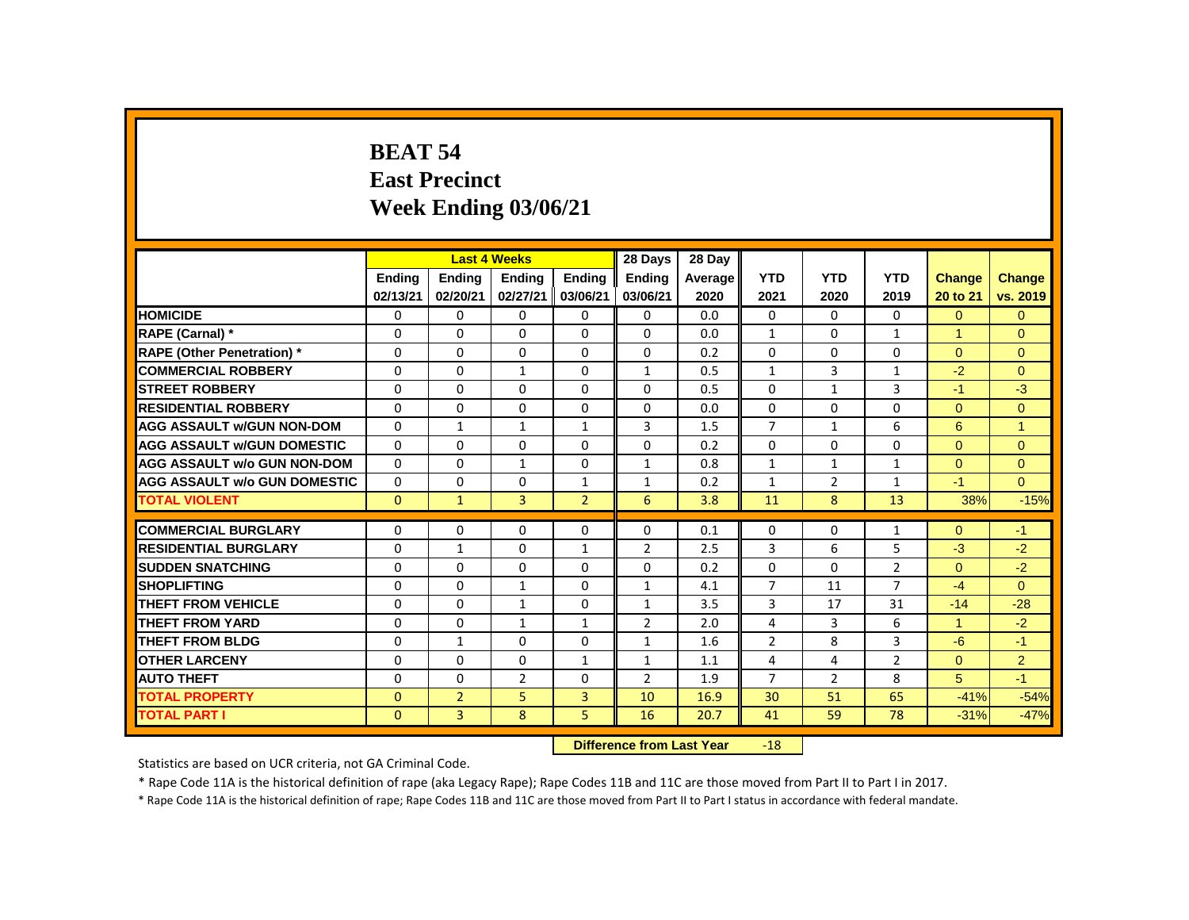# BEAT 54
## East Precinct
## Week Ending 03/06/21

| | Last 4 Weeks | | | | 28 Days | 28 Day | | | | | |
|---|---|---|---|---|---|---|---|---|---|---|---|
| | Ending 02/13/21 | Ending 02/20/21 | Ending 02/27/21 | Ending 03/06/21 | Ending 03/06/21 | Average 2020 | YTD 2021 | YTD 2020 | YTD 2019 | Change 20 to 21 | Change vs. 2019 |
| HOMICIDE | 0 | 0 | 0 | 0 | 0 | 0.0 | 0 | 0 | 0 | 0 | 0 |
| RAPE (Carnal) * | 0 | 0 | 0 | 0 | 0 | 0.0 | 1 | 0 | 1 | 1 | 0 |
| RAPE (Other Penetration) * | 0 | 0 | 0 | 0 | 0 | 0.2 | 0 | 0 | 0 | 0 | 0 |
| COMMERCIAL ROBBERY | 0 | 0 | 1 | 0 | 1 | 0.5 | 1 | 3 | 1 | -2 | 0 |
| STREET ROBBERY | 0 | 0 | 0 | 0 | 0 | 0.5 | 0 | 1 | 3 | -1 | -3 |
| RESIDENTIAL ROBBERY | 0 | 0 | 0 | 0 | 0 | 0.0 | 0 | 0 | 0 | 0 | 0 |
| AGG ASSAULT w/GUN NON-DOM | 0 | 1 | 1 | 1 | 3 | 1.5 | 7 | 1 | 6 | 6 | 1 |
| AGG ASSAULT w/GUN DOMESTIC | 0 | 0 | 0 | 0 | 0 | 0.2 | 0 | 0 | 0 | 0 | 0 |
| AGG ASSAULT w/o GUN NON-DOM | 0 | 0 | 1 | 0 | 1 | 0.8 | 1 | 1 | 1 | 0 | 0 |
| AGG ASSAULT w/o GUN DOMESTIC | 0 | 0 | 0 | 1 | 1 | 0.2 | 1 | 2 | 1 | -1 | 0 |
| TOTAL VIOLENT | 0 | 1 | 3 | 2 | 6 | 3.8 | 11 | 8 | 13 | 38% | -15% |
| COMMERCIAL BURGLARY | 0 | 0 | 0 | 0 | 0 | 0.1 | 0 | 0 | 1 | 0 | -1 |
| RESIDENTIAL BURGLARY | 0 | 1 | 0 | 1 | 2 | 2.5 | 3 | 6 | 5 | -3 | -2 |
| SUDDEN SNATCHING | 0 | 0 | 0 | 0 | 0 | 0.2 | 0 | 0 | 2 | 0 | -2 |
| SHOPLIFTING | 0 | 0 | 1 | 0 | 1 | 4.1 | 7 | 11 | 7 | -4 | 0 |
| THEFT FROM VEHICLE | 0 | 0 | 1 | 0 | 1 | 3.5 | 3 | 17 | 31 | -14 | -28 |
| THEFT FROM YARD | 0 | 0 | 1 | 1 | 2 | 2.0 | 4 | 3 | 6 | 1 | -2 |
| THEFT FROM BLDG | 0 | 1 | 0 | 0 | 1 | 1.6 | 2 | 8 | 3 | -6 | -1 |
| OTHER LARCENY | 0 | 0 | 0 | 1 | 1 | 1.1 | 4 | 4 | 2 | 0 | 2 |
| AUTO THEFT | 0 | 0 | 2 | 0 | 2 | 1.9 | 7 | 2 | 8 | 5 | -1 |
| TOTAL PROPERTY | 0 | 2 | 5 | 3 | 10 | 16.9 | 30 | 51 | 65 | -41% | -54% |
| TOTAL PART I | 0 | 3 | 8 | 5 | 16 | 20.7 | 41 | 59 | 78 | -31% | -47% |

**Difference from Last Year** -18

Statistics are based on UCR criteria, not GA Criminal Code.

* Rape Code 11A is the historical definition of rape (aka Legacy Rape); Rape Codes 11B and 11C are those moved from Part II to Part I in 2017.

* Rape Code 11A is the historical definition of rape; Rape Codes 11B and 11C are those moved from Part II to Part I status in accordance with federal mandate.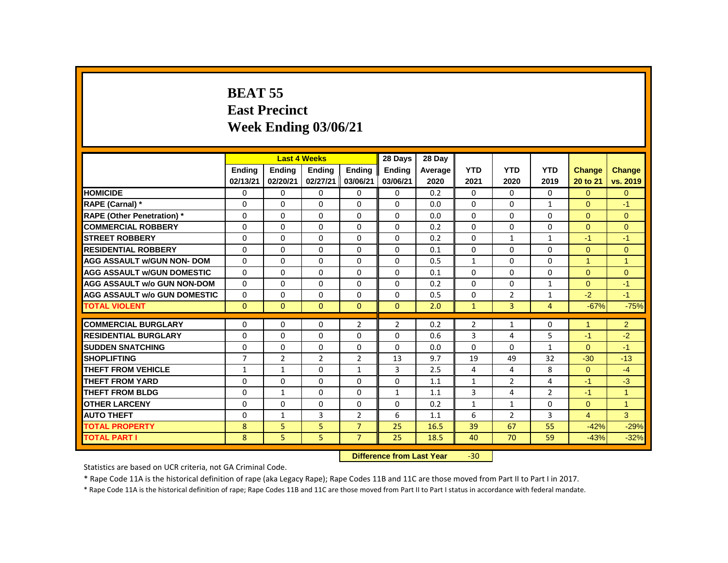# BEAT 55
## East Precinct
## Week Ending 03/06/21

| | Last 4 Weeks | | | | 28 Days | 28 Day | | | | | |
|---|---|---|---|---|---|---|---|---|---|---|---|
| | Ending 02/13/21 | Ending 02/20/21 | Ending 02/27/21 | Ending 03/06/21 | Ending 03/06/21 | Average 2020 | YTD 2021 | YTD 2020 | YTD 2019 | Change 20 to 21 | Change vs. 2019 |
| HOMICIDE | 0 | 0 | 0 | 0 | 0 | 0.2 | 0 | 0 | 0 | 0 | 0 |
| RAPE (Carnal) * | 0 | 0 | 0 | 0 | 0 | 0.0 | 0 | 0 | 1 | 0 | -1 |
| RAPE (Other Penetration) * | 0 | 0 | 0 | 0 | 0 | 0.0 | 0 | 0 | 0 | 0 | 0 |
| COMMERCIAL ROBBERY | 0 | 0 | 0 | 0 | 0 | 0.2 | 0 | 0 | 0 | 0 | 0 |
| STREET ROBBERY | 0 | 0 | 0 | 0 | 0 | 0.2 | 0 | 1 | 1 | -1 | -1 |
| RESIDENTIAL ROBBERY | 0 | 0 | 0 | 0 | 0 | 0.1 | 0 | 0 | 0 | 0 | 0 |
| AGG ASSAULT w/GUN NON- DOM | 0 | 0 | 0 | 0 | 0 | 0.5 | 1 | 0 | 0 | 1 | 1 |
| AGG ASSAULT w/GUN DOMESTIC | 0 | 0 | 0 | 0 | 0 | 0.1 | 0 | 0 | 0 | 0 | 0 |
| AGG ASSAULT w/o GUN NON-DOM | 0 | 0 | 0 | 0 | 0 | 0.2 | 0 | 0 | 1 | 0 | -1 |
| AGG ASSAULT w/o GUN DOMESTIC | 0 | 0 | 0 | 0 | 0 | 0.5 | 0 | 2 | 1 | -2 | -1 |
| TOTAL VIOLENT | 0 | 0 | 0 | 0 | 0 | 2.0 | 1 | 3 | 4 | -67% | -75% |
| COMMERCIAL BURGLARY | 0 | 0 | 0 | 2 | 2 | 0.2 | 2 | 1 | 0 | 1 | 2 |
| RESIDENTIAL BURGLARY | 0 | 0 | 0 | 0 | 0 | 0.6 | 3 | 4 | 5 | -1 | -2 |
| SUDDEN SNATCHING | 0 | 0 | 0 | 0 | 0 | 0.0 | 0 | 0 | 1 | 0 | -1 |
| SHOPLIFTING | 7 | 2 | 2 | 2 | 13 | 9.7 | 19 | 49 | 32 | -30 | -13 |
| THEFT FROM VEHICLE | 1 | 1 | 0 | 1 | 3 | 2.5 | 4 | 4 | 8 | 0 | -4 |
| THEFT FROM YARD | 0 | 0 | 0 | 0 | 0 | 1.1 | 1 | 2 | 4 | -1 | -3 |
| THEFT FROM BLDG | 0 | 1 | 0 | 0 | 1 | 1.1 | 3 | 4 | 2 | -1 | 1 |
| OTHER LARCENY | 0 | 0 | 0 | 0 | 0 | 0.2 | 1 | 1 | 0 | 0 | 1 |
| AUTO THEFT | 0 | 1 | 3 | 2 | 6 | 1.1 | 6 | 2 | 3 | 4 | 3 |
| TOTAL PROPERTY | 8 | 5 | 5 | 7 | 25 | 16.5 | 39 | 67 | 55 | -42% | -29% |
| TOTAL PART I | 8 | 5 | 5 | 7 | 25 | 18.5 | 40 | 70 | 59 | -43% | -32% |

**Difference from Last Year** -30

Statistics are based on UCR criteria, not GA Criminal Code.

* Rape Code 11A is the historical definition of rape (aka Legacy Rape); Rape Codes 11B and 11C are those moved from Part II to Part I in 2017.

* Rape Code 11A is the historical definition of rape; Rape Codes 11B and 11C are those moved from Part II to Part I status in accordance with federal mandate.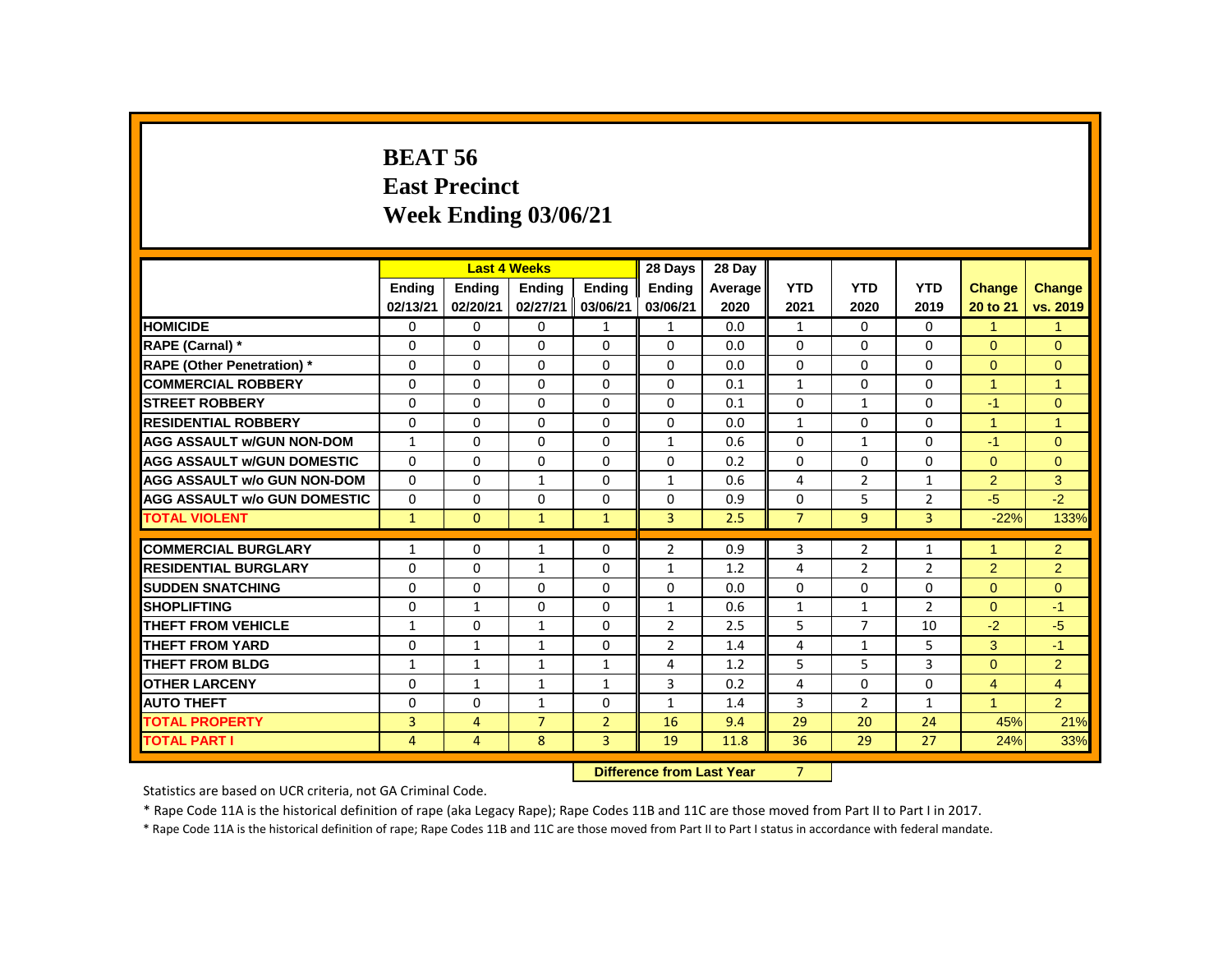# BEAT 56
## East Precinct
## Week Ending 03/06/21

| | Last 4 Weeks | | | | 28 Days | 28 Day | | | | | |
|---|---|---|---|---|---|---|---|---|---|---|---|
| | Ending 02/13/21 | Ending 02/20/21 | Ending 02/27/21 | Ending 03/06/21 | Ending 03/06/21 | Average 2020 | YTD 2021 | YTD 2020 | YTD 2019 | Change 20 to 21 | Change vs. 2019 |
| HOMICIDE | 0 | 0 | 0 | 1 | 1 | 0.0 | 1 | 0 | 0 | 1 | 1 |
| RAPE (Carnal) * | 0 | 0 | 0 | 0 | 0 | 0.0 | 0 | 0 | 0 | 0 | 0 |
| RAPE (Other Penetration) * | 0 | 0 | 0 | 0 | 0 | 0.0 | 0 | 0 | 0 | 0 | 0 |
| COMMERCIAL ROBBERY | 0 | 0 | 0 | 0 | 0 | 0.1 | 1 | 0 | 0 | 1 | 1 |
| STREET ROBBERY | 0 | 0 | 0 | 0 | 0 | 0.1 | 0 | 1 | 0 | -1 | 0 |
| RESIDENTIAL ROBBERY | 0 | 0 | 0 | 0 | 0 | 0.0 | 1 | 0 | 0 | 1 | 1 |
| AGG ASSAULT w/GUN NON-DOM | 1 | 0 | 0 | 0 | 1 | 0.6 | 0 | 1 | 0 | -1 | 0 |
| AGG ASSAULT w/GUN DOMESTIC | 0 | 0 | 0 | 0 | 0 | 0.2 | 0 | 0 | 0 | 0 | 0 |
| AGG ASSAULT w/o GUN NON-DOM | 0 | 0 | 1 | 0 | 1 | 0.6 | 4 | 2 | 1 | 2 | 3 |
| AGG ASSAULT w/o GUN DOMESTIC | 0 | 0 | 0 | 0 | 0 | 0.9 | 0 | 5 | 2 | -5 | -2 |
| TOTAL VIOLENT | 1 | 0 | 1 | 1 | 3 | 2.5 | 7 | 9 | 3 | -22% | 133% |
| COMMERCIAL BURGLARY | 1 | 0 | 1 | 0 | 2 | 0.9 | 3 | 2 | 1 | 1 | 2 |
| RESIDENTIAL BURGLARY | 0 | 0 | 1 | 0 | 1 | 1.2 | 4 | 2 | 2 | 2 | 2 |
| SUDDEN SNATCHING | 0 | 0 | 0 | 0 | 0 | 0.0 | 0 | 0 | 0 | 0 | 0 |
| SHOPLIFTING | 0 | 1 | 0 | 0 | 1 | 0.6 | 1 | 1 | 2 | 0 | -1 |
| THEFT FROM VEHICLE | 1 | 0 | 1 | 0 | 2 | 2.5 | 5 | 7 | 10 | -2 | -5 |
| THEFT FROM YARD | 0 | 1 | 1 | 0 | 2 | 1.4 | 4 | 1 | 5 | 3 | -1 |
| THEFT FROM BLDG | 1 | 1 | 1 | 1 | 4 | 1.2 | 5 | 5 | 3 | 0 | 2 |
| OTHER LARCENY | 0 | 1 | 1 | 1 | 3 | 0.2 | 4 | 0 | 0 | 4 | 4 |
| AUTO THEFT | 0 | 0 | 1 | 0 | 1 | 1.4 | 3 | 2 | 1 | 1 | 2 |
| TOTAL PROPERTY | 3 | 4 | 7 | 2 | 16 | 9.4 | 29 | 20 | 24 | 45% | 21% |
| TOTAL PART I | 4 | 4 | 8 | 3 | 19 | 11.8 | 36 | 29 | 27 | 24% | 33% |

**Difference from Last Year** 7

Statistics are based on UCR criteria, not GA Criminal Code.

* Rape Code 11A is the historical definition of rape (aka Legacy Rape); Rape Codes 11B and 11C are those moved from Part II to Part I in 2017.

* Rape Code 11A is the historical definition of rape; Rape Codes 11B and 11C are those moved from Part II to Part I status in accordance with federal mandate.